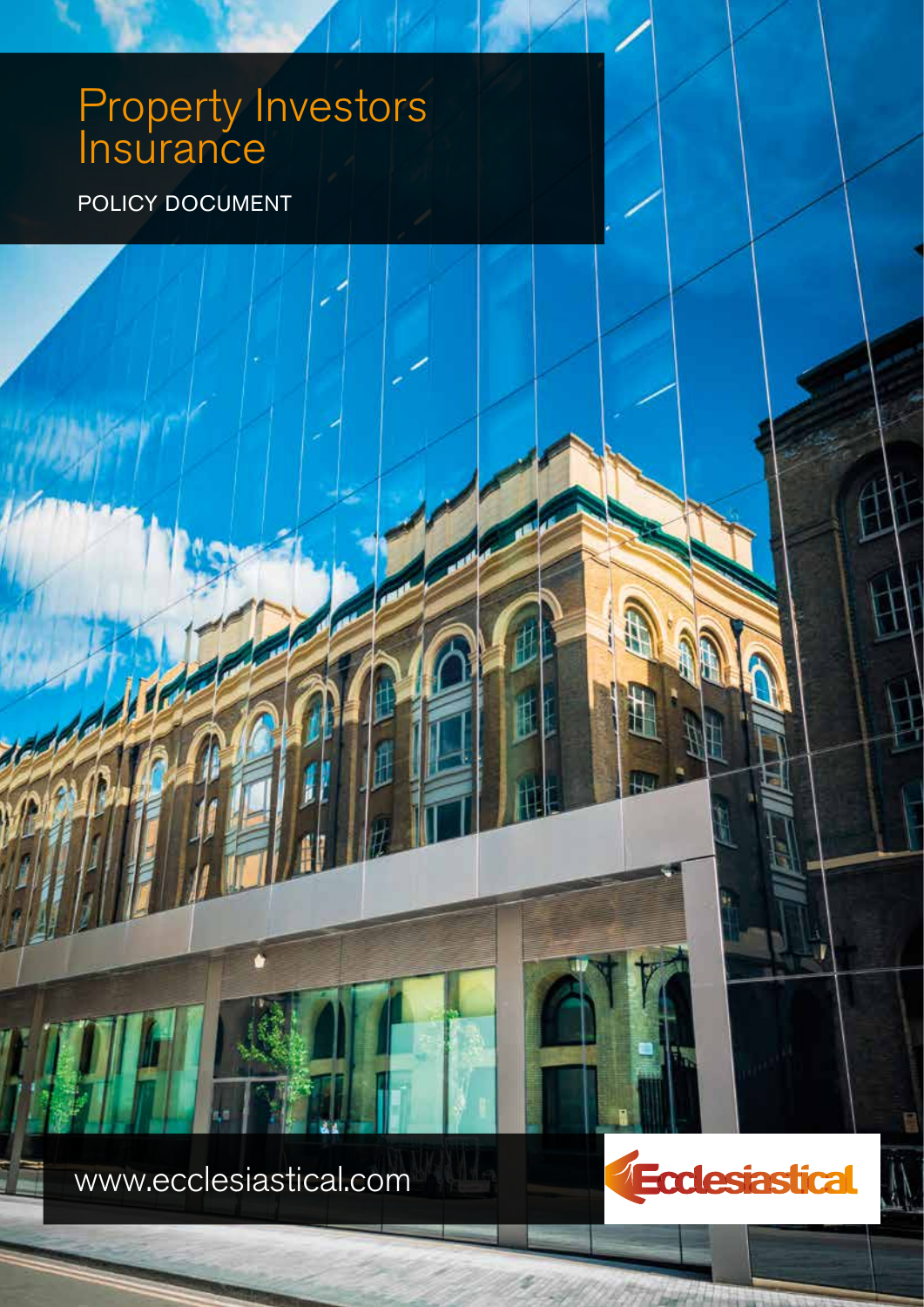# Property Investors Insurance

POLICY DOCUMENT

www.ecclesiastical.com

Ecclesiastical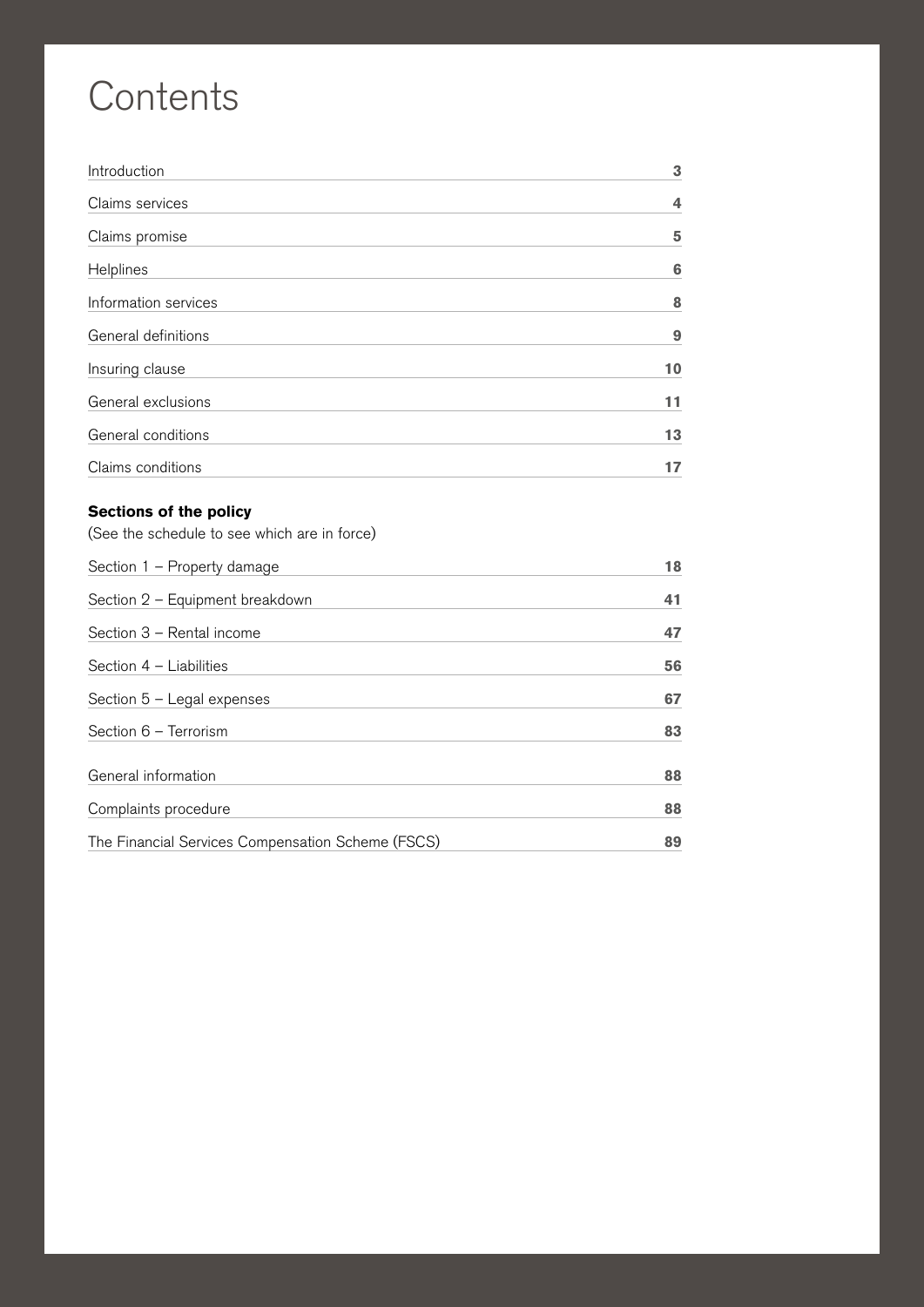# Contents

| | |
|---|---|
| Introduction | **3** |
| Claims services | **4** |
| Claims promise | **5** |
| Helplines | **6** |
| Information services | **8** |
| General definitions | **9** |
| Insuring clause | **10** |
| General exclusions | **11** |
| General conditions | **13** |
| Claims conditions | **17** |

**Sections of the policy**

(See the schedule to see which are in force)

| | |
|---|---|
| Section 1 – Property damage | **18** |
| Section 2 – Equipment breakdown | **41** |
| Section 3 – Rental income | **47** |
| Section 4 – Liabilities | **56** |
| Section 5 – Legal expenses | **67** |
| Section 6 – Terrorism | **83** |

| | |
|---|---|
| General information | **88** |
| Complaints procedure | **88** |
| The Financial Services Compensation Scheme (FSCS) | **89** |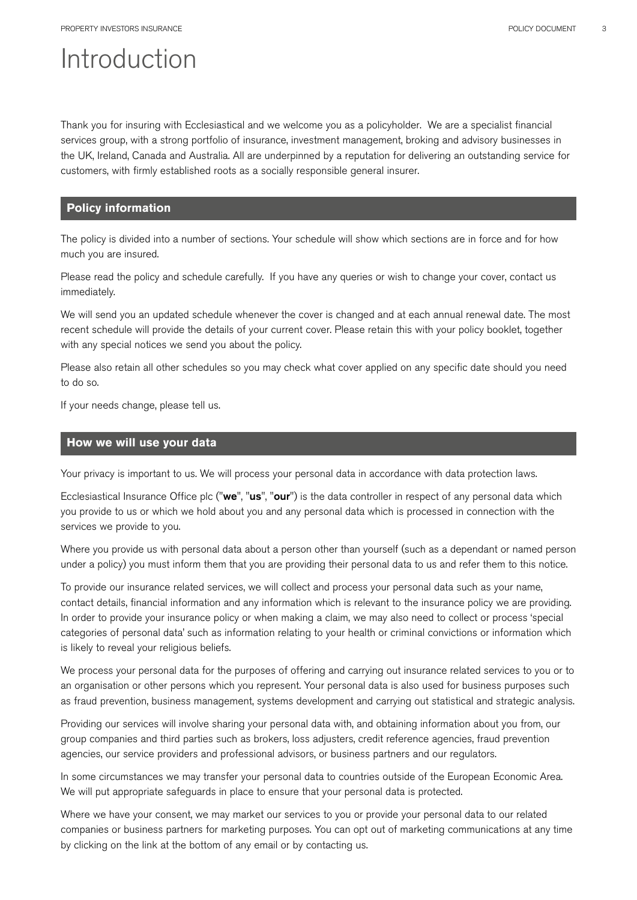# Introduction

Thank you for insuring with Ecclesiastical and we welcome you as a policyholder. We are a specialist financial services group, with a strong portfolio of insurance, investment management, broking and advisory businesses in the UK, Ireland, Canada and Australia. All are underpinned by a reputation for delivering an outstanding service for customers, with firmly established roots as a socially responsible general insurer.

## Policy information

The policy is divided into a number of sections. Your schedule will show which sections are in force and for how much you are insured.

Please read the policy and schedule carefully. If you have any queries or wish to change your cover, contact us immediately.

We will send you an updated schedule whenever the cover is changed and at each annual renewal date. The most recent schedule will provide the details of your current cover. Please retain this with your policy booklet, together with any special notices we send you about the policy.

Please also retain all other schedules so you may check what cover applied on any specific date should you need to do so.

If your needs change, please tell us.

## How we will use your data

Your privacy is important to us. We will process your personal data in accordance with data protection laws.

Ecclesiastical Insurance Office plc ("**we**", "**us**", "**our**") is the data controller in respect of any personal data which you provide to us or which we hold about you and any personal data which is processed in connection with the services we provide to you.

Where you provide us with personal data about a person other than yourself (such as a dependant or named person under a policy) you must inform them that you are providing their personal data to us and refer them to this notice.

To provide our insurance related services, we will collect and process your personal data such as your name, contact details, financial information and any information which is relevant to the insurance policy we are providing. In order to provide your insurance policy or when making a claim, we may also need to collect or process 'special categories of personal data' such as information relating to your health or criminal convictions or information which is likely to reveal your religious beliefs.

We process your personal data for the purposes of offering and carrying out insurance related services to you or to an organisation or other persons which you represent. Your personal data is also used for business purposes such as fraud prevention, business management, systems development and carrying out statistical and strategic analysis.

Providing our services will involve sharing your personal data with, and obtaining information about you from, our group companies and third parties such as brokers, loss adjusters, credit reference agencies, fraud prevention agencies, our service providers and professional advisors, or business partners and our regulators.

In some circumstances we may transfer your personal data to countries outside of the European Economic Area. We will put appropriate safeguards in place to ensure that your personal data is protected.

Where we have your consent, we may market our services to you or provide your personal data to our related companies or business partners for marketing purposes. You can opt out of marketing communications at any time by clicking on the link at the bottom of any email or by contacting us.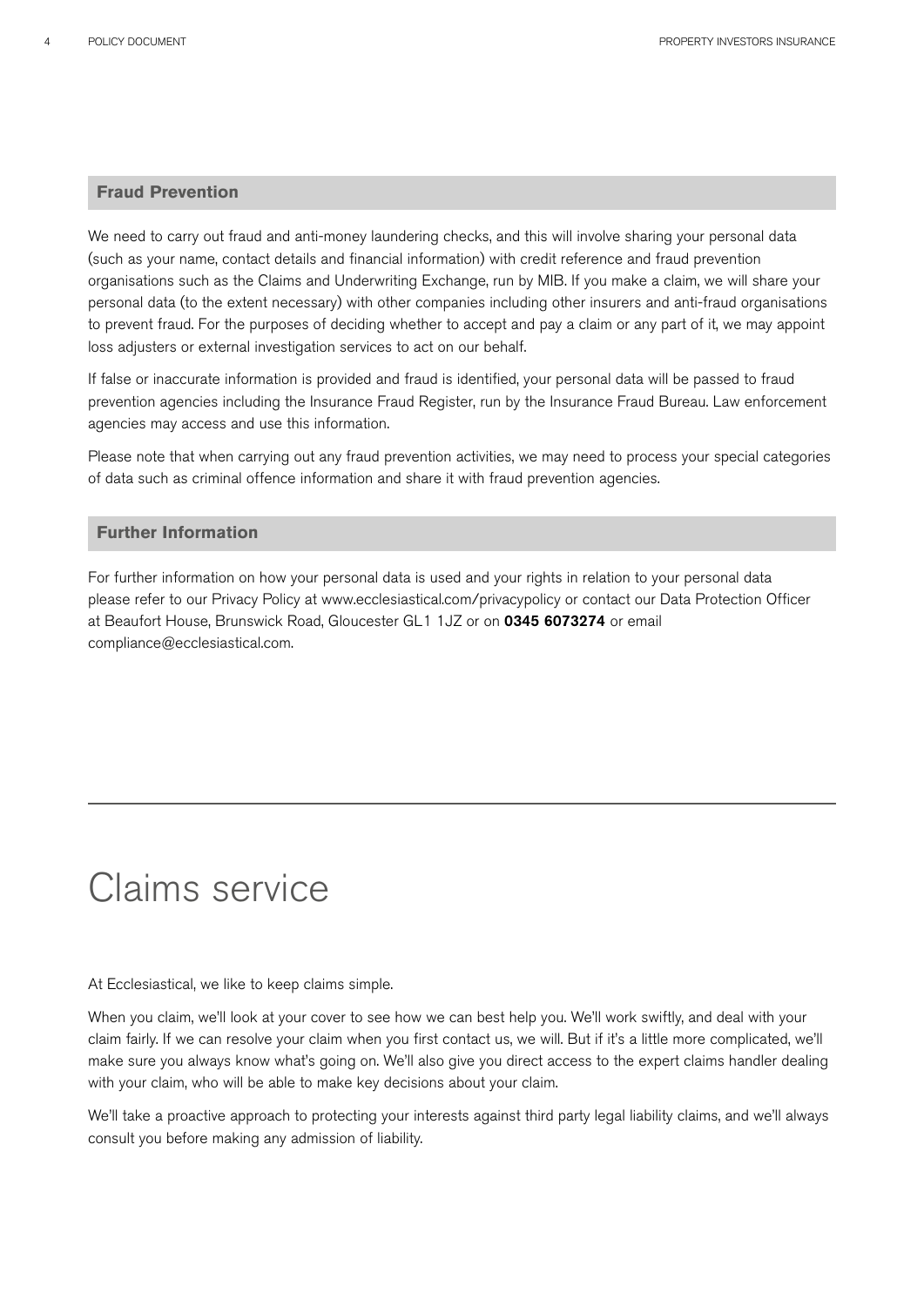## Fraud Prevention

We need to carry out fraud and anti-money laundering checks, and this will involve sharing your personal data (such as your name, contact details and financial information) with credit reference and fraud prevention organisations such as the Claims and Underwriting Exchange, run by MIB. If you make a claim, we will share your personal data (to the extent necessary) with other companies including other insurers and anti-fraud organisations to prevent fraud. For the purposes of deciding whether to accept and pay a claim or any part of it, we may appoint loss adjusters or external investigation services to act on our behalf.

If false or inaccurate information is provided and fraud is identified, your personal data will be passed to fraud prevention agencies including the Insurance Fraud Register, run by the Insurance Fraud Bureau. Law enforcement agencies may access and use this information.

Please note that when carrying out any fraud prevention activities, we may need to process your special categories of data such as criminal offence information and share it with fraud prevention agencies.

## Further Information

For further information on how your personal data is used and your rights in relation to your personal data please refer to our Privacy Policy at www.ecclesiastical.com/privacypolicy or contact our Data Protection Officer at Beaufort House, Brunswick Road, Gloucester GL1 1JZ or on **0345 6073274** or email compliance@ecclesiastical.com.

# Claims service

At Ecclesiastical, we like to keep claims simple.

When you claim, we'll look at your cover to see how we can best help you. We'll work swiftly, and deal with your claim fairly. If we can resolve your claim when you first contact us, we will. But if it's a little more complicated, we'll make sure you always know what's going on. We'll also give you direct access to the expert claims handler dealing with your claim, who will be able to make key decisions about your claim.

We'll take a proactive approach to protecting your interests against third party legal liability claims, and we'll always consult you before making any admission of liability.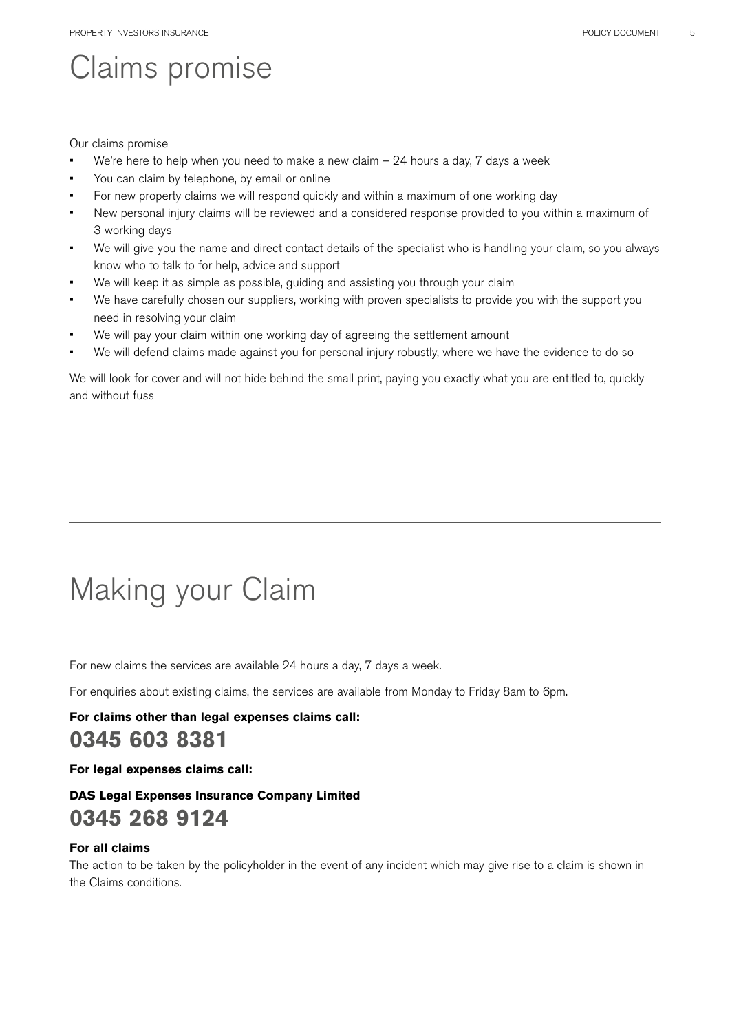# Claims promise

Our claims promise

- We're here to help when you need to make a new claim – 24 hours a day, 7 days a week
- You can claim by telephone, by email or online
- For new property claims we will respond quickly and within a maximum of one working day
- New personal injury claims will be reviewed and a considered response provided to you within a maximum of 3 working days
- We will give you the name and direct contact details of the specialist who is handling your claim, so you always know who to talk to for help, advice and support
- We will keep it as simple as possible, guiding and assisting you through your claim
- We have carefully chosen our suppliers, working with proven specialists to provide you with the support you need in resolving your claim
- We will pay your claim within one working day of agreeing the settlement amount
- We will defend claims made against you for personal injury robustly, where we have the evidence to do so

We will look for cover and will not hide behind the small print, paying you exactly what you are entitled to, quickly and without fuss

---

# Making your Claim

For new claims the services are available 24 hours a day, 7 days a week.

For enquiries about existing claims, the services are available from Monday to Friday 8am to 6pm.

**For claims other than legal expenses claims call:**

## 0345 603 8381

**For legal expenses claims call:**

**DAS Legal Expenses Insurance Company Limited**

## 0345 268 9124

**For all claims**

The action to be taken by the policyholder in the event of any incident which may give rise to a claim is shown in the Claims conditions.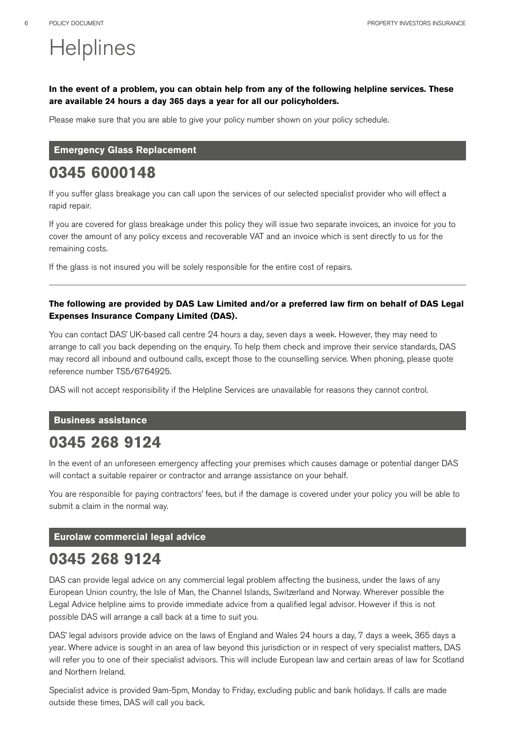# Helplines

**In the event of a problem, you can obtain help from any of the following helpline services. These are available 24 hours a day 365 days a year for all our policyholders.**

Please make sure that you are able to give your policy number shown on your policy schedule.

## Emergency Glass Replacement

## 0345 6000148

If you suffer glass breakage you can call upon the services of our selected specialist provider who will effect a rapid repair.

If you are covered for glass breakage under this policy they will issue two separate invoices, an invoice for you to cover the amount of any policy excess and recoverable VAT and an invoice which is sent directly to us for the remaining costs.

If the glass is not insured you will be solely responsible for the entire cost of repairs.

---

**The following are provided by DAS Law Limited and/or a preferred law firm on behalf of DAS Legal Expenses Insurance Company Limited (DAS).**

You can contact DAS' UK-based call centre 24 hours a day, seven days a week. However, they may need to arrange to call you back depending on the enquiry. To help them check and improve their service standards, DAS may record all inbound and outbound calls, except those to the counselling service. When phoning, please quote reference number TS5/6764925.

DAS will not accept responsibility if the Helpline Services are unavailable for reasons they cannot control.

## Business assistance

## 0345 268 9124

In the event of an unforeseen emergency affecting your premises which causes damage or potential danger DAS will contact a suitable repairer or contractor and arrange assistance on your behalf.

You are responsible for paying contractors' fees, but if the damage is covered under your policy you will be able to submit a claim in the normal way.

## Eurolaw commercial legal advice

## 0345 268 9124

DAS can provide legal advice on any commercial legal problem affecting the business, under the laws of any European Union country, the Isle of Man, the Channel Islands, Switzerland and Norway. Wherever possible the Legal Advice helpline aims to provide immediate advice from a qualified legal advisor. However if this is not possible DAS will arrange a call back at a time to suit you.

DAS' legal advisors provide advice on the laws of England and Wales 24 hours a day, 7 days a week, 365 days a year. Where advice is sought in an area of law beyond this jurisdiction or in respect of very specialist matters, DAS will refer you to one of their specialist advisors. This will include European law and certain areas of law for Scotland and Northern Ireland.

Specialist advice is provided 9am-5pm, Monday to Friday, excluding public and bank holidays. If calls are made outside these times, DAS will call you back.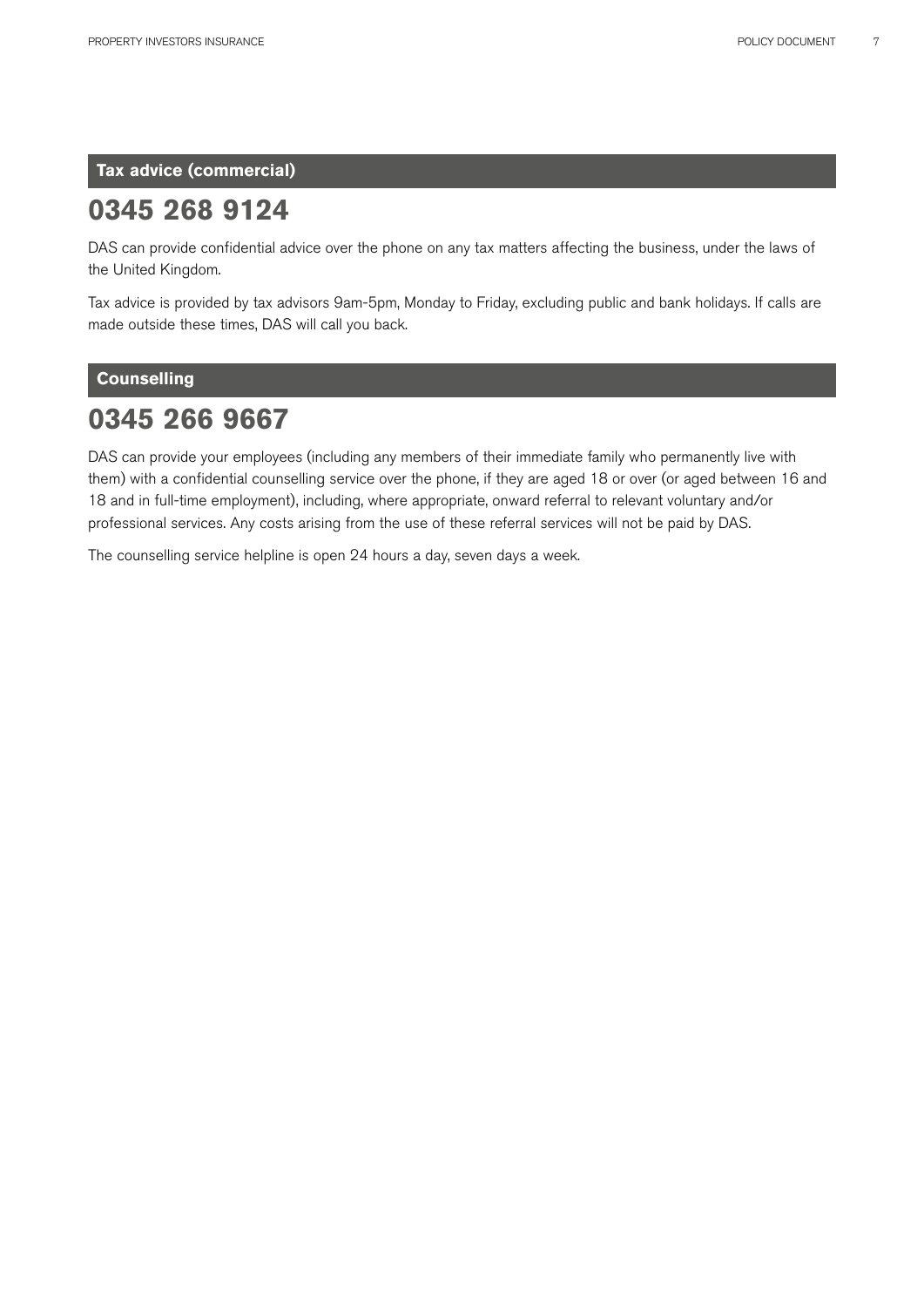## Tax advice (commercial)

## 0345 268 9124

DAS can provide confidential advice over the phone on any tax matters affecting the business, under the laws of the United Kingdom.

Tax advice is provided by tax advisors 9am-5pm, Monday to Friday, excluding public and bank holidays. If calls are made outside these times, DAS will call you back.

## Counselling

## 0345 266 9667

DAS can provide your employees (including any members of their immediate family who permanently live with them) with a confidential counselling service over the phone, if they are aged 18 or over (or aged between 16 and 18 and in full-time employment), including, where appropriate, onward referral to relevant voluntary and/or professional services. Any costs arising from the use of these referral services will not be paid by DAS.

The counselling service helpline is open 24 hours a day, seven days a week.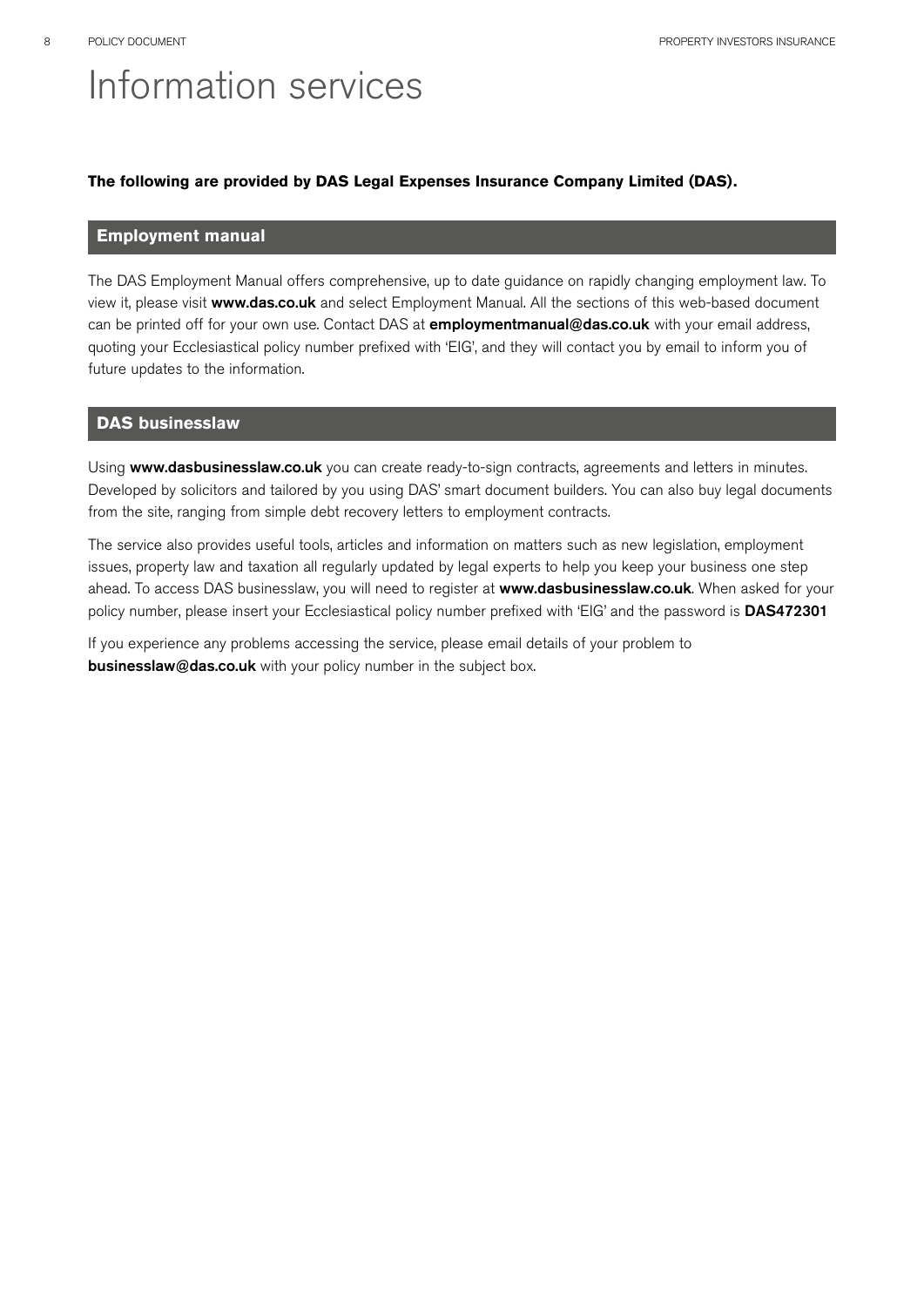# Information services

**The following are provided by DAS Legal Expenses Insurance Company Limited (DAS).**

## Employment manual

The DAS Employment Manual offers comprehensive, up to date guidance on rapidly changing employment law. To view it, please visit **www.das.co.uk** and select Employment Manual. All the sections of this web-based document can be printed off for your own use. Contact DAS at **employmentmanual@das.co.uk** with your email address, quoting your Ecclesiastical policy number prefixed with 'EIG', and they will contact you by email to inform you of future updates to the information.

## DAS businesslaw

Using **www.dasbusinesslaw.co.uk** you can create ready-to-sign contracts, agreements and letters in minutes. Developed by solicitors and tailored by you using DAS' smart document builders. You can also buy legal documents from the site, ranging from simple debt recovery letters to employment contracts.

The service also provides useful tools, articles and information on matters such as new legislation, employment issues, property law and taxation all regularly updated by legal experts to help you keep your business one step ahead. To access DAS businesslaw, you will need to register at **www.dasbusinesslaw.co.uk**. When asked for your policy number, please insert your Ecclesiastical policy number prefixed with 'EIG' and the password is **DAS472301**

If you experience any problems accessing the service, please email details of your problem to **businesslaw@das.co.uk** with your policy number in the subject box.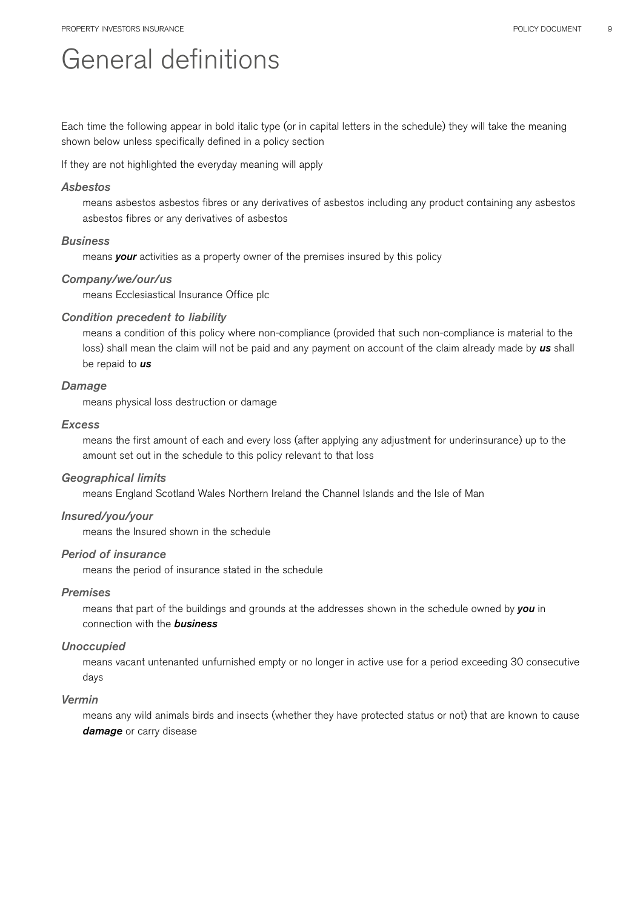# General definitions

Each time the following appear in bold italic type (or in capital letters in the schedule) they will take the meaning shown below unless specifically defined in a policy section

If they are not highlighted the everyday meaning will apply

***Asbestos***

means asbestos asbestos fibres or any derivatives of asbestos including any product containing any asbestos asbestos fibres or any derivatives of asbestos

***Business***

means ***your*** activities as a property owner of the premises insured by this policy

***Company/we/our/us***

means Ecclesiastical Insurance Office plc

***Condition precedent to liability***

means a condition of this policy where non-compliance (provided that such non-compliance is material to the loss) shall mean the claim will not be paid and any payment on account of the claim already made by ***us*** shall be repaid to ***us***

***Damage***

means physical loss destruction or damage

***Excess***

means the first amount of each and every loss (after applying any adjustment for underinsurance) up to the amount set out in the schedule to this policy relevant to that loss

***Geographical limits***

means England Scotland Wales Northern Ireland the Channel Islands and the Isle of Man

***Insured/you/your***

means the Insured shown in the schedule

***Period of insurance***

means the period of insurance stated in the schedule

***Premises***

means that part of the buildings and grounds at the addresses shown in the schedule owned by ***you*** in connection with the ***business***

***Unoccupied***

means vacant untenanted unfurnished empty or no longer in active use for a period exceeding 30 consecutive days

***Vermin***

means any wild animals birds and insects (whether they have protected status or not) that are known to cause ***damage*** or carry disease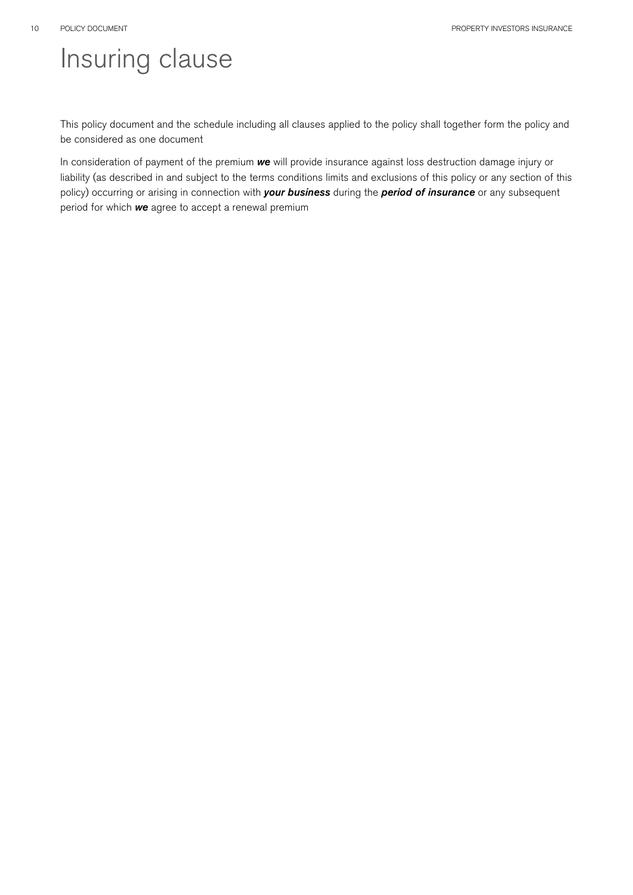# Insuring clause

This policy document and the schedule including all clauses applied to the policy shall together form the policy and be considered as one document

In consideration of payment of the premium ***we*** will provide insurance against loss destruction damage injury or liability (as described in and subject to the terms conditions limits and exclusions of this policy or any section of this policy) occurring or arising in connection with ***your business*** during the ***period of insurance*** or any subsequent period for which ***we*** agree to accept a renewal premium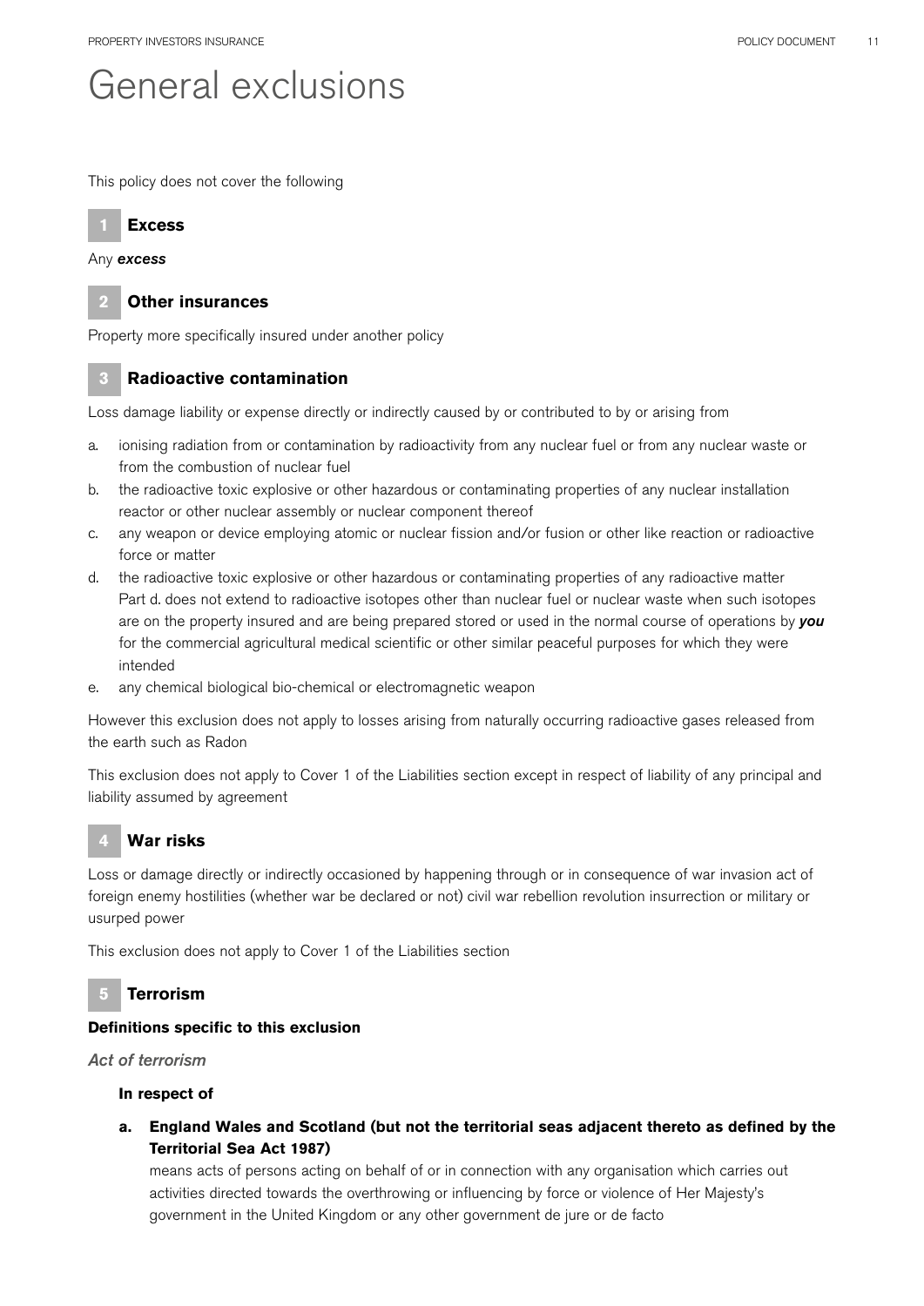# General exclusions

This policy does not cover the following

## 1 Excess

Any ***excess***

## 2 Other insurances

Property more specifically insured under another policy

## 3 Radioactive contamination

Loss damage liability or expense directly or indirectly caused by or contributed to by or arising from

a. ionising radiation from or contamination by radioactivity from any nuclear fuel or from any nuclear waste or from the combustion of nuclear fuel
b. the radioactive toxic explosive or other hazardous or contaminating properties of any nuclear installation reactor or other nuclear assembly or nuclear component thereof
c. any weapon or device employing atomic or nuclear fission and/or fusion or other like reaction or radioactive force or matter
d. the radioactive toxic explosive or other hazardous or contaminating properties of any radioactive matter
   Part d. does not extend to radioactive isotopes other than nuclear fuel or nuclear waste when such isotopes are on the property insured and are being prepared stored or used in the normal course of operations by ***you*** for the commercial agricultural medical scientific or other similar peaceful purposes for which they were intended
e. any chemical biological bio-chemical or electromagnetic weapon

However this exclusion does not apply to losses arising from naturally occurring radioactive gases released from the earth such as Radon

This exclusion does not apply to Cover 1 of the Liabilities section except in respect of liability of any principal and liability assumed by agreement

## 4 War risks

Loss or damage directly or indirectly occasioned by happening through or in consequence of war invasion act of foreign enemy hostilities (whether war be declared or not) civil war rebellion revolution insurrection or military or usurped power

This exclusion does not apply to Cover 1 of the Liabilities section

## 5 Terrorism

**Definitions specific to this exclusion**

*Act of terrorism*

**In respect of**

**a. England Wales and Scotland (but not the territorial seas adjacent thereto as defined by the Territorial Sea Act 1987)**

means acts of persons acting on behalf of or in connection with any organisation which carries out activities directed towards the overthrowing or influencing by force or violence of Her Majesty's government in the United Kingdom or any other government de jure or de facto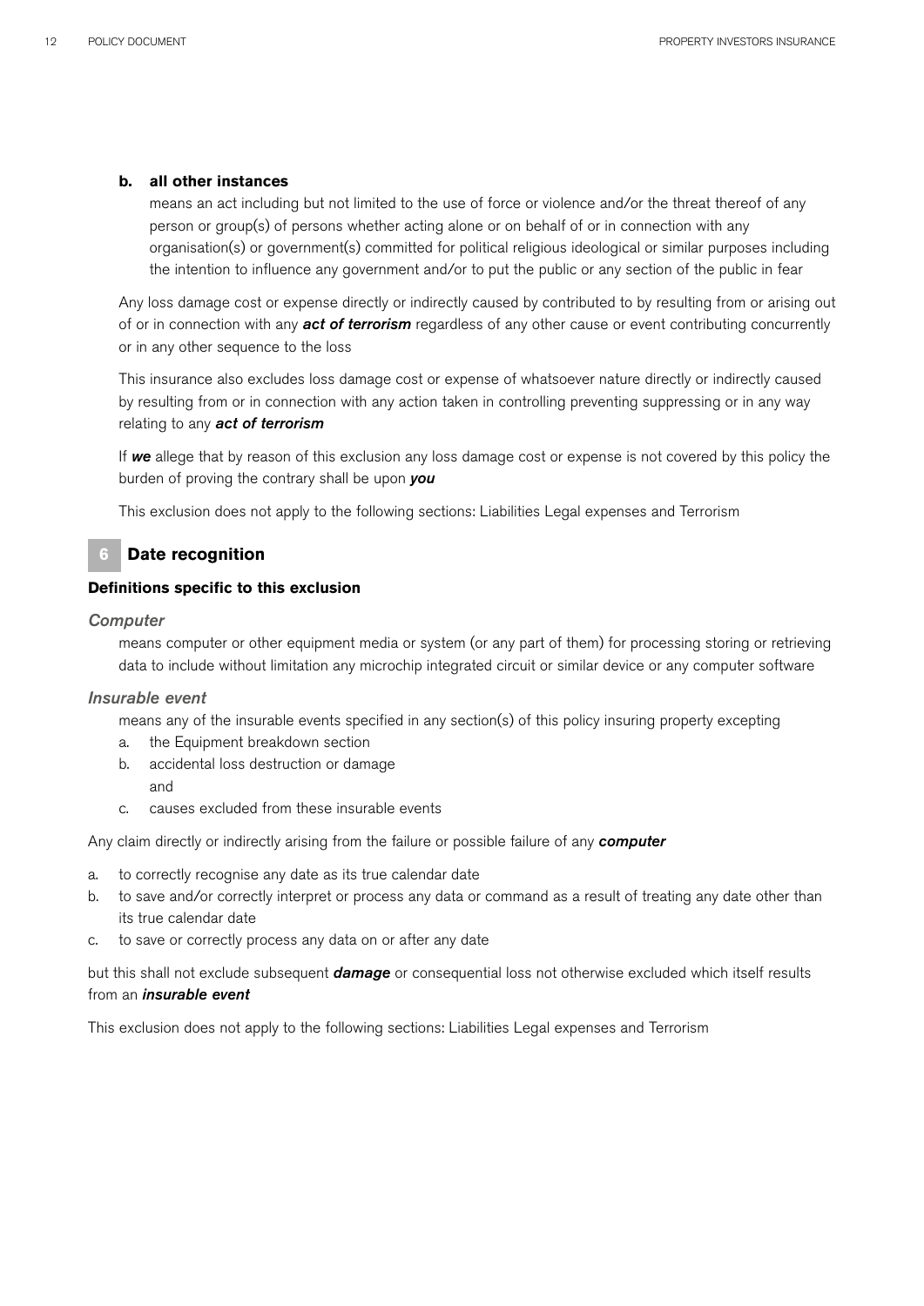**b. all other instances**

means an act including but not limited to the use of force or violence and/or the threat thereof of any person or group(s) of persons whether acting alone or on behalf of or in connection with any organisation(s) or government(s) committed for political religious ideological or similar purposes including the intention to influence any government and/or to put the public or any section of the public in fear

Any loss damage cost or expense directly or indirectly caused by contributed to by resulting from or arising out of or in connection with any ***act of terrorism*** regardless of any other cause or event contributing concurrently or in any other sequence to the loss

This insurance also excludes loss damage cost or expense of whatsoever nature directly or indirectly caused by resulting from or in connection with any action taken in controlling preventing suppressing or in any way relating to any ***act of terrorism***

If ***we*** allege that by reason of this exclusion any loss damage cost or expense is not covered by this policy the burden of proving the contrary shall be upon ***you***

This exclusion does not apply to the following sections: Liabilities Legal expenses and Terrorism

## 6 Date recognition

**Definitions specific to this exclusion**

*Computer*

means computer or other equipment media or system (or any part of them) for processing storing or retrieving data to include without limitation any microchip integrated circuit or similar device or any computer software

*Insurable event*

means any of the insurable events specified in any section(s) of this policy insuring property excepting

a. the Equipment breakdown section
b. accidental loss destruction or damage
   and
c. causes excluded from these insurable events

Any claim directly or indirectly arising from the failure or possible failure of any ***computer***

a. to correctly recognise any date as its true calendar date
b. to save and/or correctly interpret or process any data or command as a result of treating any date other than its true calendar date
c. to save or correctly process any data on or after any date

but this shall not exclude subsequent ***damage*** or consequential loss not otherwise excluded which itself results from an ***insurable event***

This exclusion does not apply to the following sections: Liabilities Legal expenses and Terrorism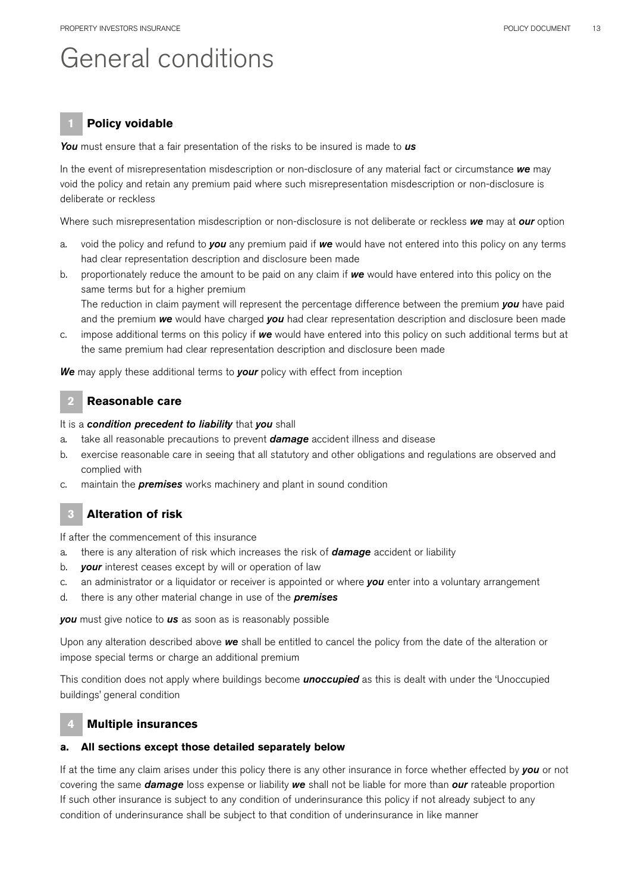# General conditions

## 1 Policy voidable

***You*** must ensure that a fair presentation of the risks to be insured is made to ***us***

In the event of misrepresentation misdescription or non-disclosure of any material fact or circumstance ***we*** may void the policy and retain any premium paid where such misrepresentation misdescription or non-disclosure is deliberate or reckless

Where such misrepresentation misdescription or non-disclosure is not deliberate or reckless ***we*** may at ***our*** option

a. void the policy and refund to ***you*** any premium paid if ***we*** would have not entered into this policy on any terms had clear representation description and disclosure been made
b. proportionately reduce the amount to be paid on any claim if ***we*** would have entered into this policy on the same terms but for a higher premium
   The reduction in claim payment will represent the percentage difference between the premium ***you*** have paid and the premium ***we*** would have charged ***you*** had clear representation description and disclosure been made
c. impose additional terms on this policy if ***we*** would have entered into this policy on such additional terms but at the same premium had clear representation description and disclosure been made

***We*** may apply these additional terms to ***your*** policy with effect from inception

## 2 Reasonable care

It is a ***condition precedent to liability*** that ***you*** shall

a. take all reasonable precautions to prevent ***damage*** accident illness and disease
b. exercise reasonable care in seeing that all statutory and other obligations and regulations are observed and complied with
c. maintain the ***premises*** works machinery and plant in sound condition

## 3 Alteration of risk

If after the commencement of this insurance

a. there is any alteration of risk which increases the risk of ***damage*** accident or liability
b. ***your*** interest ceases except by will or operation of law
c. an administrator or a liquidator or receiver is appointed or where ***you*** enter into a voluntary arrangement
d. there is any other material change in use of the ***premises***

***you*** must give notice to ***us*** as soon as is reasonably possible

Upon any alteration described above ***we*** shall be entitled to cancel the policy from the date of the alteration or impose special terms or charge an additional premium

This condition does not apply where buildings become ***unoccupied*** as this is dealt with under the 'Unoccupied buildings' general condition

## 4 Multiple insurances

### a. All sections except those detailed separately below

If at the time any claim arises under this policy there is any other insurance in force whether effected by ***you*** or not covering the same ***damage*** loss expense or liability ***we*** shall not be liable for more than ***our*** rateable proportion
If such other insurance is subject to any condition of underinsurance this policy if not already subject to any condition of underinsurance shall be subject to that condition of underinsurance in like manner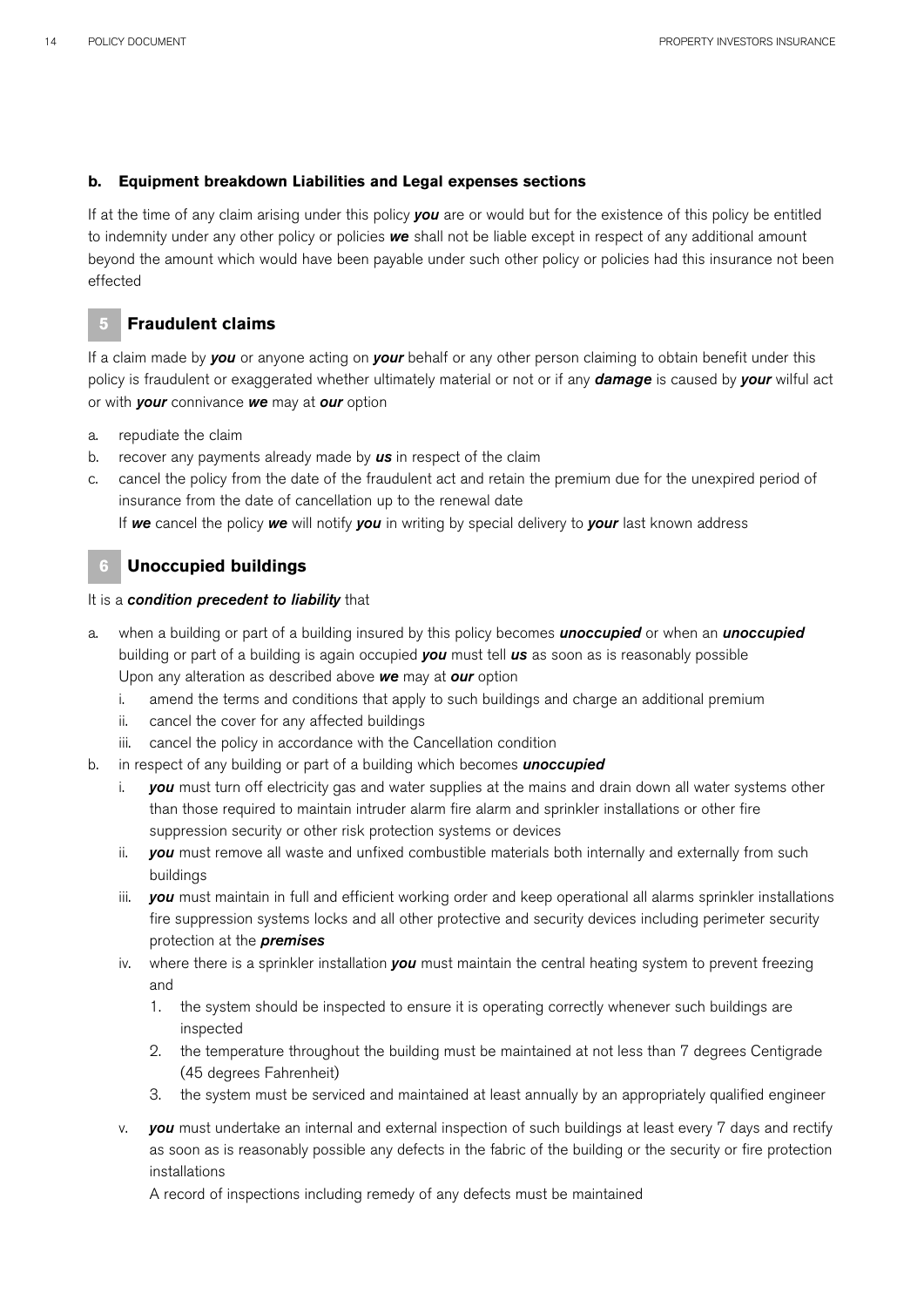**b. Equipment breakdown Liabilities and Legal expenses sections**

If at the time of any claim arising under this policy ***you*** are or would but for the existence of this policy be entitled to indemnity under any other policy or policies ***we*** shall not be liable except in respect of any additional amount beyond the amount which would have been payable under such other policy or policies had this insurance not been effected

## 5 Fraudulent claims

If a claim made by ***you*** or anyone acting on ***your*** behalf or any other person claiming to obtain benefit under this policy is fraudulent or exaggerated whether ultimately material or not or if any ***damage*** is caused by ***your*** wilful act or with ***your*** connivance ***we*** may at ***our*** option

a. repudiate the claim
b. recover any payments already made by ***us*** in respect of the claim
c. cancel the policy from the date of the fraudulent act and retain the premium due for the unexpired period of insurance from the date of cancellation up to the renewal date
   If ***we*** cancel the policy ***we*** will notify ***you*** in writing by special delivery to ***your*** last known address

## 6 Unoccupied buildings

It is a ***condition precedent to liability*** that

a. when a building or part of a building insured by this policy becomes ***unoccupied*** or when an ***unoccupied*** building or part of a building is again occupied ***you*** must tell ***us*** as soon as is reasonably possible
   Upon any alteration as described above ***we*** may at ***our*** option
   i. amend the terms and conditions that apply to such buildings and charge an additional premium
   ii. cancel the cover for any affected buildings
   iii. cancel the policy in accordance with the Cancellation condition
b. in respect of any building or part of a building which becomes ***unoccupied***
   i. ***you*** must turn off electricity gas and water supplies at the mains and drain down all water systems other than those required to maintain intruder alarm fire alarm and sprinkler installations or other fire suppression security or other risk protection systems or devices
   ii. ***you*** must remove all waste and unfixed combustible materials both internally and externally from such buildings
   iii. ***you*** must maintain in full and efficient working order and keep operational all alarms sprinkler installations fire suppression systems locks and all other protective and security devices including perimeter security protection at the ***premises***
   iv. where there is a sprinkler installation ***you*** must maintain the central heating system to prevent freezing and
      1. the system should be inspected to ensure it is operating correctly whenever such buildings are inspected
      2. the temperature throughout the building must be maintained at not less than 7 degrees Centigrade (45 degrees Fahrenheit)
      3. the system must be serviced and maintained at least annually by an appropriately qualified engineer
   v. ***you*** must undertake an internal and external inspection of such buildings at least every 7 days and rectify as soon as is reasonably possible any defects in the fabric of the building or the security or fire protection installations
      A record of inspections including remedy of any defects must be maintained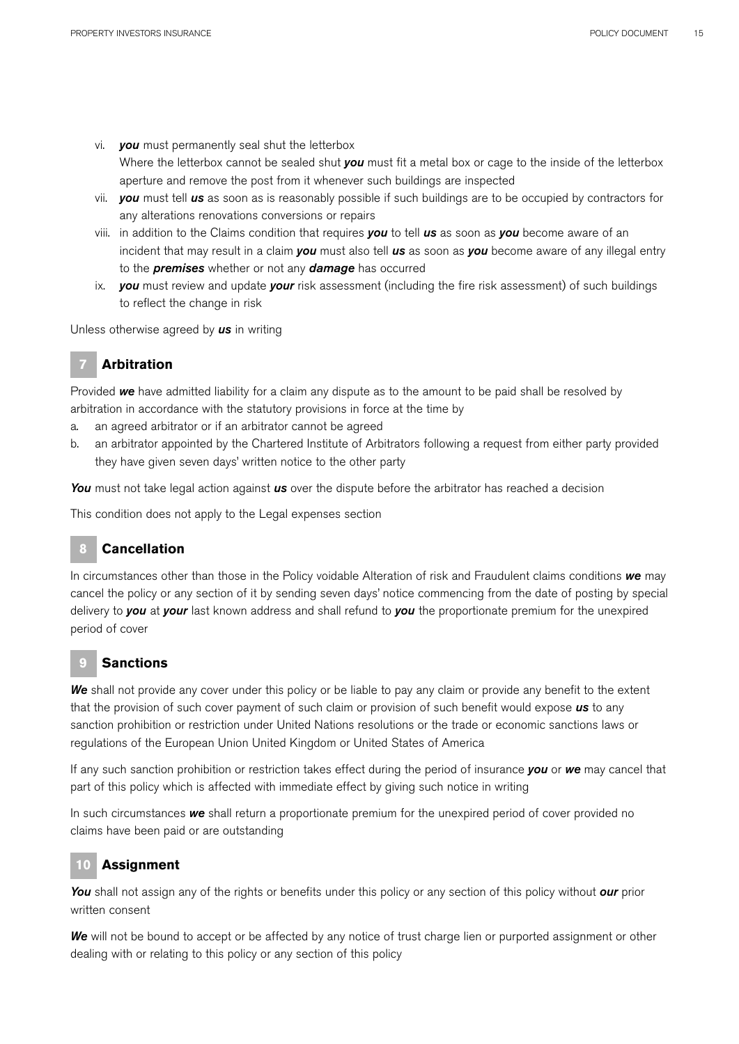vi. ***you*** must permanently seal shut the letterbox
    Where the letterbox cannot be sealed shut ***you*** must fit a metal box or cage to the inside of the letterbox aperture and remove the post from it whenever such buildings are inspected
vii. ***you*** must tell ***us*** as soon as is reasonably possible if such buildings are to be occupied by contractors for any alterations renovations conversions or repairs
viii. in addition to the Claims condition that requires ***you*** to tell ***us*** as soon as ***you*** become aware of an incident that may result in a claim ***you*** must also tell ***us*** as soon as ***you*** become aware of any illegal entry to the ***premises*** whether or not any ***damage*** has occurred
ix. ***you*** must review and update ***your*** risk assessment (including the fire risk assessment) of such buildings to reflect the change in risk

Unless otherwise agreed by ***us*** in writing

## 7 Arbitration

Provided ***we*** have admitted liability for a claim any dispute as to the amount to be paid shall be resolved by arbitration in accordance with the statutory provisions in force at the time by

a. an agreed arbitrator or if an arbitrator cannot be agreed
b. an arbitrator appointed by the Chartered Institute of Arbitrators following a request from either party provided they have given seven days' written notice to the other party

***You*** must not take legal action against ***us*** over the dispute before the arbitrator has reached a decision

This condition does not apply to the Legal expenses section

## 8 Cancellation

In circumstances other than those in the Policy voidable Alteration of risk and Fraudulent claims conditions ***we*** may cancel the policy or any section of it by sending seven days' notice commencing from the date of posting by special delivery to ***you*** at ***your*** last known address and shall refund to ***you*** the proportionate premium for the unexpired period of cover

## 9 Sanctions

***We*** shall not provide any cover under this policy or be liable to pay any claim or provide any benefit to the extent that the provision of such cover payment of such claim or provision of such benefit would expose ***us*** to any sanction prohibition or restriction under United Nations resolutions or the trade or economic sanctions laws or regulations of the European Union United Kingdom or United States of America

If any such sanction prohibition or restriction takes effect during the period of insurance ***you*** or ***we*** may cancel that part of this policy which is affected with immediate effect by giving such notice in writing

In such circumstances ***we*** shall return a proportionate premium for the unexpired period of cover provided no claims have been paid or are outstanding

## 10 Assignment

***You*** shall not assign any of the rights or benefits under this policy or any section of this policy without ***our*** prior written consent

***We*** will not be bound to accept or be affected by any notice of trust charge lien or purported assignment or other dealing with or relating to this policy or any section of this policy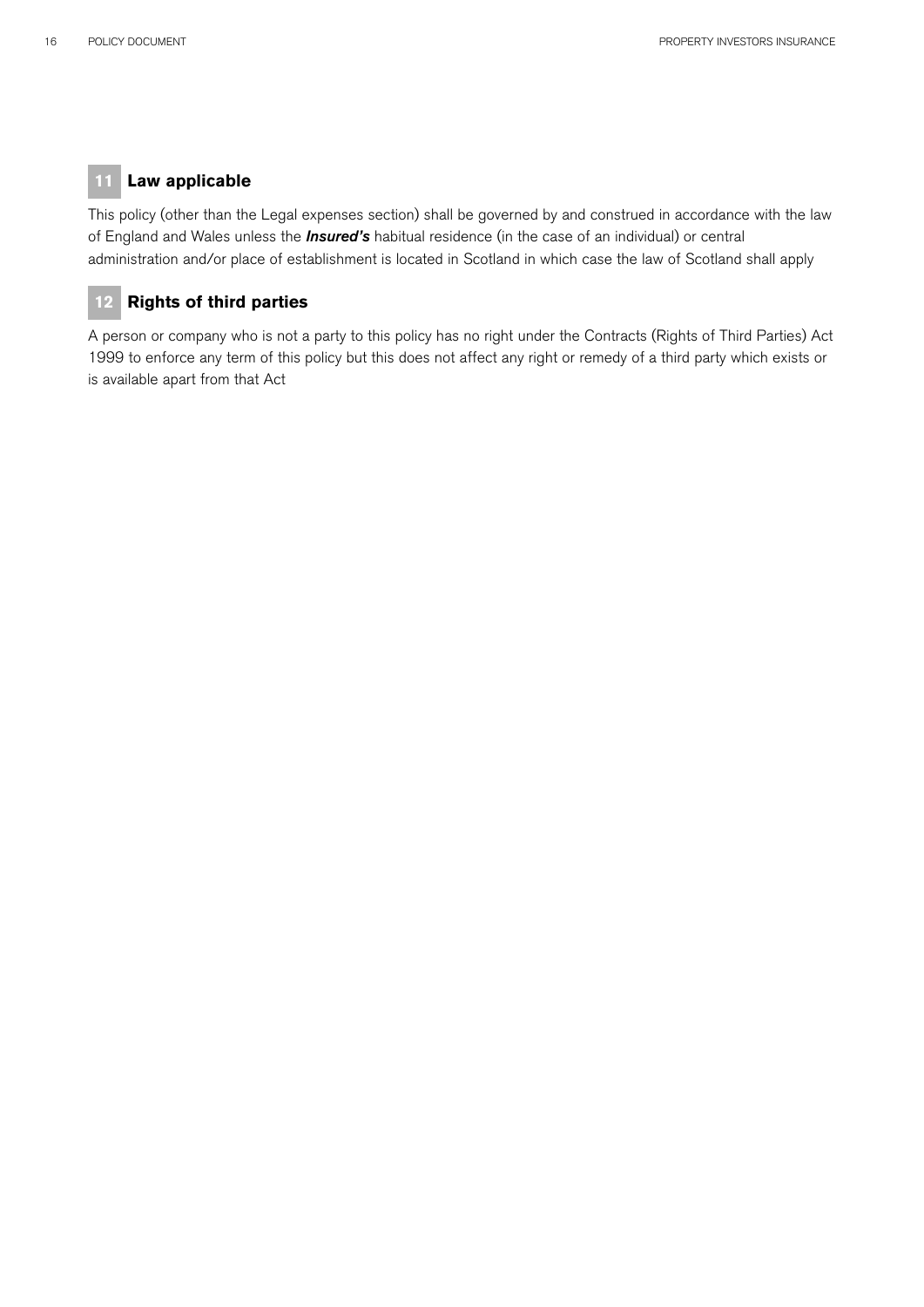## 11 Law applicable

This policy (other than the Legal expenses section) shall be governed by and construed in accordance with the law of England and Wales unless the ***Insured's*** habitual residence (in the case of an individual) or central administration and/or place of establishment is located in Scotland in which case the law of Scotland shall apply

## 12 Rights of third parties

A person or company who is not a party to this policy has no right under the Contracts (Rights of Third Parties) Act 1999 to enforce any term of this policy but this does not affect any right or remedy of a third party which exists or is available apart from that Act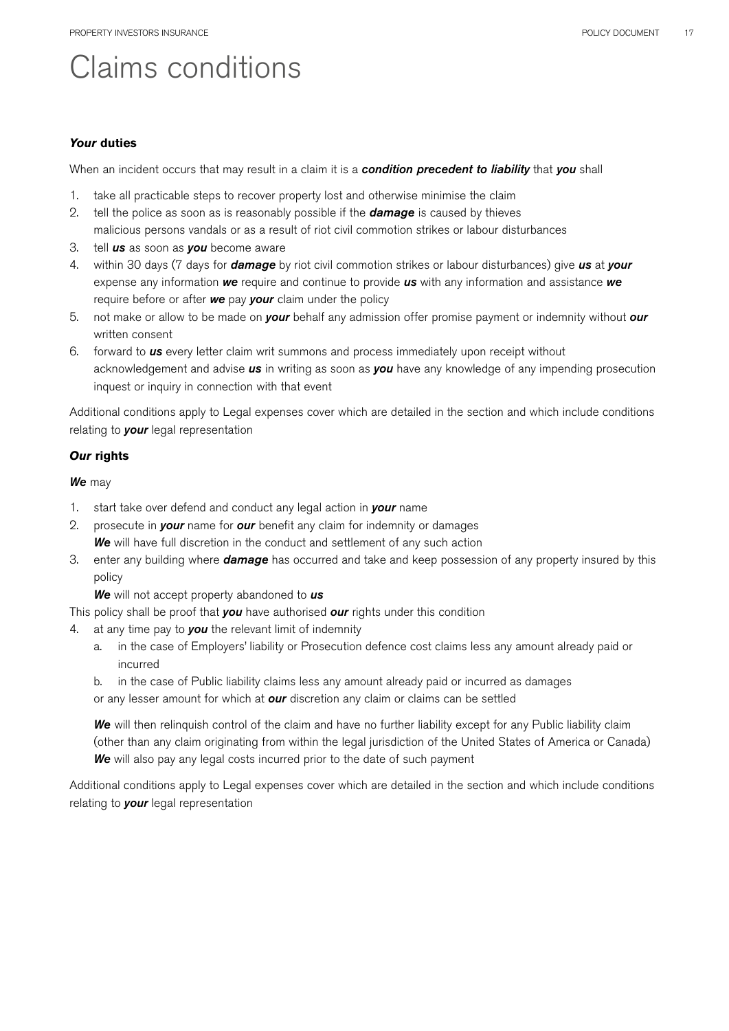# Claims conditions

### ***Your*** **duties**

When an incident occurs that may result in a claim it is a ***condition precedent to liability*** that ***you*** shall

1. take all practicable steps to recover property lost and otherwise minimise the claim
2. tell the police as soon as is reasonably possible if the ***damage*** is caused by thieves malicious persons vandals or as a result of riot civil commotion strikes or labour disturbances
3. tell ***us*** as soon as ***you*** become aware
4. within 30 days (7 days for ***damage*** by riot civil commotion strikes or labour disturbances) give ***us*** at ***your*** expense any information ***we*** require and continue to provide ***us*** with any information and assistance ***we*** require before or after ***we*** pay ***your*** claim under the policy
5. not make or allow to be made on ***your*** behalf any admission offer promise payment or indemnity without ***our*** written consent
6. forward to ***us*** every letter claim writ summons and process immediately upon receipt without acknowledgement and advise ***us*** in writing as soon as ***you*** have any knowledge of any impending prosecution inquest or inquiry in connection with that event

Additional conditions apply to Legal expenses cover which are detailed in the section and which include conditions relating to ***your*** legal representation

### ***Our*** **rights**

***We*** may

1. start take over defend and conduct any legal action in ***your*** name
2. prosecute in ***your*** name for ***our*** benefit any claim for indemnity or damages
   ***We*** will have full discretion in the conduct and settlement of any such action
3. enter any building where ***damage*** has occurred and take and keep possession of any property insured by this policy
   ***We*** will not accept property abandoned to ***us***

This policy shall be proof that ***you*** have authorised ***our*** rights under this condition

4. at any time pay to ***you*** the relevant limit of indemnity
   a. in the case of Employers' liability or Prosecution defence cost claims less any amount already paid or incurred
   b. in the case of Public liability claims less any amount already paid or incurred as damages

   or any lesser amount for which at ***our*** discretion any claim or claims can be settled

   ***We*** will then relinquish control of the claim and have no further liability except for any Public liability claim (other than any claim originating from within the legal jurisdiction of the United States of America or Canada) ***We*** will also pay any legal costs incurred prior to the date of such payment

Additional conditions apply to Legal expenses cover which are detailed in the section and which include conditions relating to ***your*** legal representation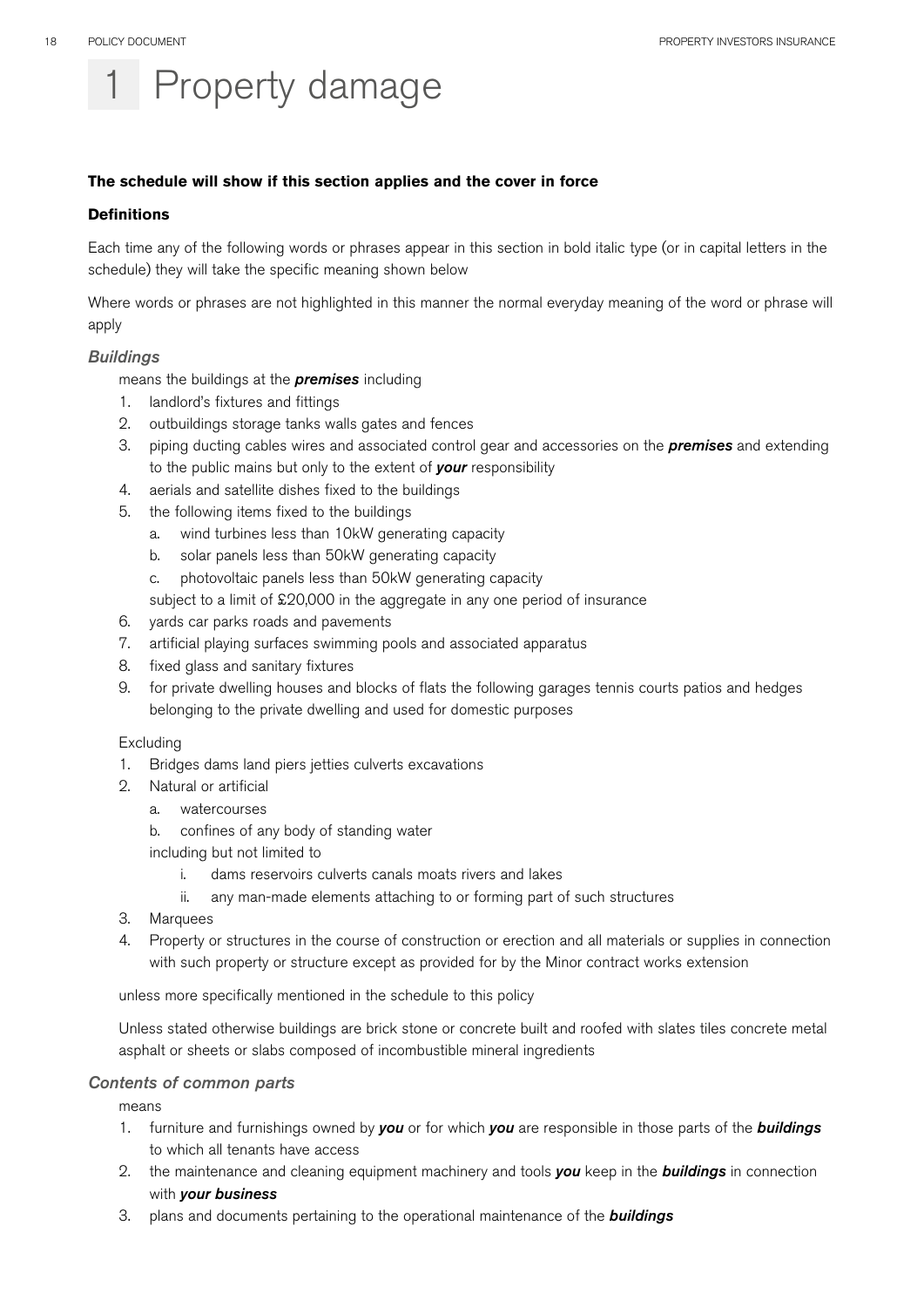# 1 Property damage

**The schedule will show if this section applies and the cover in force**

**Definitions**

Each time any of the following words or phrases appear in this section in bold italic type (or in capital letters in the schedule) they will take the specific meaning shown below

Where words or phrases are not highlighted in this manner the normal everyday meaning of the word or phrase will apply

### *Buildings*

means the buildings at the ***premises*** including

1. landlord's fixtures and fittings
2. outbuildings storage tanks walls gates and fences
3. piping ducting cables wires and associated control gear and accessories on the ***premises*** and extending to the public mains but only to the extent of ***your*** responsibility
4. aerials and satellite dishes fixed to the buildings
5. the following items fixed to the buildings
   a. wind turbines less than 10kW generating capacity
   b. solar panels less than 50kW generating capacity
   c. photovoltaic panels less than 50kW generating capacity

   subject to a limit of £20,000 in the aggregate in any one period of insurance
6. yards car parks roads and pavements
7. artificial playing surfaces swimming pools and associated apparatus
8. fixed glass and sanitary fixtures
9. for private dwelling houses and blocks of flats the following garages tennis courts patios and hedges belonging to the private dwelling and used for domestic purposes

Excluding

1. Bridges dams land piers jetties culverts excavations
2. Natural or artificial
   a. watercourses
   b. confines of any body of standing water

   including but not limited to
      i. dams reservoirs culverts canals moats rivers and lakes
      ii. any man-made elements attaching to or forming part of such structures
3. Marquees
4. Property or structures in the course of construction or erection and all materials or supplies in connection with such property or structure except as provided for by the Minor contract works extension

unless more specifically mentioned in the schedule to this policy

Unless stated otherwise buildings are brick stone or concrete built and roofed with slates tiles concrete metal asphalt or sheets or slabs composed of incombustible mineral ingredients

### *Contents of common parts*

means

1. furniture and furnishings owned by ***you*** or for which ***you*** are responsible in those parts of the ***buildings*** to which all tenants have access
2. the maintenance and cleaning equipment machinery and tools ***you*** keep in the ***buildings*** in connection with ***your business***
3. plans and documents pertaining to the operational maintenance of the ***buildings***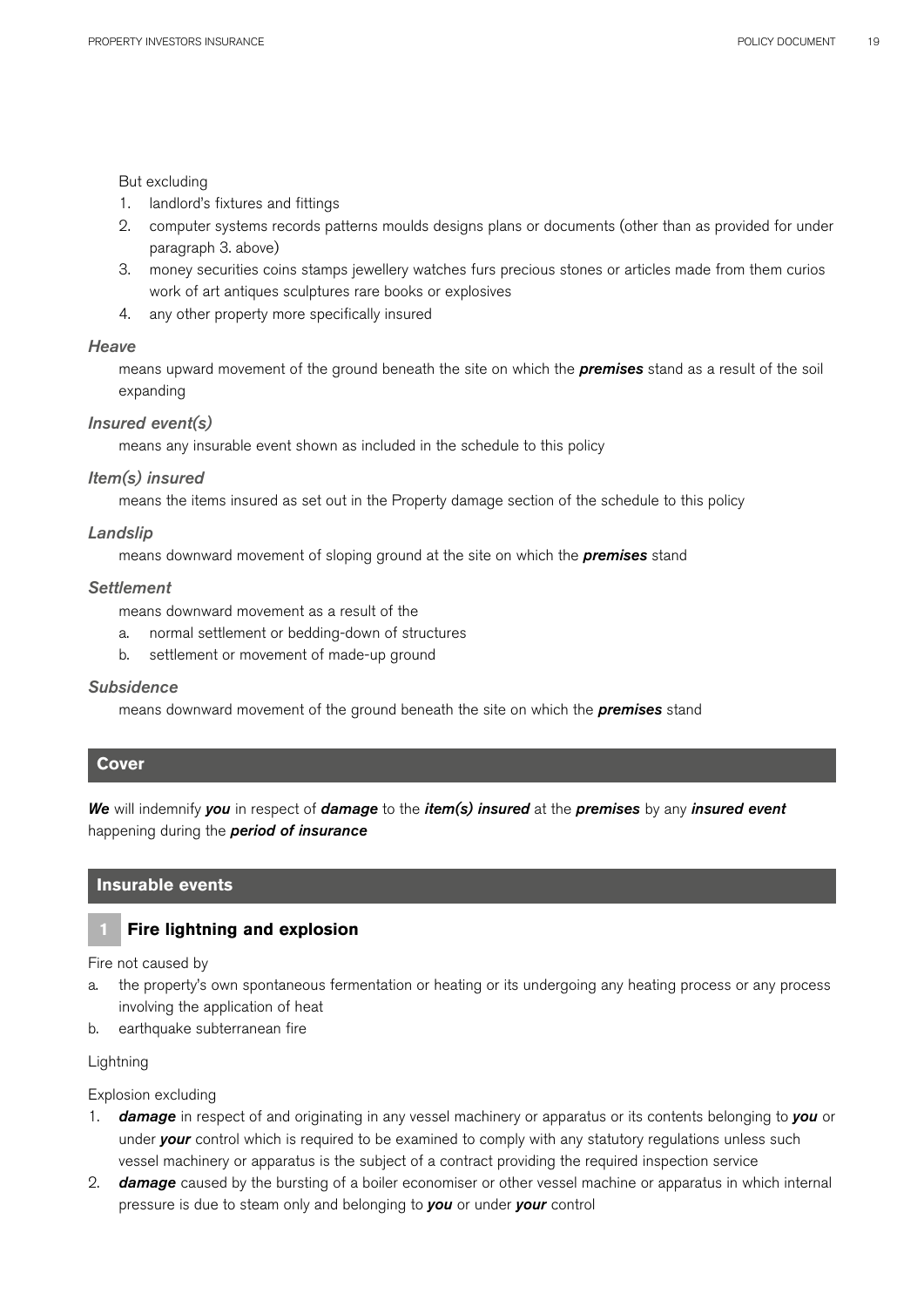But excluding

1. landlord's fixtures and fittings
2. computer systems records patterns moulds designs plans or documents (other than as provided for under paragraph 3. above)
3. money securities coins stamps jewellery watches furs precious stones or articles made from them curios work of art antiques sculptures rare books or explosives
4. any other property more specifically insured

### *Heave*

means upward movement of the ground beneath the site on which the ***premises*** stand as a result of the soil expanding

### *Insured event(s)*

means any insurable event shown as included in the schedule to this policy

### *Item(s) insured*

means the items insured as set out in the Property damage section of the schedule to this policy

### *Landslip*

means downward movement of sloping ground at the site on which the ***premises*** stand

### *Settlement*

means downward movement as a result of the

a. normal settlement or bedding-down of structures
b. settlement or movement of made-up ground

### *Subsidence*

means downward movement of the ground beneath the site on which the ***premises*** stand

## Cover

***We*** will indemnify ***you*** in respect of ***damage*** to the ***item(s) insured*** at the ***premises*** by any ***insured event*** happening during the ***period of insurance***

## Insurable events

### 1 Fire lightning and explosion

Fire not caused by

a. the property's own spontaneous fermentation or heating or its undergoing any heating process or any process involving the application of heat
b. earthquake subterranean fire

Lightning

Explosion excluding

1. ***damage*** in respect of and originating in any vessel machinery or apparatus or its contents belonging to ***you*** or under ***your*** control which is required to be examined to comply with any statutory regulations unless such vessel machinery or apparatus is the subject of a contract providing the required inspection service
2. ***damage*** caused by the bursting of a boiler economiser or other vessel machine or apparatus in which internal pressure is due to steam only and belonging to ***you*** or under ***your*** control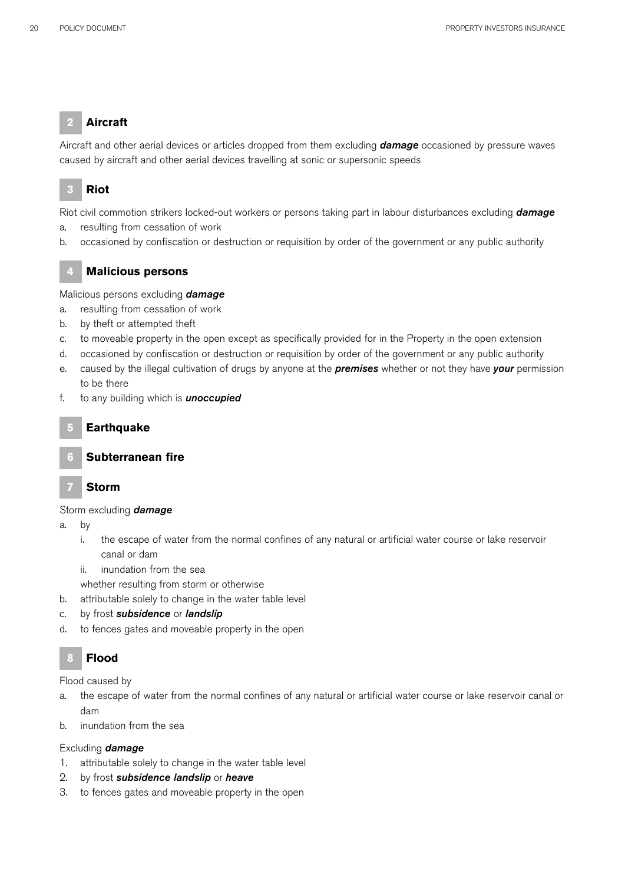## 2 Aircraft

Aircraft and other aerial devices or articles dropped from them excluding ***damage*** occasioned by pressure waves caused by aircraft and other aerial devices travelling at sonic or supersonic speeds

## 3 Riot

Riot civil commotion strikers locked-out workers or persons taking part in labour disturbances excluding ***damage***

a. resulting from cessation of work
b. occasioned by confiscation or destruction or requisition by order of the government or any public authority

## 4 Malicious persons

Malicious persons excluding ***damage***

a. resulting from cessation of work
b. by theft or attempted theft
c. to moveable property in the open except as specifically provided for in the Property in the open extension
d. occasioned by confiscation or destruction or requisition by order of the government or any public authority
e. caused by the illegal cultivation of drugs by anyone at the ***premises*** whether or not they have ***your*** permission to be there
f. to any building which is ***unoccupied***

## 5 Earthquake

## 6 Subterranean fire

## 7 Storm

Storm excluding ***damage***

a. by
   i. the escape of water from the normal confines of any natural or artificial water course or lake reservoir canal or dam
   ii. inundation from the sea

   whether resulting from storm or otherwise
b. attributable solely to change in the water table level
c. by frost ***subsidence*** or ***landslip***
d. to fences gates and moveable property in the open

## 8 Flood

Flood caused by

a. the escape of water from the normal confines of any natural or artificial water course or lake reservoir canal or dam
b. inundation from the sea

Excluding ***damage***

1. attributable solely to change in the water table level
2. by frost ***subsidence landslip*** or ***heave***
3. to fences gates and moveable property in the open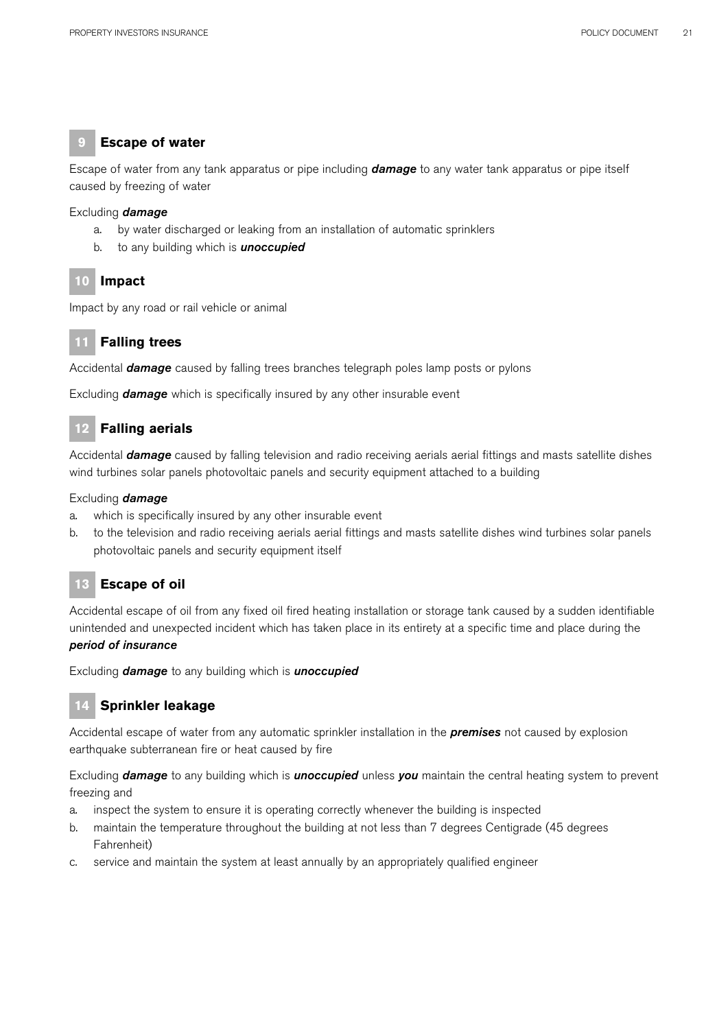## 9 Escape of water

Escape of water from any tank apparatus or pipe including ***damage*** to any water tank apparatus or pipe itself caused by freezing of water

Excluding ***damage***

a. by water discharged or leaking from an installation of automatic sprinklers
b. to any building which is ***unoccupied***

## 10 Impact

Impact by any road or rail vehicle or animal

## 11 Falling trees

Accidental ***damage*** caused by falling trees branches telegraph poles lamp posts or pylons

Excluding ***damage*** which is specifically insured by any other insurable event

## 12 Falling aerials

Accidental ***damage*** caused by falling television and radio receiving aerials aerial fittings and masts satellite dishes wind turbines solar panels photovoltaic panels and security equipment attached to a building

Excluding ***damage***

a. which is specifically insured by any other insurable event
b. to the television and radio receiving aerials aerial fittings and masts satellite dishes wind turbines solar panels photovoltaic panels and security equipment itself

## 13 Escape of oil

Accidental escape of oil from any fixed oil fired heating installation or storage tank caused by a sudden identifiable unintended and unexpected incident which has taken place in its entirety at a specific time and place during the ***period of insurance***

Excluding ***damage*** to any building which is ***unoccupied***

## 14 Sprinkler leakage

Accidental escape of water from any automatic sprinkler installation in the ***premises*** not caused by explosion earthquake subterranean fire or heat caused by fire

Excluding ***damage*** to any building which is ***unoccupied*** unless ***you*** maintain the central heating system to prevent freezing and

a. inspect the system to ensure it is operating correctly whenever the building is inspected
b. maintain the temperature throughout the building at not less than 7 degrees Centigrade (45 degrees Fahrenheit)
c. service and maintain the system at least annually by an appropriately qualified engineer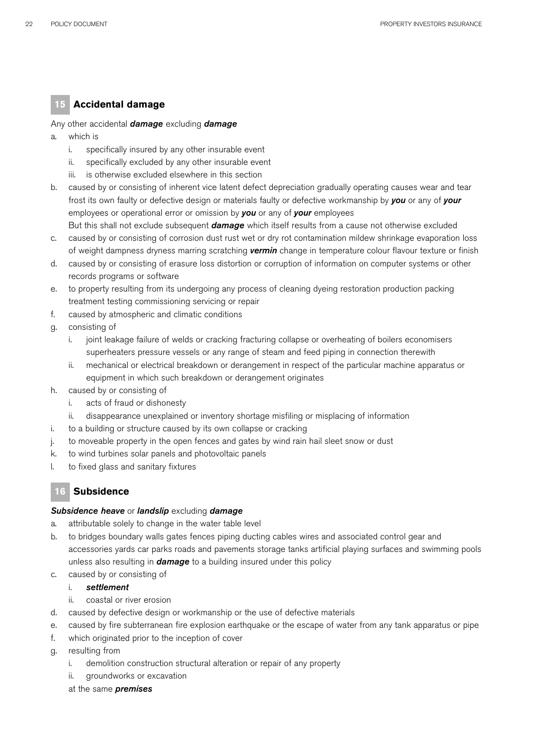## 15 Accidental damage

Any other accidental ***damage*** excluding ***damage***

a. which is
   i. specifically insured by any other insurable event
   ii. specifically excluded by any other insurable event
   iii. is otherwise excluded elsewhere in this section
b. caused by or consisting of inherent vice latent defect depreciation gradually operating causes wear and tear frost its own faulty or defective design or materials faulty or defective workmanship by ***you*** or any of ***your*** employees or operational error or omission by ***you*** or any of ***your*** employees

   But this shall not exclude subsequent ***damage*** which itself results from a cause not otherwise excluded
c. caused by or consisting of corrosion dust rust wet or dry rot contamination mildew shrinkage evaporation loss of weight dampness dryness marring scratching ***vermin*** change in temperature colour flavour texture or finish
d. caused by or consisting of erasure loss distortion or corruption of information on computer systems or other records programs or software
e. to property resulting from its undergoing any process of cleaning dyeing restoration production packing treatment testing commissioning servicing or repair
f. caused by atmospheric and climatic conditions
g. consisting of
   i. joint leakage failure of welds or cracking fracturing collapse or overheating of boilers economisers superheaters pressure vessels or any range of steam and feed piping in connection therewith
   ii. mechanical or electrical breakdown or derangement in respect of the particular machine apparatus or equipment in which such breakdown or derangement originates
h. caused by or consisting of
   i. acts of fraud or dishonesty
   ii. disappearance unexplained or inventory shortage misfiling or misplacing of information
i. to a building or structure caused by its own collapse or cracking
j. to moveable property in the open fences and gates by wind rain hail sleet snow or dust
k. to wind turbines solar panels and photovoltaic panels
l. to fixed glass and sanitary fixtures

## 16 Subsidence

***Subsidence heave*** or ***landslip*** excluding ***damage***

a. attributable solely to change in the water table level
b. to bridges boundary walls gates fences piping ducting cables wires and associated control gear and accessories yards car parks roads and pavements storage tanks artificial playing surfaces and swimming pools unless also resulting in ***damage*** to a building insured under this policy
c. caused by or consisting of
   i. ***settlement***
   ii. coastal or river erosion
d. caused by defective design or workmanship or the use of defective materials
e. caused by fire subterranean fire explosion earthquake or the escape of water from any tank apparatus or pipe
f. which originated prior to the inception of cover
g. resulting from
   i. demolition construction structural alteration or repair of any property
   ii. groundworks or excavation

   at the same ***premises***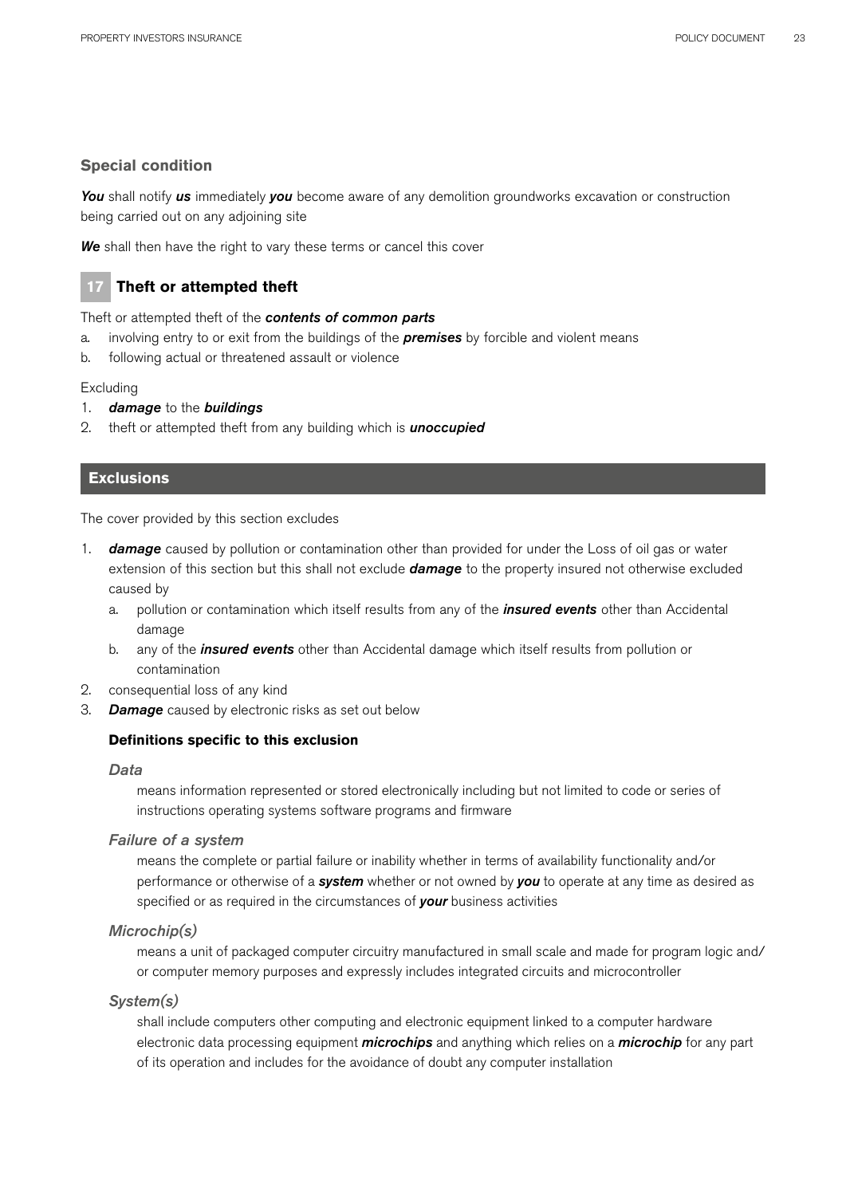### Special condition

***You*** shall notify ***us*** immediately ***you*** become aware of any demolition groundworks excavation or construction being carried out on any adjoining site

***We*** shall then have the right to vary these terms or cancel this cover

## 17 Theft or attempted theft

Theft or attempted theft of the ***contents of common parts***

a. involving entry to or exit from the buildings of the ***premises*** by forcible and violent means
b. following actual or threatened assault or violence

Excluding

1. ***damage*** to the ***buildings***
2. theft or attempted theft from any building which is ***unoccupied***

## Exclusions

The cover provided by this section excludes

1. ***damage*** caused by pollution or contamination other than provided for under the Loss of oil gas or water extension of this section but this shall not exclude ***damage*** to the property insured not otherwise excluded caused by
   a. pollution or contamination which itself results from any of the ***insured events*** other than Accidental damage
   b. any of the ***insured events*** other than Accidental damage which itself results from pollution or contamination
2. consequential loss of any kind
3. ***Damage*** caused by electronic risks as set out below

   **Definitions specific to this exclusion**

   *Data*

   means information represented or stored electronically including but not limited to code or series of instructions operating systems software programs and firmware

   *Failure of a system*

   means the complete or partial failure or inability whether in terms of availability functionality and/or performance or otherwise of a ***system*** whether or not owned by ***you*** to operate at any time as desired as specified or as required in the circumstances of ***your*** business activities

   *Microchip(s)*

   means a unit of packaged computer circuitry manufactured in small scale and made for program logic and/or computer memory purposes and expressly includes integrated circuits and microcontroller

   *System(s)*

   shall include computers other computing and electronic equipment linked to a computer hardware electronic data processing equipment ***microchips*** and anything which relies on a ***microchip*** for any part of its operation and includes for the avoidance of doubt any computer installation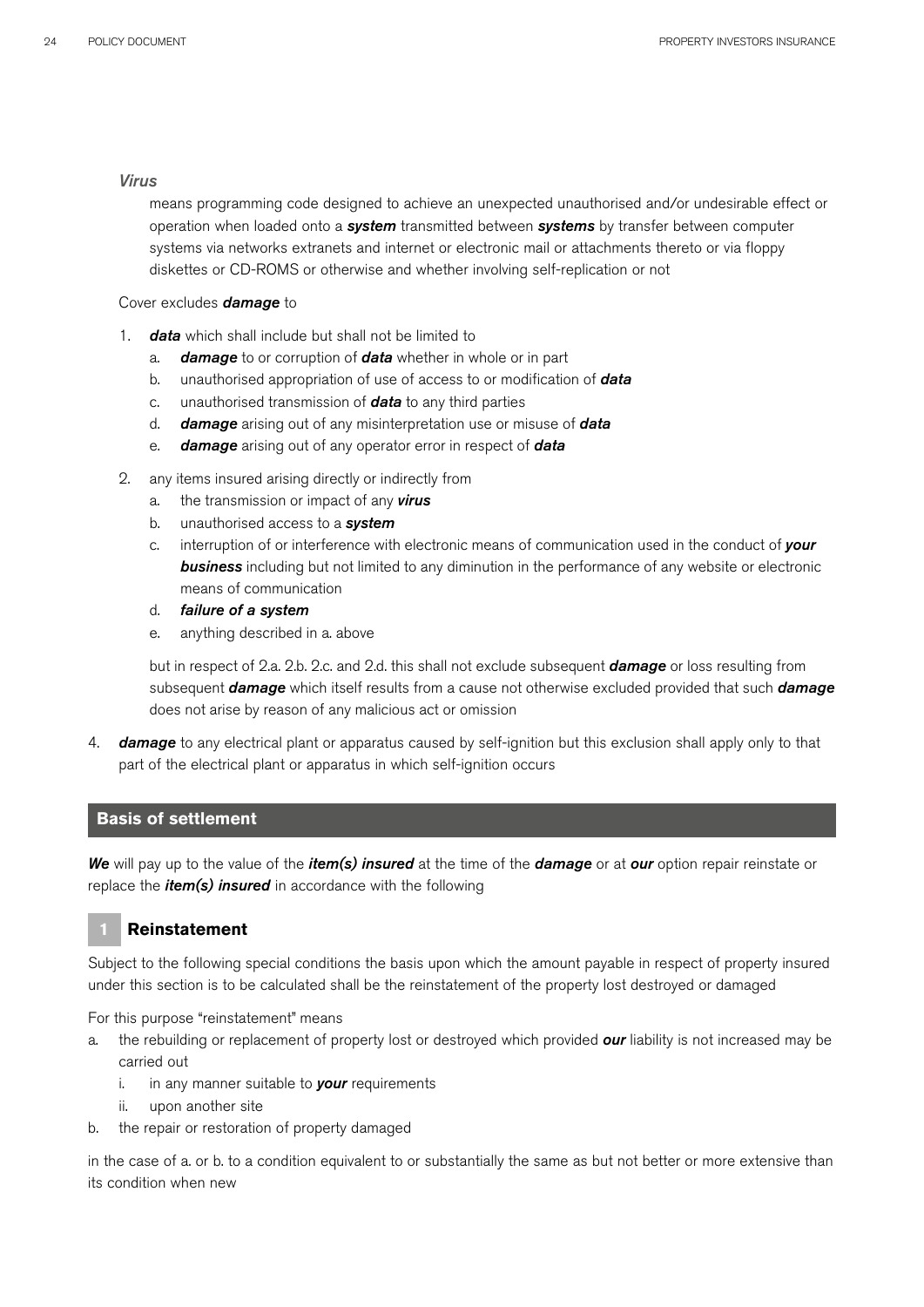*Virus*

means programming code designed to achieve an unexpected unauthorised and/or undesirable effect or operation when loaded onto a ***system*** transmitted between ***systems*** by transfer between computer systems via networks extranets and internet or electronic mail or attachments thereto or via floppy diskettes or CD-ROMS or otherwise and whether involving self-replication or not

Cover excludes ***damage*** to

1. ***data*** which shall include but shall not be limited to
   a. ***damage*** to or corruption of ***data*** whether in whole or in part
   b. unauthorised appropriation of use of access to or modification of ***data***
   c. unauthorised transmission of ***data*** to any third parties
   d. ***damage*** arising out of any misinterpretation use or misuse of ***data***
   e. ***damage*** arising out of any operator error in respect of ***data***
2. any items insured arising directly or indirectly from
   a. the transmission or impact of any ***virus***
   b. unauthorised access to a ***system***
   c. interruption of or interference with electronic means of communication used in the conduct of ***your business*** including but not limited to any diminution in the performance of any website or electronic means of communication
   d. ***failure of a system***
   e. anything described in a. above

   but in respect of 2.a. 2.b. 2.c. and 2.d. this shall not exclude subsequent ***damage*** or loss resulting from subsequent ***damage*** which itself results from a cause not otherwise excluded provided that such ***damage*** does not arise by reason of any malicious act or omission

4. ***damage*** to any electrical plant or apparatus caused by self-ignition but this exclusion shall apply only to that part of the electrical plant or apparatus in which self-ignition occurs

## Basis of settlement

***We*** will pay up to the value of the ***item(s) insured*** at the time of the ***damage*** or at ***our*** option repair reinstate or replace the ***item(s) insured*** in accordance with the following

### 1 Reinstatement

Subject to the following special conditions the basis upon which the amount payable in respect of property insured under this section is to be calculated shall be the reinstatement of the property lost destroyed or damaged

For this purpose "reinstatement" means

a. the rebuilding or replacement of property lost or destroyed which provided ***our*** liability is not increased may be carried out
   i. in any manner suitable to ***your*** requirements
   ii. upon another site
b. the repair or restoration of property damaged

in the case of a. or b. to a condition equivalent to or substantially the same as but not better or more extensive than its condition when new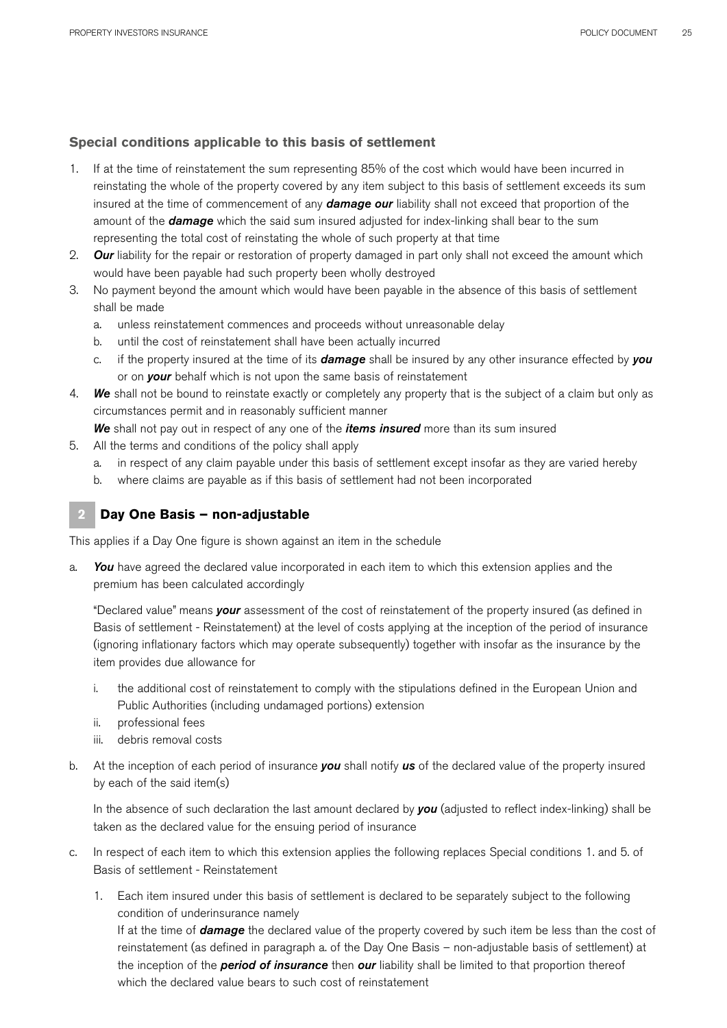### Special conditions applicable to this basis of settlement

1. If at the time of reinstatement the sum representing 85% of the cost which would have been incurred in reinstating the whole of the property covered by any item subject to this basis of settlement exceeds its sum insured at the time of commencement of any ***damage our*** liability shall not exceed that proportion of the amount of the ***damage*** which the said sum insured adjusted for index-linking shall bear to the sum representing the total cost of reinstating the whole of such property at that time
2. ***Our*** liability for the repair or restoration of property damaged in part only shall not exceed the amount which would have been payable had such property been wholly destroyed
3. No payment beyond the amount which would have been payable in the absence of this basis of settlement shall be made
   a. unless reinstatement commences and proceeds without unreasonable delay
   b. until the cost of reinstatement shall have been actually incurred
   c. if the property insured at the time of its ***damage*** shall be insured by any other insurance effected by ***you*** or on ***your*** behalf which is not upon the same basis of reinstatement
4. ***We*** shall not be bound to reinstate exactly or completely any property that is the subject of a claim but only as circumstances permit and in reasonably sufficient manner
   ***We*** shall not pay out in respect of any one of the ***items insured*** more than its sum insured
5. All the terms and conditions of the policy shall apply
   a. in respect of any claim payable under this basis of settlement except insofar as they are varied hereby
   b. where claims are payable as if this basis of settlement had not been incorporated

## 2 Day One Basis – non-adjustable

This applies if a Day One figure is shown against an item in the schedule

a. ***You*** have agreed the declared value incorporated in each item to which this extension applies and the premium has been calculated accordingly

   "Declared value" means ***your*** assessment of the cost of reinstatement of the property insured (as defined in Basis of settlement - Reinstatement) at the level of costs applying at the inception of the period of insurance (ignoring inflationary factors which may operate subsequently) together with insofar as the insurance by the item provides due allowance for

   i. the additional cost of reinstatement to comply with the stipulations defined in the European Union and Public Authorities (including undamaged portions) extension
   ii. professional fees
   iii. debris removal costs

b. At the inception of each period of insurance ***you*** shall notify ***us*** of the declared value of the property insured by each of the said item(s)

   In the absence of such declaration the last amount declared by ***you*** (adjusted to reflect index-linking) shall be taken as the declared value for the ensuing period of insurance

c. In respect of each item to which this extension applies the following replaces Special conditions 1. and 5. of Basis of settlement - Reinstatement

   1. Each item insured under this basis of settlement is declared to be separately subject to the following condition of underinsurance namely
      If at the time of ***damage*** the declared value of the property covered by such item be less than the cost of reinstatement (as defined in paragraph a. of the Day One Basis – non-adjustable basis of settlement) at the inception of the ***period of insurance*** then ***our*** liability shall be limited to that proportion thereof which the declared value bears to such cost of reinstatement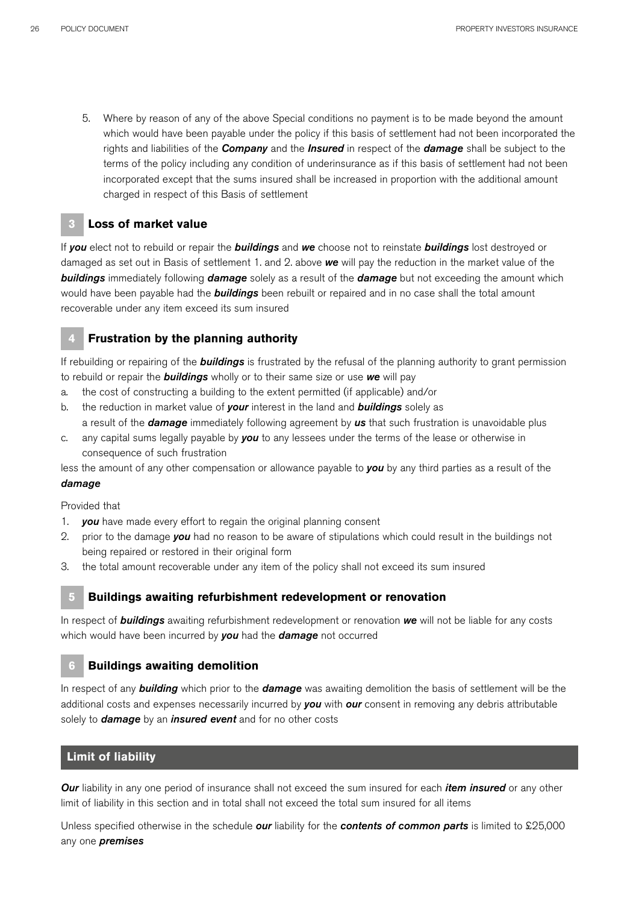5. Where by reason of any of the above Special conditions no payment is to be made beyond the amount which would have been payable under the policy if this basis of settlement had not been incorporated the rights and liabilities of the ***Company*** and the ***Insured*** in respect of the ***damage*** shall be subject to the terms of the policy including any condition of underinsurance as if this basis of settlement had not been incorporated except that the sums insured shall be increased in proportion with the additional amount charged in respect of this Basis of settlement

### 3 Loss of market value

If ***you*** elect not to rebuild or repair the ***buildings*** and ***we*** choose not to reinstate ***buildings*** lost destroyed or damaged as set out in Basis of settlement 1. and 2. above ***we*** will pay the reduction in the market value of the ***buildings*** immediately following ***damage*** solely as a result of the ***damage*** but not exceeding the amount which would have been payable had the ***buildings*** been rebuilt or repaired and in no case shall the total amount recoverable under any item exceed its sum insured

### 4 Frustration by the planning authority

If rebuilding or repairing of the ***buildings*** is frustrated by the refusal of the planning authority to grant permission to rebuild or repair the ***buildings*** wholly or to their same size or use ***we*** will pay

a. the cost of constructing a building to the extent permitted (if applicable) and/or
b. the reduction in market value of ***your*** interest in the land and ***buildings*** solely as a result of the ***damage*** immediately following agreement by ***us*** that such frustration is unavoidable plus
c. any capital sums legally payable by ***you*** to any lessees under the terms of the lease or otherwise in consequence of such frustration

less the amount of any other compensation or allowance payable to ***you*** by any third parties as a result of the ***damage***

Provided that

1. ***you*** have made every effort to regain the original planning consent
2. prior to the damage ***you*** had no reason to be aware of stipulations which could result in the buildings not being repaired or restored in their original form
3. the total amount recoverable under any item of the policy shall not exceed its sum insured

### 5 Buildings awaiting refurbishment redevelopment or renovation

In respect of ***buildings*** awaiting refurbishment redevelopment or renovation ***we*** will not be liable for any costs which would have been incurred by ***you*** had the ***damage*** not occurred

### 6 Buildings awaiting demolition

In respect of any ***building*** which prior to the ***damage*** was awaiting demolition the basis of settlement will be the additional costs and expenses necessarily incurred by ***you*** with ***our*** consent in removing any debris attributable solely to ***damage*** by an ***insured event*** and for no other costs

## Limit of liability

***Our*** liability in any one period of insurance shall not exceed the sum insured for each ***item insured*** or any other limit of liability in this section and in total shall not exceed the total sum insured for all items

Unless specified otherwise in the schedule ***our*** liability for the ***contents of common parts*** is limited to £25,000 any one ***premises***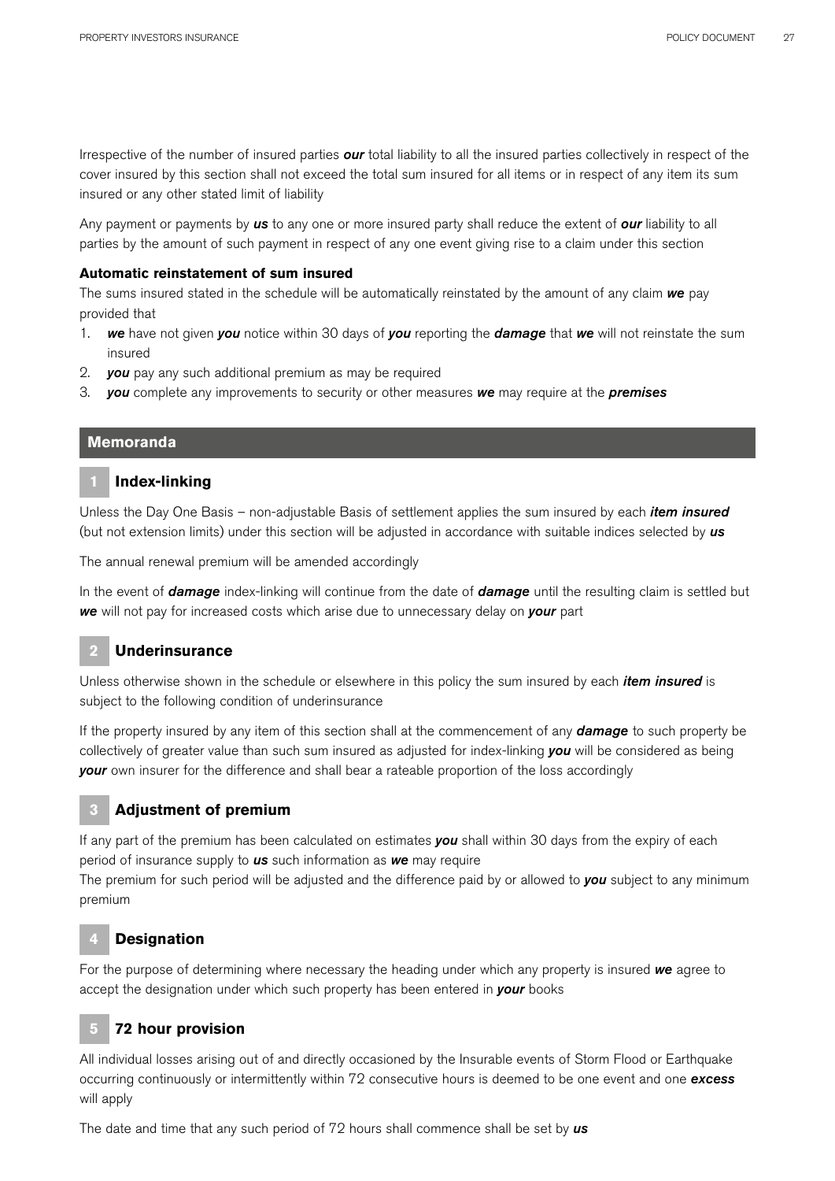Irrespective of the number of insured parties ***our*** total liability to all the insured parties collectively in respect of the cover insured by this section shall not exceed the total sum insured for all items or in respect of any item its sum insured or any other stated limit of liability

Any payment or payments by ***us*** to any one or more insured party shall reduce the extent of ***our*** liability to all parties by the amount of such payment in respect of any one event giving rise to a claim under this section

**Automatic reinstatement of sum insured**

The sums insured stated in the schedule will be automatically reinstated by the amount of any claim ***we*** pay provided that

1. ***we*** have not given ***you*** notice within 30 days of ***you*** reporting the ***damage*** that ***we*** will not reinstate the sum insured
2. ***you*** pay any such additional premium as may be required
3. ***you*** complete any improvements to security or other measures ***we*** may require at the ***premises***

## Memoranda

### 1 Index-linking

Unless the Day One Basis – non-adjustable Basis of settlement applies the sum insured by each ***item insured*** (but not extension limits) under this section will be adjusted in accordance with suitable indices selected by ***us***

The annual renewal premium will be amended accordingly

In the event of ***damage*** index-linking will continue from the date of ***damage*** until the resulting claim is settled but ***we*** will not pay for increased costs which arise due to unnecessary delay on ***your*** part

### 2 Underinsurance

Unless otherwise shown in the schedule or elsewhere in this policy the sum insured by each ***item insured*** is subject to the following condition of underinsurance

If the property insured by any item of this section shall at the commencement of any ***damage*** to such property be collectively of greater value than such sum insured as adjusted for index-linking ***you*** will be considered as being ***your*** own insurer for the difference and shall bear a rateable proportion of the loss accordingly

### 3 Adjustment of premium

If any part of the premium has been calculated on estimates ***you*** shall within 30 days from the expiry of each period of insurance supply to ***us*** such information as ***we*** may require
The premium for such period will be adjusted and the difference paid by or allowed to ***you*** subject to any minimum premium

### 4 Designation

For the purpose of determining where necessary the heading under which any property is insured ***we*** agree to accept the designation under which such property has been entered in ***your*** books

### 5 72 hour provision

All individual losses arising out of and directly occasioned by the Insurable events of Storm Flood or Earthquake occurring continuously or intermittently within 72 consecutive hours is deemed to be one event and one ***excess*** will apply

The date and time that any such period of 72 hours shall commence shall be set by ***us***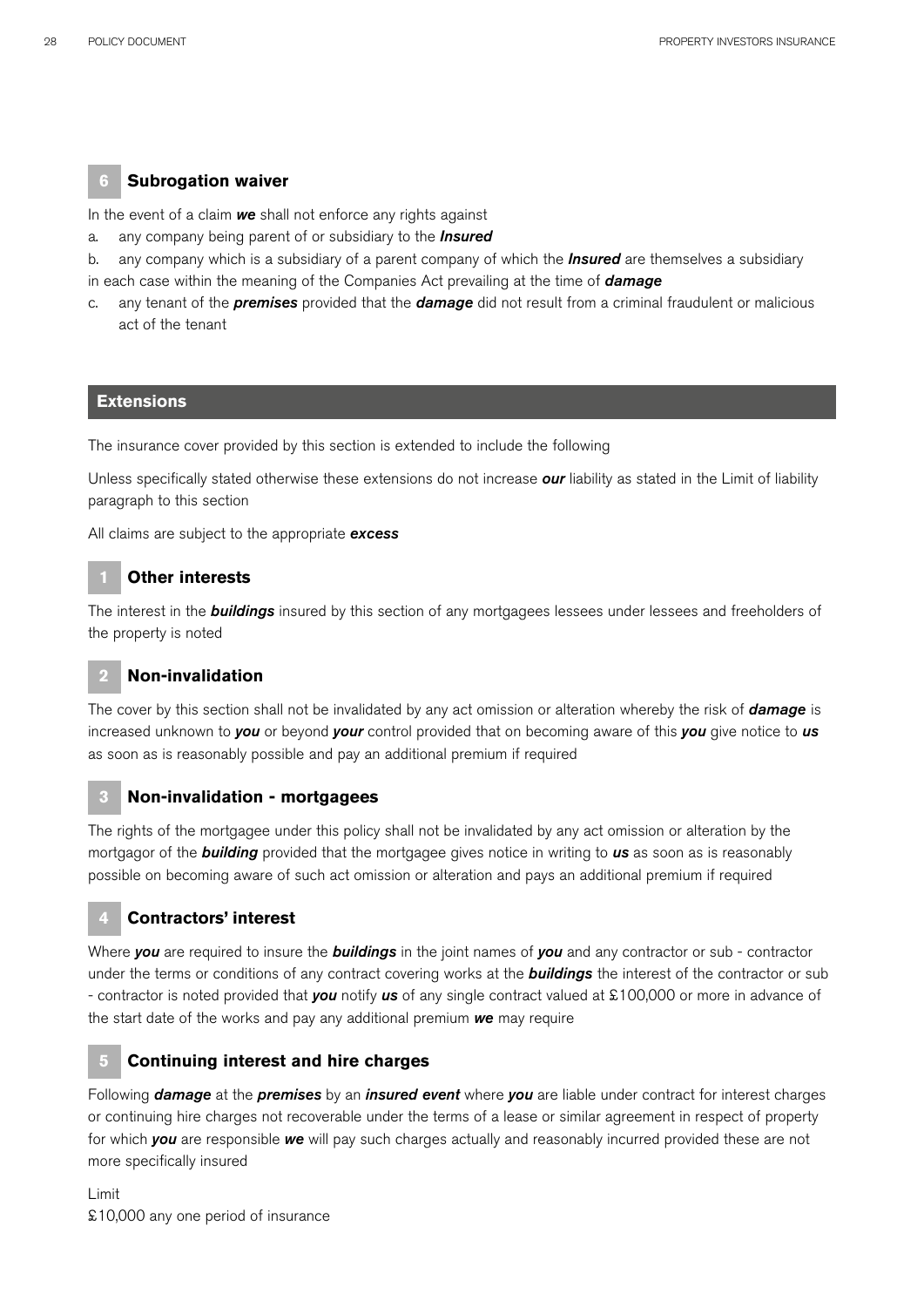### 6 Subrogation waiver

In the event of a claim ***we*** shall not enforce any rights against

a. any company being parent of or subsidiary to the ***Insured***

b. any company which is a subsidiary of a parent company of which the ***Insured*** are themselves a subsidiary

in each case within the meaning of the Companies Act prevailing at the time of ***damage***

c. any tenant of the ***premises*** provided that the ***damage*** did not result from a criminal fraudulent or malicious act of the tenant

## Extensions

The insurance cover provided by this section is extended to include the following

Unless specifically stated otherwise these extensions do not increase ***our*** liability as stated in the Limit of liability paragraph to this section

All claims are subject to the appropriate ***excess***

### 1 Other interests

The interest in the ***buildings*** insured by this section of any mortgagees lessees under lessees and freeholders of the property is noted

### 2 Non-invalidation

The cover by this section shall not be invalidated by any act omission or alteration whereby the risk of ***damage*** is increased unknown to ***you*** or beyond ***your*** control provided that on becoming aware of this ***you*** give notice to ***us*** as soon as is reasonably possible and pay an additional premium if required

### 3 Non-invalidation - mortgagees

The rights of the mortgagee under this policy shall not be invalidated by any act omission or alteration by the mortgagor of the ***building*** provided that the mortgagee gives notice in writing to ***us*** as soon as is reasonably possible on becoming aware of such act omission or alteration and pays an additional premium if required

### 4 Contractors' interest

Where ***you*** are required to insure the ***buildings*** in the joint names of ***you*** and any contractor or sub - contractor under the terms or conditions of any contract covering works at the ***buildings*** the interest of the contractor or sub - contractor is noted provided that ***you*** notify ***us*** of any single contract valued at £100,000 or more in advance of the start date of the works and pay any additional premium ***we*** may require

### 5 Continuing interest and hire charges

Following ***damage*** at the ***premises*** by an ***insured event*** where ***you*** are liable under contract for interest charges or continuing hire charges not recoverable under the terms of a lease or similar agreement in respect of property for which ***you*** are responsible ***we*** will pay such charges actually and reasonably incurred provided these are not more specifically insured

Limit
£10,000 any one period of insurance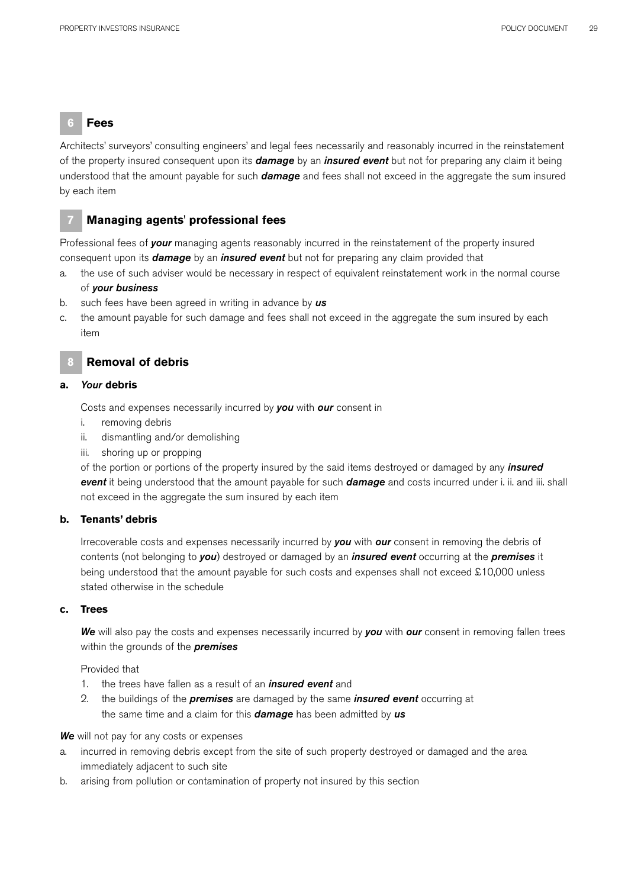## 6 Fees

Architects' surveyors' consulting engineers' and legal fees necessarily and reasonably incurred in the reinstatement of the property insured consequent upon its ***damage*** by an ***insured event*** but not for preparing any claim it being understood that the amount payable for such ***damage*** and fees shall not exceed in the aggregate the sum insured by each item

## 7 Managing agents' professional fees

Professional fees of ***your*** managing agents reasonably incurred in the reinstatement of the property insured consequent upon its ***damage*** by an ***insured event*** but not for preparing any claim provided that

a. the use of such adviser would be necessary in respect of equivalent reinstatement work in the normal course of ***your business***
b. such fees have been agreed in writing in advance by ***us***
c. the amount payable for such damage and fees shall not exceed in the aggregate the sum insured by each item

## 8 Removal of debris

**a. *Your* debris**

Costs and expenses necessarily incurred by ***you*** with ***our*** consent in

i. removing debris
ii. dismantling and/or demolishing
iii. shoring up or propping

of the portion or portions of the property insured by the said items destroyed or damaged by any ***insured event*** it being understood that the amount payable for such ***damage*** and costs incurred under i. ii. and iii. shall not exceed in the aggregate the sum insured by each item

**b. Tenants' debris**

Irrecoverable costs and expenses necessarily incurred by ***you*** with ***our*** consent in removing the debris of contents (not belonging to ***you***) destroyed or damaged by an ***insured event*** occurring at the ***premises*** it being understood that the amount payable for such costs and expenses shall not exceed £10,000 unless stated otherwise in the schedule

**c. Trees**

***We*** will also pay the costs and expenses necessarily incurred by ***you*** with ***our*** consent in removing fallen trees within the grounds of the ***premises***

Provided that

1. the trees have fallen as a result of an ***insured event*** and
2. the buildings of the ***premises*** are damaged by the same ***insured event*** occurring at the same time and a claim for this ***damage*** has been admitted by ***us***

***We*** will not pay for any costs or expenses

a. incurred in removing debris except from the site of such property destroyed or damaged and the area immediately adjacent to such site
b. arising from pollution or contamination of property not insured by this section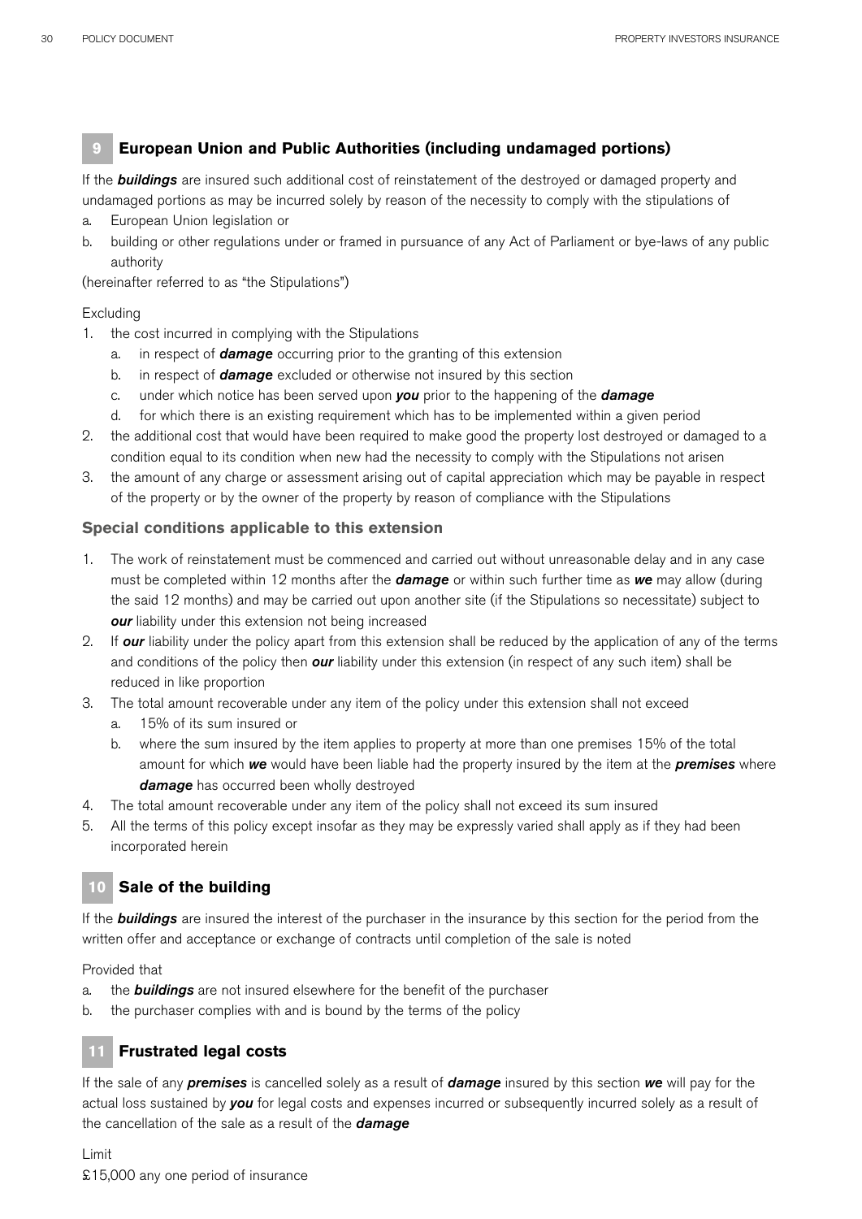## 9 European Union and Public Authorities (including undamaged portions)

If the ***buildings*** are insured such additional cost of reinstatement of the destroyed or damaged property and undamaged portions as may be incurred solely by reason of the necessity to comply with the stipulations of

a. European Union legislation or
b. building or other regulations under or framed in pursuance of any Act of Parliament or bye-laws of any public authority

(hereinafter referred to as "the Stipulations")

Excluding

1. the cost incurred in complying with the Stipulations
   a. in respect of ***damage*** occurring prior to the granting of this extension
   b. in respect of ***damage*** excluded or otherwise not insured by this section
   c. under which notice has been served upon ***you*** prior to the happening of the ***damage***
   d. for which there is an existing requirement which has to be implemented within a given period
2. the additional cost that would have been required to make good the property lost destroyed or damaged to a condition equal to its condition when new had the necessity to comply with the Stipulations not arisen
3. the amount of any charge or assessment arising out of capital appreciation which may be payable in respect of the property or by the owner of the property by reason of compliance with the Stipulations

### Special conditions applicable to this extension

1. The work of reinstatement must be commenced and carried out without unreasonable delay and in any case must be completed within 12 months after the ***damage*** or within such further time as ***we*** may allow (during the said 12 months) and may be carried out upon another site (if the Stipulations so necessitate) subject to ***our*** liability under this extension not being increased
2. If ***our*** liability under the policy apart from this extension shall be reduced by the application of any of the terms and conditions of the policy then ***our*** liability under this extension (in respect of any such item) shall be reduced in like proportion
3. The total amount recoverable under any item of the policy under this extension shall not exceed
   a. 15% of its sum insured or
   b. where the sum insured by the item applies to property at more than one premises 15% of the total amount for which ***we*** would have been liable had the property insured by the item at the ***premises*** where ***damage*** has occurred been wholly destroyed
4. The total amount recoverable under any item of the policy shall not exceed its sum insured
5. All the terms of this policy except insofar as they may be expressly varied shall apply as if they had been incorporated herein

## 10 Sale of the building

If the ***buildings*** are insured the interest of the purchaser in the insurance by this section for the period from the written offer and acceptance or exchange of contracts until completion of the sale is noted

Provided that

a. the ***buildings*** are not insured elsewhere for the benefit of the purchaser
b. the purchaser complies with and is bound by the terms of the policy

## 11 Frustrated legal costs

If the sale of any ***premises*** is cancelled solely as a result of ***damage*** insured by this section ***we*** will pay for the actual loss sustained by ***you*** for legal costs and expenses incurred or subsequently incurred solely as a result of the cancellation of the sale as a result of the ***damage***

Limit
£15,000 any one period of insurance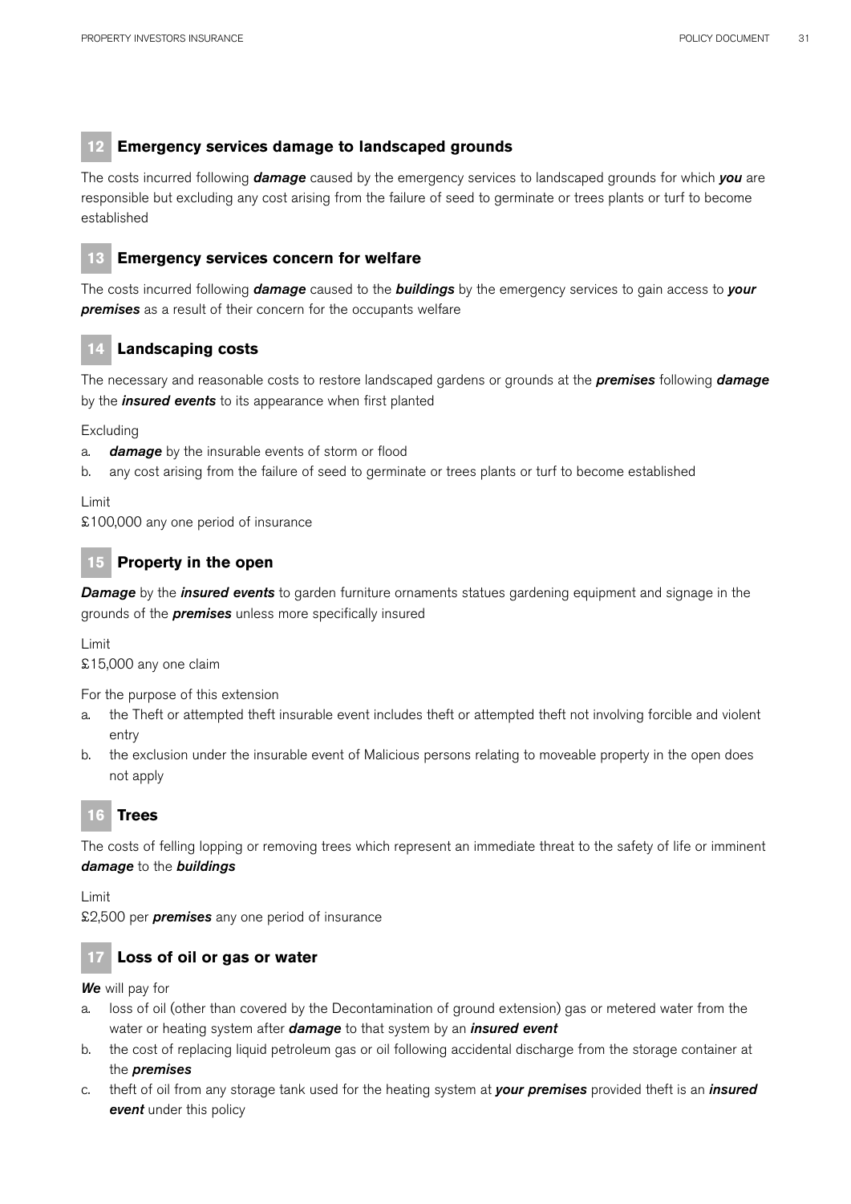## 12 Emergency services damage to landscaped grounds

The costs incurred following ***damage*** caused by the emergency services to landscaped grounds for which ***you*** are responsible but excluding any cost arising from the failure of seed to germinate or trees plants or turf to become established

## 13 Emergency services concern for welfare

The costs incurred following ***damage*** caused to the ***buildings*** by the emergency services to gain access to ***your premises*** as a result of their concern for the occupants welfare

## 14 Landscaping costs

The necessary and reasonable costs to restore landscaped gardens or grounds at the ***premises*** following ***damage*** by the ***insured events*** to its appearance when first planted

Excluding

a. ***damage*** by the insurable events of storm or flood
b. any cost arising from the failure of seed to germinate or trees plants or turf to become established

Limit
£100,000 any one period of insurance

## 15 Property in the open

***Damage*** by the ***insured events*** to garden furniture ornaments statues gardening equipment and signage in the grounds of the ***premises*** unless more specifically insured

Limit
£15,000 any one claim

For the purpose of this extension

a. the Theft or attempted theft insurable event includes theft or attempted theft not involving forcible and violent entry
b. the exclusion under the insurable event of Malicious persons relating to moveable property in the open does not apply

## 16 Trees

The costs of felling lopping or removing trees which represent an immediate threat to the safety of life or imminent ***damage*** to the ***buildings***

Limit
£2,500 per ***premises*** any one period of insurance

## 17 Loss of oil or gas or water

***We*** will pay for

a. loss of oil (other than covered by the Decontamination of ground extension) gas or metered water from the water or heating system after ***damage*** to that system by an ***insured event***
b. the cost of replacing liquid petroleum gas or oil following accidental discharge from the storage container at the ***premises***
c. theft of oil from any storage tank used for the heating system at ***your premises*** provided theft is an ***insured event*** under this policy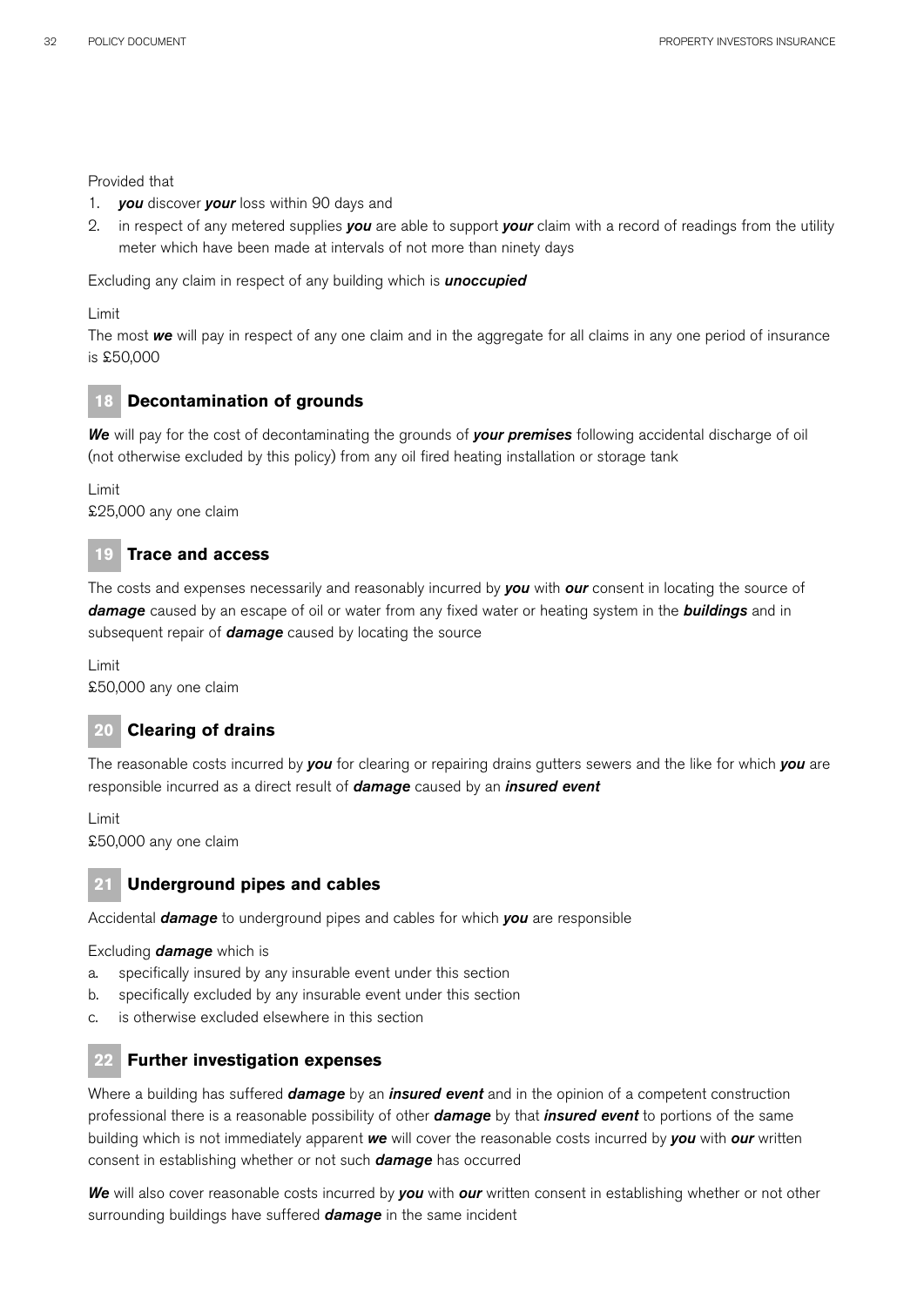Provided that

1. ***you*** discover ***your*** loss within 90 days and
2. in respect of any metered supplies ***you*** are able to support ***your*** claim with a record of readings from the utility meter which have been made at intervals of not more than ninety days

Excluding any claim in respect of any building which is ***unoccupied***

Limit

The most ***we*** will pay in respect of any one claim and in the aggregate for all claims in any one period of insurance is £50,000

## 18 Decontamination of grounds

***We*** will pay for the cost of decontaminating the grounds of ***your premises*** following accidental discharge of oil (not otherwise excluded by this policy) from any oil fired heating installation or storage tank

Limit

£25,000 any one claim

## 19 Trace and access

The costs and expenses necessarily and reasonably incurred by ***you*** with ***our*** consent in locating the source of ***damage*** caused by an escape of oil or water from any fixed water or heating system in the ***buildings*** and in subsequent repair of ***damage*** caused by locating the source

Limit

£50,000 any one claim

## 20 Clearing of drains

The reasonable costs incurred by ***you*** for clearing or repairing drains gutters sewers and the like for which ***you*** are responsible incurred as a direct result of ***damage*** caused by an ***insured event***

Limit

£50,000 any one claim

## 21 Underground pipes and cables

Accidental ***damage*** to underground pipes and cables for which ***you*** are responsible

Excluding ***damage*** which is

a. specifically insured by any insurable event under this section
b. specifically excluded by any insurable event under this section
c. is otherwise excluded elsewhere in this section

## 22 Further investigation expenses

Where a building has suffered ***damage*** by an ***insured event*** and in the opinion of a competent construction professional there is a reasonable possibility of other ***damage*** by that ***insured event*** to portions of the same building which is not immediately apparent ***we*** will cover the reasonable costs incurred by ***you*** with ***our*** written consent in establishing whether or not such ***damage*** has occurred

***We*** will also cover reasonable costs incurred by ***you*** with ***our*** written consent in establishing whether or not other surrounding buildings have suffered ***damage*** in the same incident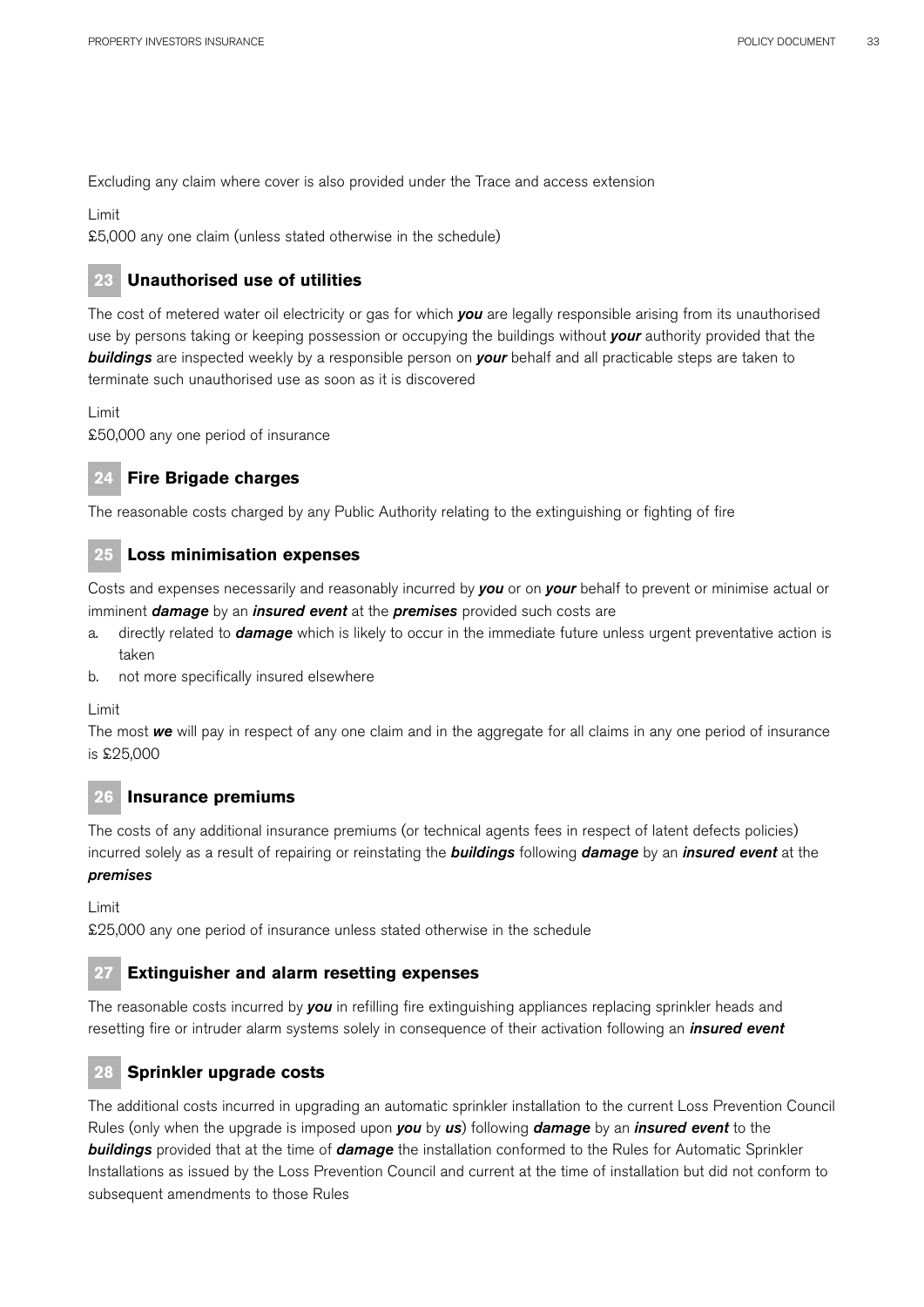Excluding any claim where cover is also provided under the Trace and access extension

Limit

£5,000 any one claim (unless stated otherwise in the schedule)

### 23 Unauthorised use of utilities

The cost of metered water oil electricity or gas for which ***you*** are legally responsible arising from its unauthorised use by persons taking or keeping possession or occupying the buildings without ***your*** authority provided that the ***buildings*** are inspected weekly by a responsible person on ***your*** behalf and all practicable steps are taken to terminate such unauthorised use as soon as it is discovered

Limit

£50,000 any one period of insurance

### 24 Fire Brigade charges

The reasonable costs charged by any Public Authority relating to the extinguishing or fighting of fire

### 25 Loss minimisation expenses

Costs and expenses necessarily and reasonably incurred by ***you*** or on ***your*** behalf to prevent or minimise actual or imminent ***damage*** by an ***insured event*** at the ***premises*** provided such costs are

a. directly related to ***damage*** which is likely to occur in the immediate future unless urgent preventative action is taken
b. not more specifically insured elsewhere

Limit

The most ***we*** will pay in respect of any one claim and in the aggregate for all claims in any one period of insurance is £25,000

### 26 Insurance premiums

The costs of any additional insurance premiums (or technical agents fees in respect of latent defects policies) incurred solely as a result of repairing or reinstating the ***buildings*** following ***damage*** by an ***insured event*** at the ***premises***

Limit

£25,000 any one period of insurance unless stated otherwise in the schedule

### 27 Extinguisher and alarm resetting expenses

The reasonable costs incurred by ***you*** in refilling fire extinguishing appliances replacing sprinkler heads and resetting fire or intruder alarm systems solely in consequence of their activation following an ***insured event***

### 28 Sprinkler upgrade costs

The additional costs incurred in upgrading an automatic sprinkler installation to the current Loss Prevention Council Rules (only when the upgrade is imposed upon ***you*** by ***us***) following ***damage*** by an ***insured event*** to the ***buildings*** provided that at the time of ***damage*** the installation conformed to the Rules for Automatic Sprinkler Installations as issued by the Loss Prevention Council and current at the time of installation but did not conform to subsequent amendments to those Rules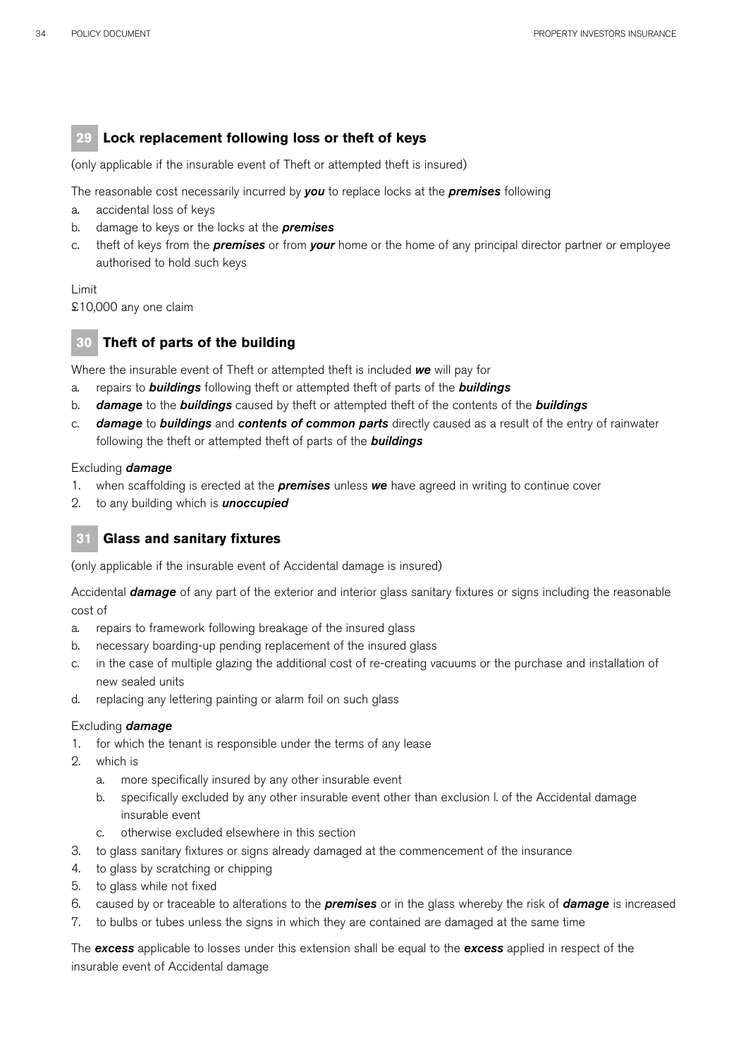## 29 Lock replacement following loss or theft of keys

(only applicable if the insurable event of Theft or attempted theft is insured)

The reasonable cost necessarily incurred by ***you*** to replace locks at the ***premises*** following

a. accidental loss of keys
b. damage to keys or the locks at the ***premises***
c. theft of keys from the ***premises*** or from ***your*** home or the home of any principal director partner or employee authorised to hold such keys

Limit
£10,000 any one claim

## 30 Theft of parts of the building

Where the insurable event of Theft or attempted theft is included ***we*** will pay for

a. repairs to ***buildings*** following theft or attempted theft of parts of the ***buildings***
b. ***damage*** to the ***buildings*** caused by theft or attempted theft of the contents of the ***buildings***
c. ***damage*** to ***buildings*** and ***contents of common parts*** directly caused as a result of the entry of rainwater following the theft or attempted theft of parts of the ***buildings***

Excluding ***damage***

1. when scaffolding is erected at the ***premises*** unless ***we*** have agreed in writing to continue cover
2. to any building which is ***unoccupied***

## 31 Glass and sanitary fixtures

(only applicable if the insurable event of Accidental damage is insured)

Accidental ***damage*** of any part of the exterior and interior glass sanitary fixtures or signs including the reasonable cost of

a. repairs to framework following breakage of the insured glass
b. necessary boarding-up pending replacement of the insured glass
c. in the case of multiple glazing the additional cost of re-creating vacuums or the purchase and installation of new sealed units
d. replacing any lettering painting or alarm foil on such glass

Excluding ***damage***

1. for which the tenant is responsible under the terms of any lease
2. which is
   a. more specifically insured by any other insurable event
   b. specifically excluded by any other insurable event other than exclusion l. of the Accidental damage insurable event
   c. otherwise excluded elsewhere in this section
3. to glass sanitary fixtures or signs already damaged at the commencement of the insurance
4. to glass by scratching or chipping
5. to glass while not fixed
6. caused by or traceable to alterations to the ***premises*** or in the glass whereby the risk of ***damage*** is increased
7. to bulbs or tubes unless the signs in which they are contained are damaged at the same time

The ***excess*** applicable to losses under this extension shall be equal to the ***excess*** applied in respect of the insurable event of Accidental damage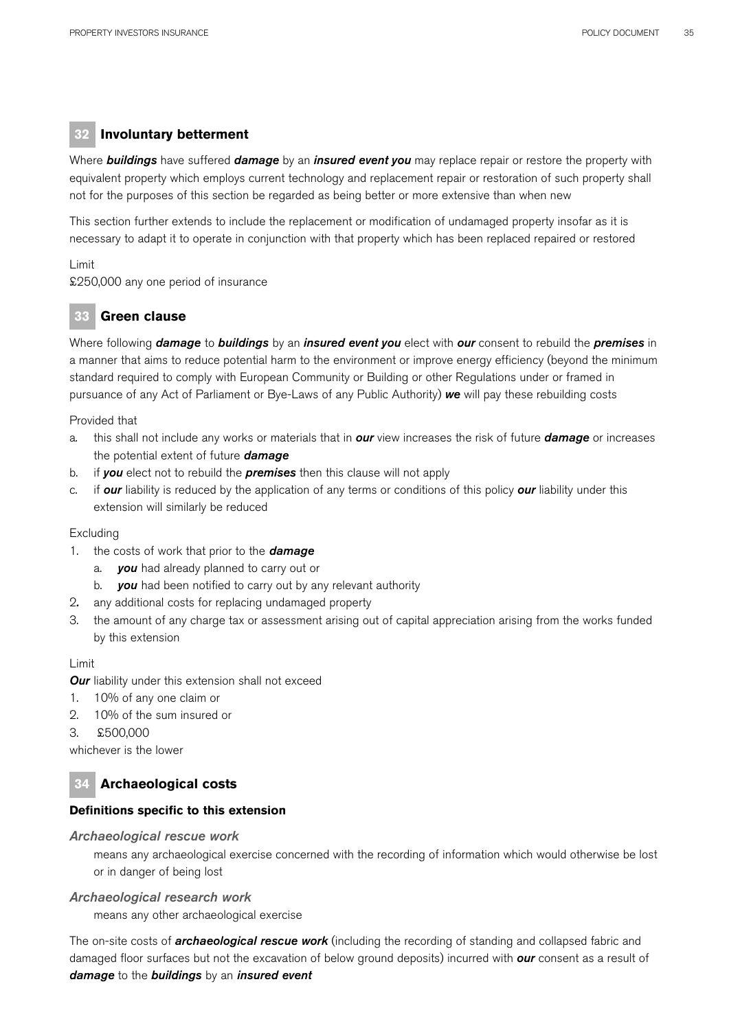## 32 Involuntary betterment

Where ***buildings*** have suffered ***damage*** by an ***insured event you*** may replace repair or restore the property with equivalent property which employs current technology and replacement repair or restoration of such property shall not for the purposes of this section be regarded as being better or more extensive than when new

This section further extends to include the replacement or modification of undamaged property insofar as it is necessary to adapt it to operate in conjunction with that property which has been replaced repaired or restored

Limit
£250,000 any one period of insurance

## 33 Green clause

Where following ***damage*** to ***buildings*** by an ***insured event you*** elect with ***our*** consent to rebuild the ***premises*** in a manner that aims to reduce potential harm to the environment or improve energy efficiency (beyond the minimum standard required to comply with European Community or Building or other Regulations under or framed in pursuance of any Act of Parliament or Bye-Laws of any Public Authority) ***we*** will pay these rebuilding costs

Provided that

a. this shall not include any works or materials that in ***our*** view increases the risk of future ***damage*** or increases the potential extent of future ***damage***
b. if ***you*** elect not to rebuild the ***premises*** then this clause will not apply
c. if ***our*** liability is reduced by the application of any terms or conditions of this policy ***our*** liability under this extension will similarly be reduced

Excluding

1. the costs of work that prior to the ***damage***
   a. ***you*** had already planned to carry out or
   b. ***you*** had been notified to carry out by any relevant authority
2. any additional costs for replacing undamaged property
3. the amount of any charge tax or assessment arising out of capital appreciation arising from the works funded by this extension

Limit

***Our*** liability under this extension shall not exceed

1. 10% of any one claim or
2. 10% of the sum insured or
3. £500,000

whichever is the lower

## 34 Archaeological costs

**Definitions specific to this extension**

***Archaeological rescue work***

means any archaeological exercise concerned with the recording of information which would otherwise be lost or in danger of being lost

***Archaeological research work***

means any other archaeological exercise

The on-site costs of ***archaeological rescue work*** (including the recording of standing and collapsed fabric and damaged floor surfaces but not the excavation of below ground deposits) incurred with ***our*** consent as a result of ***damage*** to the ***buildings*** by an ***insured event***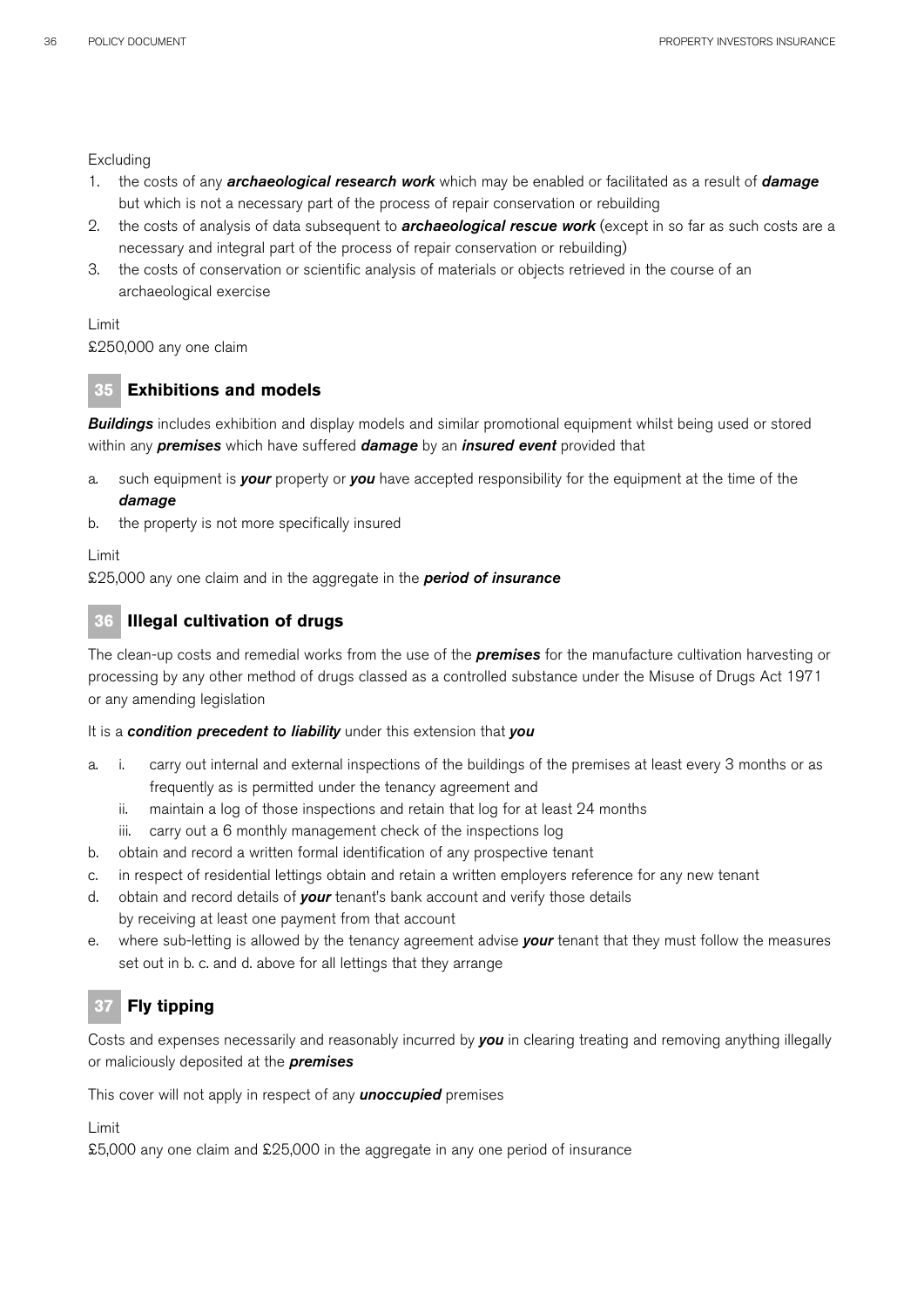Excluding

1. the costs of any ***archaeological research work*** which may be enabled or facilitated as a result of ***damage*** but which is not a necessary part of the process of repair conservation or rebuilding
2. the costs of analysis of data subsequent to ***archaeological rescue work*** (except in so far as such costs are a necessary and integral part of the process of repair conservation or rebuilding)
3. the costs of conservation or scientific analysis of materials or objects retrieved in the course of an archaeological exercise

Limit
£250,000 any one claim

## 35 Exhibitions and models

***Buildings*** includes exhibition and display models and similar promotional equipment whilst being used or stored within any ***premises*** which have suffered ***damage*** by an ***insured event*** provided that

a. such equipment is ***your*** property or ***you*** have accepted responsibility for the equipment at the time of the ***damage***
b. the property is not more specifically insured

Limit
£25,000 any one claim and in the aggregate in the ***period of insurance***

## 36 Illegal cultivation of drugs

The clean-up costs and remedial works from the use of the ***premises*** for the manufacture cultivation harvesting or processing by any other method of drugs classed as a controlled substance under the Misuse of Drugs Act 1971 or any amending legislation

It is a ***condition precedent to liability*** under this extension that ***you***

a. i. carry out internal and external inspections of the buildings of the premises at least every 3 months or as frequently as is permitted under the tenancy agreement and
   ii. maintain a log of those inspections and retain that log for at least 24 months
   iii. carry out a 6 monthly management check of the inspections log
b. obtain and record a written formal identification of any prospective tenant
c. in respect of residential lettings obtain and retain a written employers reference for any new tenant
d. obtain and record details of ***your*** tenant's bank account and verify those details by receiving at least one payment from that account
e. where sub-letting is allowed by the tenancy agreement advise ***your*** tenant that they must follow the measures set out in b. c. and d. above for all lettings that they arrange

## 37 Fly tipping

Costs and expenses necessarily and reasonably incurred by ***you*** in clearing treating and removing anything illegally or maliciously deposited at the ***premises***

This cover will not apply in respect of any ***unoccupied*** premises

Limit
£5,000 any one claim and £25,000 in the aggregate in any one period of insurance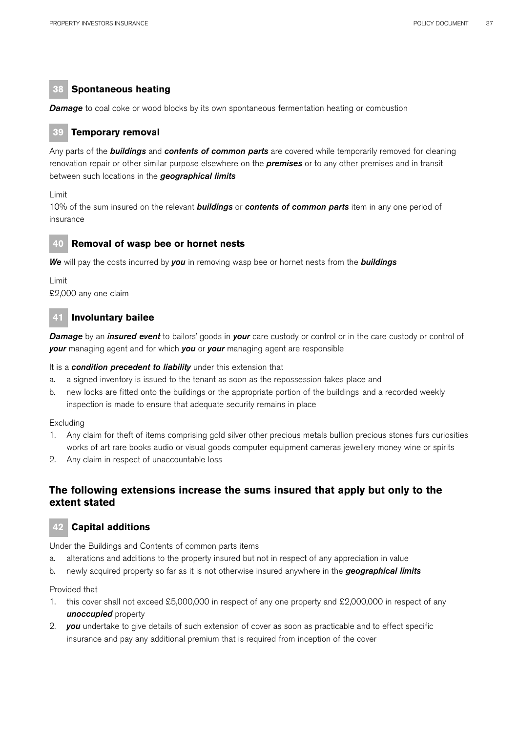## 38 Spontaneous heating

***Damage*** to coal coke or wood blocks by its own spontaneous fermentation heating or combustion

## 39 Temporary removal

Any parts of the ***buildings*** and ***contents of common parts*** are covered while temporarily removed for cleaning renovation repair or other similar purpose elsewhere on the ***premises*** or to any other premises and in transit between such locations in the ***geographical limits***

Limit
10% of the sum insured on the relevant ***buildings*** or ***contents of common parts*** item in any one period of insurance

## 40 Removal of wasp bee or hornet nests

***We*** will pay the costs incurred by ***you*** in removing wasp bee or hornet nests from the ***buildings***

Limit
£2,000 any one claim

## 41 Involuntary bailee

***Damage*** by an ***insured event*** to bailors' goods in ***your*** care custody or control or in the care custody or control of ***your*** managing agent and for which ***you*** or ***your*** managing agent are responsible

It is a ***condition precedent to liability*** under this extension that

a. a signed inventory is issued to the tenant as soon as the repossession takes place and
b. new locks are fitted onto the buildings or the appropriate portion of the buildings and a recorded weekly inspection is made to ensure that adequate security remains in place

Excluding

1. Any claim for theft of items comprising gold silver other precious metals bullion precious stones furs curiosities works of art rare books audio or visual goods computer equipment cameras jewellery money wine or spirits
2. Any claim in respect of unaccountable loss

## The following extensions increase the sums insured that apply but only to the extent stated

## 42 Capital additions

Under the Buildings and Contents of common parts items

a. alterations and additions to the property insured but not in respect of any appreciation in value
b. newly acquired property so far as it is not otherwise insured anywhere in the ***geographical limits***

Provided that

1. this cover shall not exceed £5,000,000 in respect of any one property and £2,000,000 in respect of any ***unoccupied*** property
2. ***you*** undertake to give details of such extension of cover as soon as practicable and to effect specific insurance and pay any additional premium that is required from inception of the cover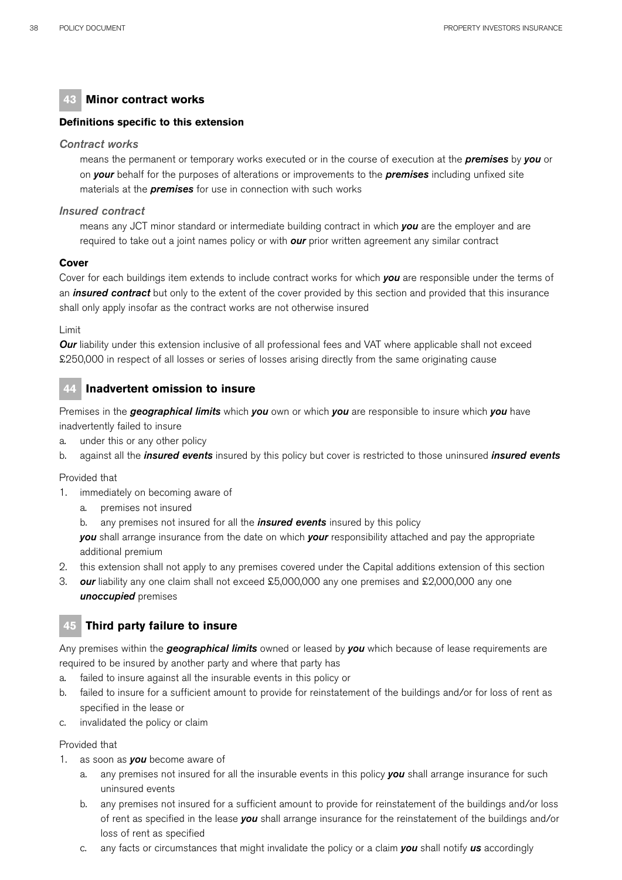## 43 Minor contract works

**Definitions specific to this extension**

*Contract works*

means the permanent or temporary works executed or in the course of execution at the ***premises*** by ***you*** or on ***your*** behalf for the purposes of alterations or improvements to the ***premises*** including unfixed site materials at the ***premises*** for use in connection with such works

*Insured contract*

means any JCT minor standard or intermediate building contract in which ***you*** are the employer and are required to take out a joint names policy or with ***our*** prior written agreement any similar contract

**Cover**

Cover for each buildings item extends to include contract works for which ***you*** are responsible under the terms of an ***insured contract*** but only to the extent of the cover provided by this section and provided that this insurance shall only apply insofar as the contract works are not otherwise insured

Limit

***Our*** liability under this extension inclusive of all professional fees and VAT where applicable shall not exceed £250,000 in respect of all losses or series of losses arising directly from the same originating cause

## 44 Inadvertent omission to insure

Premises in the ***geographical limits*** which ***you*** own or which ***you*** are responsible to insure which ***you*** have inadvertently failed to insure

a. under this or any other policy
b. against all the ***insured events*** insured by this policy but cover is restricted to those uninsured ***insured events***

Provided that

1. immediately on becoming aware of
   a. premises not insured
   b. any premises not insured for all the ***insured events*** insured by this policy

   ***you*** shall arrange insurance from the date on which ***your*** responsibility attached and pay the appropriate additional premium
2. this extension shall not apply to any premises covered under the Capital additions extension of this section
3. ***our*** liability any one claim shall not exceed £5,000,000 any one premises and £2,000,000 any one ***unoccupied*** premises

## 45 Third party failure to insure

Any premises within the ***geographical limits*** owned or leased by ***you*** which because of lease requirements are required to be insured by another party and where that party has

a. failed to insure against all the insurable events in this policy or
b. failed to insure for a sufficient amount to provide for reinstatement of the buildings and/or for loss of rent as specified in the lease or
c. invalidated the policy or claim

Provided that

1. as soon as ***you*** become aware of
   a. any premises not insured for all the insurable events in this policy ***you*** shall arrange insurance for such uninsured events
   b. any premises not insured for a sufficient amount to provide for reinstatement of the buildings and/or loss of rent as specified in the lease ***you*** shall arrange insurance for the reinstatement of the buildings and/or loss of rent as specified
   c. any facts or circumstances that might invalidate the policy or a claim ***you*** shall notify ***us*** accordingly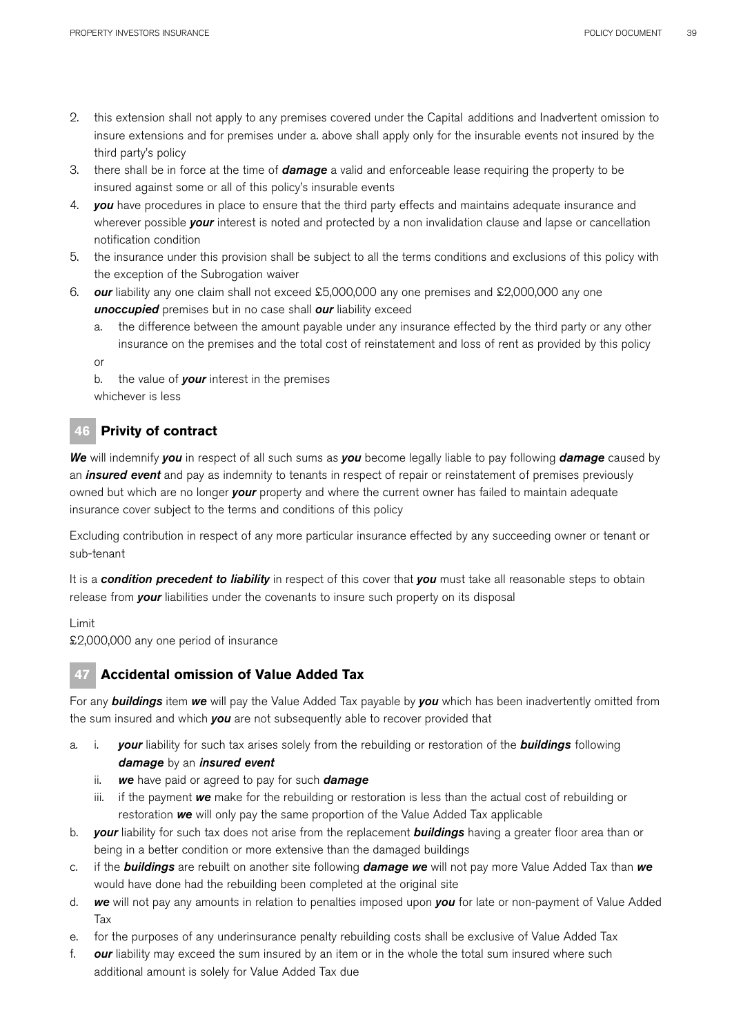2. this extension shall not apply to any premises covered under the Capital additions and Inadvertent omission to insure extensions and for premises under a. above shall apply only for the insurable events not insured by the third party's policy
3. there shall be in force at the time of ***damage*** a valid and enforceable lease requiring the property to be insured against some or all of this policy's insurable events
4. ***you*** have procedures in place to ensure that the third party effects and maintains adequate insurance and wherever possible ***your*** interest is noted and protected by a non invalidation clause and lapse or cancellation notification condition
5. the insurance under this provision shall be subject to all the terms conditions and exclusions of this policy with the exception of the Subrogation waiver
6. ***our*** liability any one claim shall not exceed £5,000,000 any one premises and £2,000,000 any one ***unoccupied*** premises but in no case shall ***our*** liability exceed
   a. the difference between the amount payable under any insurance effected by the third party or any other insurance on the premises and the total cost of reinstatement and loss of rent as provided by this policy

   or

   b. the value of ***your*** interest in the premises

   whichever is less

## 46 Privity of contract

***We*** will indemnify ***you*** in respect of all such sums as ***you*** become legally liable to pay following ***damage*** caused by an ***insured event*** and pay as indemnity to tenants in respect of repair or reinstatement of premises previously owned but which are no longer ***your*** property and where the current owner has failed to maintain adequate insurance cover subject to the terms and conditions of this policy

Excluding contribution in respect of any more particular insurance effected by any succeeding owner or tenant or sub-tenant

It is a ***condition precedent to liability*** in respect of this cover that ***you*** must take all reasonable steps to obtain release from ***your*** liabilities under the covenants to insure such property on its disposal

Limit
£2,000,000 any one period of insurance

## 47 Accidental omission of Value Added Tax

For any ***buildings*** item ***we*** will pay the Value Added Tax payable by ***you*** which has been inadvertently omitted from the sum insured and which ***you*** are not subsequently able to recover provided that

a. i. ***your*** liability for such tax arises solely from the rebuilding or restoration of the ***buildings*** following ***damage*** by an ***insured event***
   ii. ***we*** have paid or agreed to pay for such ***damage***
   iii. if the payment ***we*** make for the rebuilding or restoration is less than the actual cost of rebuilding or restoration ***we*** will only pay the same proportion of the Value Added Tax applicable
b. ***your*** liability for such tax does not arise from the replacement ***buildings*** having a greater floor area than or being in a better condition or more extensive than the damaged buildings
c. if the ***buildings*** are rebuilt on another site following ***damage we*** will not pay more Value Added Tax than ***we*** would have done had the rebuilding been completed at the original site
d. ***we*** will not pay any amounts in relation to penalties imposed upon ***you*** for late or non-payment of Value Added Tax
e. for the purposes of any underinsurance penalty rebuilding costs shall be exclusive of Value Added Tax
f. ***our*** liability may exceed the sum insured by an item or in the whole the total sum insured where such additional amount is solely for Value Added Tax due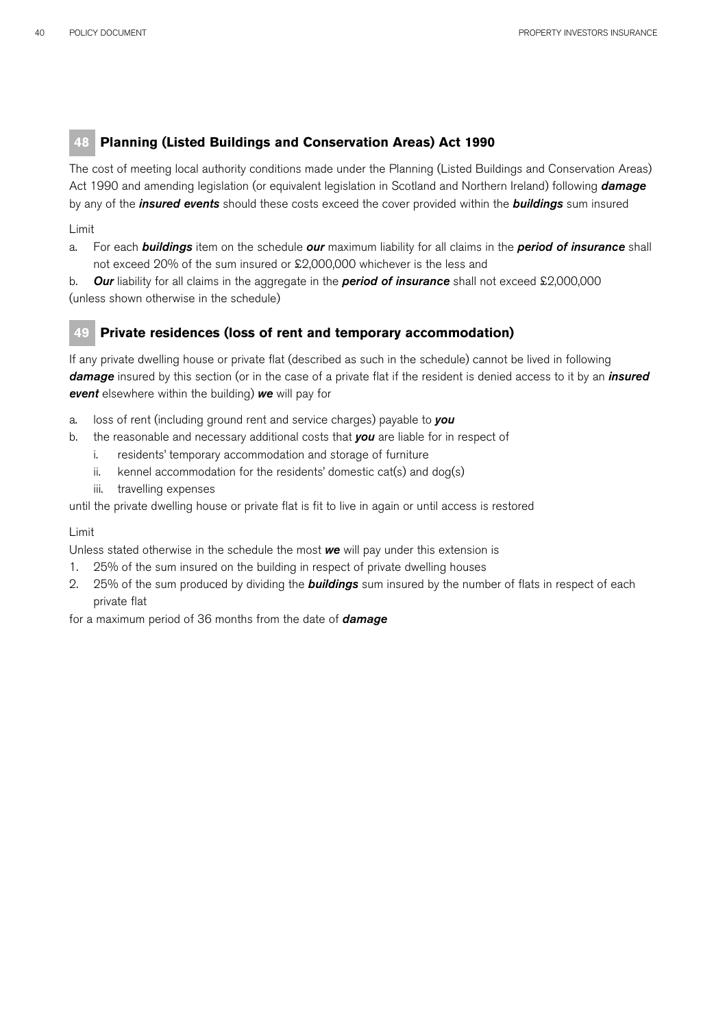## 48 Planning (Listed Buildings and Conservation Areas) Act 1990

The cost of meeting local authority conditions made under the Planning (Listed Buildings and Conservation Areas) Act 1990 and amending legislation (or equivalent legislation in Scotland and Northern Ireland) following ***damage*** by any of the ***insured events*** should these costs exceed the cover provided within the ***buildings*** sum insured

Limit

a. For each ***buildings*** item on the schedule ***our*** maximum liability for all claims in the ***period of insurance*** shall not exceed 20% of the sum insured or £2,000,000 whichever is the less and

b. ***Our*** liability for all claims in the aggregate in the ***period of insurance*** shall not exceed £2,000,000

(unless shown otherwise in the schedule)

## 49 Private residences (loss of rent and temporary accommodation)

If any private dwelling house or private flat (described as such in the schedule) cannot be lived in following ***damage*** insured by this section (or in the case of a private flat if the resident is denied access to it by an ***insured event*** elsewhere within the building) ***we*** will pay for

a. loss of rent (including ground rent and service charges) payable to ***you***
b. the reasonable and necessary additional costs that ***you*** are liable for in respect of
   i. residents' temporary accommodation and storage of furniture
   ii. kennel accommodation for the residents' domestic cat(s) and dog(s)
   iii. travelling expenses

until the private dwelling house or private flat is fit to live in again or until access is restored

Limit

Unless stated otherwise in the schedule the most ***we*** will pay under this extension is

1. 25% of the sum insured on the building in respect of private dwelling houses
2. 25% of the sum produced by dividing the ***buildings*** sum insured by the number of flats in respect of each private flat

for a maximum period of 36 months from the date of ***damage***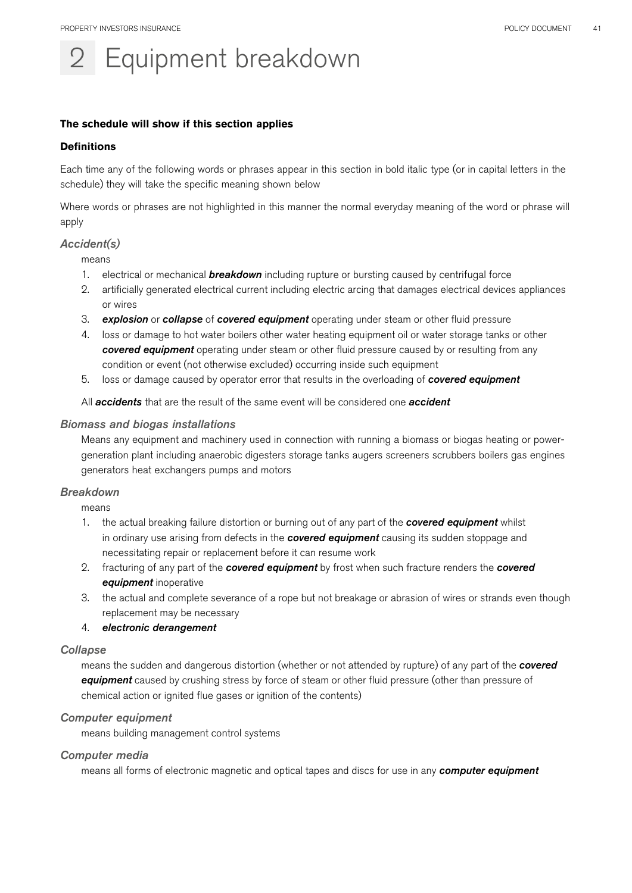# 2 Equipment breakdown

**The schedule will show if this section applies**

**Definitions**

Each time any of the following words or phrases appear in this section in bold italic type (or in capital letters in the schedule) they will take the specific meaning shown below

Where words or phrases are not highlighted in this manner the normal everyday meaning of the word or phrase will apply

### *Accident(s)*

means

1. electrical or mechanical ***breakdown*** including rupture or bursting caused by centrifugal force
2. artificially generated electrical current including electric arcing that damages electrical devices appliances or wires
3. ***explosion*** or ***collapse*** of ***covered equipment*** operating under steam or other fluid pressure
4. loss or damage to hot water boilers other water heating equipment oil or water storage tanks or other ***covered equipment*** operating under steam or other fluid pressure caused by or resulting from any condition or event (not otherwise excluded) occurring inside such equipment
5. loss or damage caused by operator error that results in the overloading of ***covered equipment***

All ***accidents*** that are the result of the same event will be considered one ***accident***

### *Biomass and biogas installations*

Means any equipment and machinery used in connection with running a biomass or biogas heating or power-generation plant including anaerobic digesters storage tanks augers screeners scrubbers boilers gas engines generators heat exchangers pumps and motors

### *Breakdown*

means

1. the actual breaking failure distortion or burning out of any part of the ***covered equipment*** whilst in ordinary use arising from defects in the ***covered equipment*** causing its sudden stoppage and necessitating repair or replacement before it can resume work
2. fracturing of any part of the ***covered equipment*** by frost when such fracture renders the ***covered equipment*** inoperative
3. the actual and complete severance of a rope but not breakage or abrasion of wires or strands even though replacement may be necessary
4. ***electronic derangement***

### *Collapse*

means the sudden and dangerous distortion (whether or not attended by rupture) of any part of the ***covered equipment*** caused by crushing stress by force of steam or other fluid pressure (other than pressure of chemical action or ignited flue gases or ignition of the contents)

### *Computer equipment*

means building management control systems

### *Computer media*

means all forms of electronic magnetic and optical tapes and discs for use in any ***computer equipment***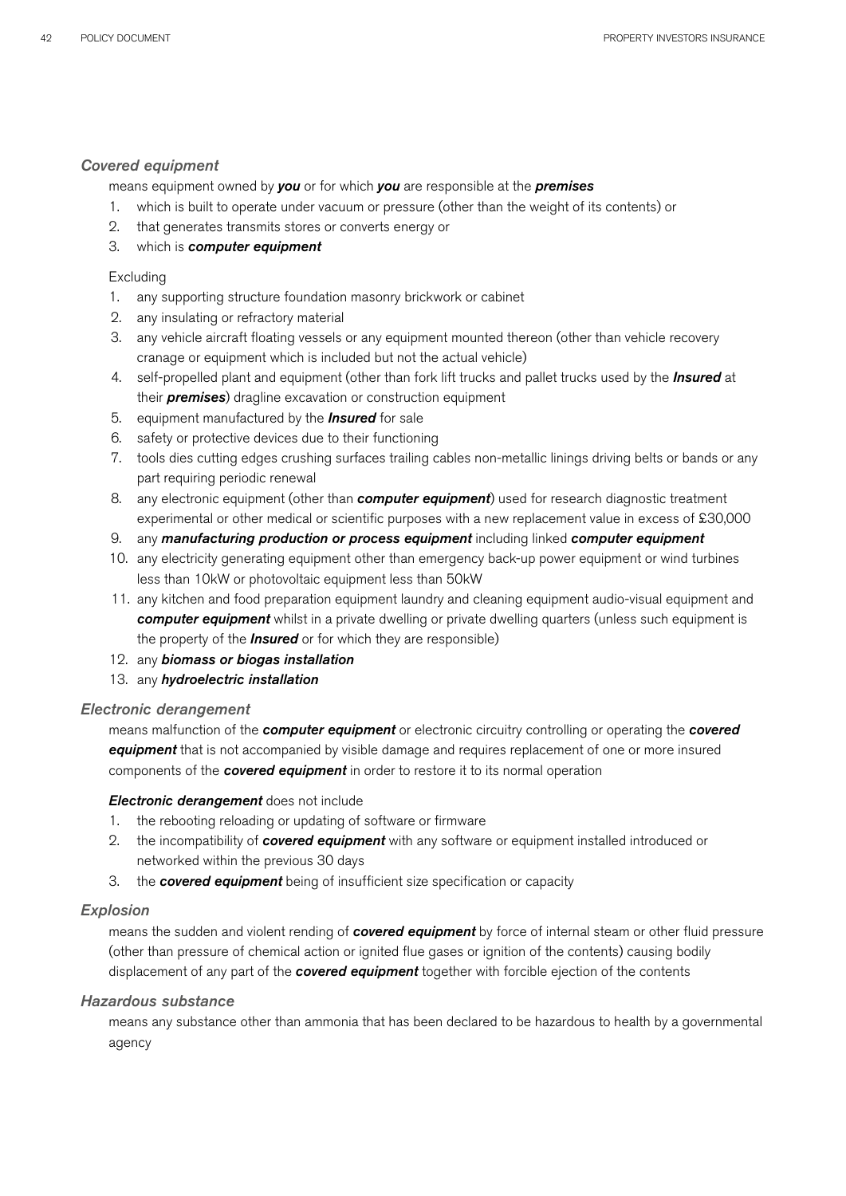### *Covered equipment*

means equipment owned by ***you*** or for which ***you*** are responsible at the ***premises***

1. which is built to operate under vacuum or pressure (other than the weight of its contents) or
2. that generates transmits stores or converts energy or
3. which is ***computer equipment***

Excluding

1. any supporting structure foundation masonry brickwork or cabinet
2. any insulating or refractory material
3. any vehicle aircraft floating vessels or any equipment mounted thereon (other than vehicle recovery cranage or equipment which is included but not the actual vehicle)
4. self-propelled plant and equipment (other than fork lift trucks and pallet trucks used by the ***Insured*** at their ***premises***) dragline excavation or construction equipment
5. equipment manufactured by the ***Insured*** for sale
6. safety or protective devices due to their functioning
7. tools dies cutting edges crushing surfaces trailing cables non-metallic linings driving belts or bands or any part requiring periodic renewal
8. any electronic equipment (other than ***computer equipment***) used for research diagnostic treatment experimental or other medical or scientific purposes with a new replacement value in excess of £30,000
9. any ***manufacturing production or process equipment*** including linked ***computer equipment***
10. any electricity generating equipment other than emergency back-up power equipment or wind turbines less than 10kW or photovoltaic equipment less than 50kW
11. any kitchen and food preparation equipment laundry and cleaning equipment audio-visual equipment and ***computer equipment*** whilst in a private dwelling or private dwelling quarters (unless such equipment is the property of the ***Insured*** or for which they are responsible)
12. any ***biomass or biogas installation***
13. any ***hydroelectric installation***

### *Electronic derangement*

means malfunction of the ***computer equipment*** or electronic circuitry controlling or operating the ***covered equipment*** that is not accompanied by visible damage and requires replacement of one or more insured components of the ***covered equipment*** in order to restore it to its normal operation

***Electronic derangement*** does not include

1. the rebooting reloading or updating of software or firmware
2. the incompatibility of ***covered equipment*** with any software or equipment installed introduced or networked within the previous 30 days
3. the ***covered equipment*** being of insufficient size specification or capacity

### *Explosion*

means the sudden and violent rending of ***covered equipment*** by force of internal steam or other fluid pressure (other than pressure of chemical action or ignited flue gases or ignition of the contents) causing bodily displacement of any part of the ***covered equipment*** together with forcible ejection of the contents

### *Hazardous substance*

means any substance other than ammonia that has been declared to be hazardous to health by a governmental agency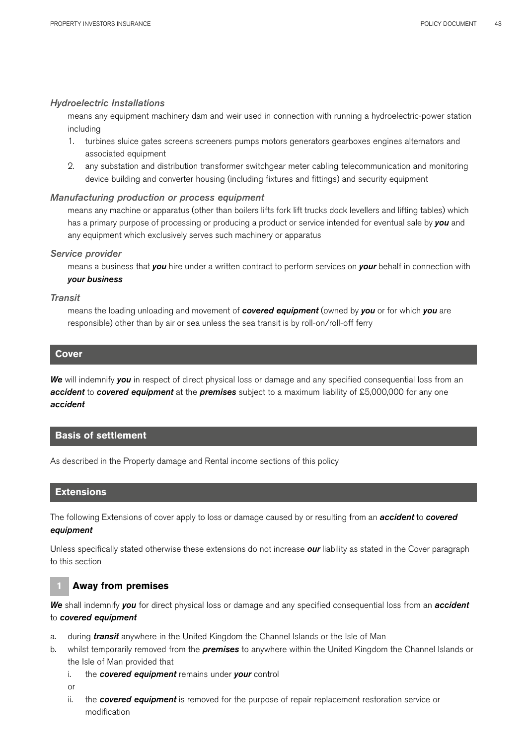*Hydroelectric Installations*

means any equipment machinery dam and weir used in connection with running a hydroelectric-power station including

1. turbines sluice gates screens screeners pumps motors generators gearboxes engines alternators and associated equipment
2. any substation and distribution transformer switchgear meter cabling telecommunication and monitoring device building and converter housing (including fixtures and fittings) and security equipment

*Manufacturing production or process equipment*

means any machine or apparatus (other than boilers lifts fork lift trucks dock levellers and lifting tables) which has a primary purpose of processing or producing a product or service intended for eventual sale by ***you*** and any equipment which exclusively serves such machinery or apparatus

*Service provider*

means a business that ***you*** hire under a written contract to perform services on ***your*** behalf in connection with ***your business***

*Transit*

means the loading unloading and movement of ***covered equipment*** (owned by ***you*** or for which ***you*** are responsible) other than by air or sea unless the sea transit is by roll-on/roll-off ferry

## Cover

***We*** will indemnify ***you*** in respect of direct physical loss or damage and any specified consequential loss from an ***accident*** to ***covered equipment*** at the ***premises*** subject to a maximum liability of £5,000,000 for any one ***accident***

## Basis of settlement

As described in the Property damage and Rental income sections of this policy

## Extensions

The following Extensions of cover apply to loss or damage caused by or resulting from an ***accident*** to ***covered equipment***

Unless specifically stated otherwise these extensions do not increase ***our*** liability as stated in the Cover paragraph to this section

### 1 Away from premises

***We*** shall indemnify ***you*** for direct physical loss or damage and any specified consequential loss from an ***accident*** to ***covered equipment***

a. during ***transit*** anywhere in the United Kingdom the Channel Islands or the Isle of Man
b. whilst temporarily removed from the ***premises*** to anywhere within the United Kingdom the Channel Islands or the Isle of Man provided that
   i. the ***covered equipment*** remains under ***your*** control

   or

   ii. the ***covered equipment*** is removed for the purpose of repair replacement restoration service or modification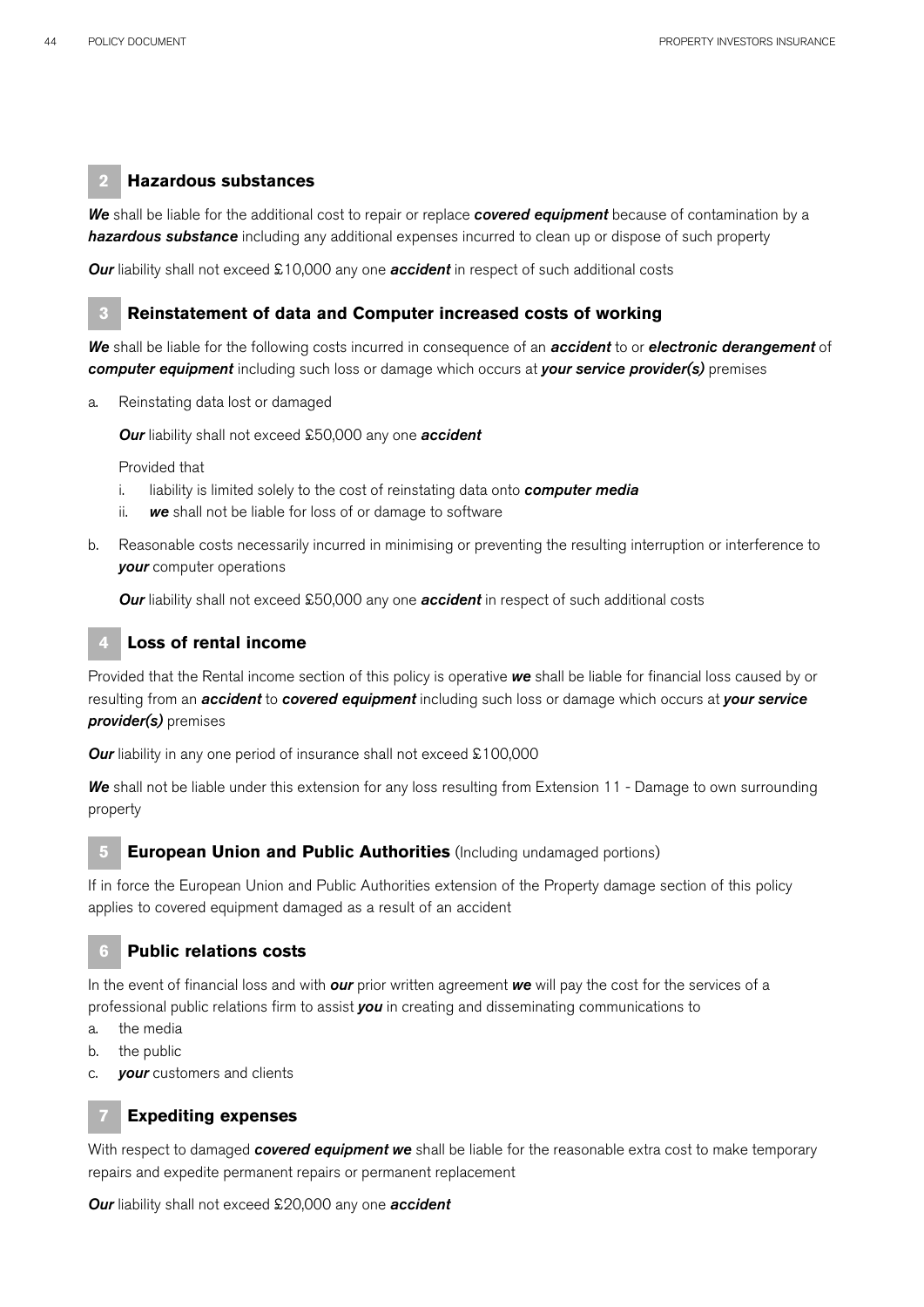## 2 Hazardous substances

***We*** shall be liable for the additional cost to repair or replace ***covered equipment*** because of contamination by a ***hazardous substance*** including any additional expenses incurred to clean up or dispose of such property

***Our*** liability shall not exceed £10,000 any one ***accident*** in respect of such additional costs

## 3 Reinstatement of data and Computer increased costs of working

***We*** shall be liable for the following costs incurred in consequence of an ***accident*** to or ***electronic derangement*** of ***computer equipment*** including such loss or damage which occurs at ***your service provider(s)*** premises

a. Reinstating data lost or damaged

   ***Our*** liability shall not exceed £50,000 any one ***accident***

   Provided that

   i. liability is limited solely to the cost of reinstating data onto ***computer media***
   ii. ***we*** shall not be liable for loss of or damage to software

b. Reasonable costs necessarily incurred in minimising or preventing the resulting interruption or interference to ***your*** computer operations

   ***Our*** liability shall not exceed £50,000 any one ***accident*** in respect of such additional costs

## 4 Loss of rental income

Provided that the Rental income section of this policy is operative ***we*** shall be liable for financial loss caused by or resulting from an ***accident*** to ***covered equipment*** including such loss or damage which occurs at ***your service provider(s)*** premises

***Our*** liability in any one period of insurance shall not exceed £100,000

***We*** shall not be liable under this extension for any loss resulting from Extension 11 - Damage to own surrounding property

## 5 European Union and Public Authorities (Including undamaged portions)

If in force the European Union and Public Authorities extension of the Property damage section of this policy applies to covered equipment damaged as a result of an accident

## 6 Public relations costs

In the event of financial loss and with ***our*** prior written agreement ***we*** will pay the cost for the services of a professional public relations firm to assist ***you*** in creating and disseminating communications to

a. the media
b. the public
c. ***your*** customers and clients

## 7 Expediting expenses

With respect to damaged ***covered equipment we*** shall be liable for the reasonable extra cost to make temporary repairs and expedite permanent repairs or permanent replacement

***Our*** liability shall not exceed £20,000 any one ***accident***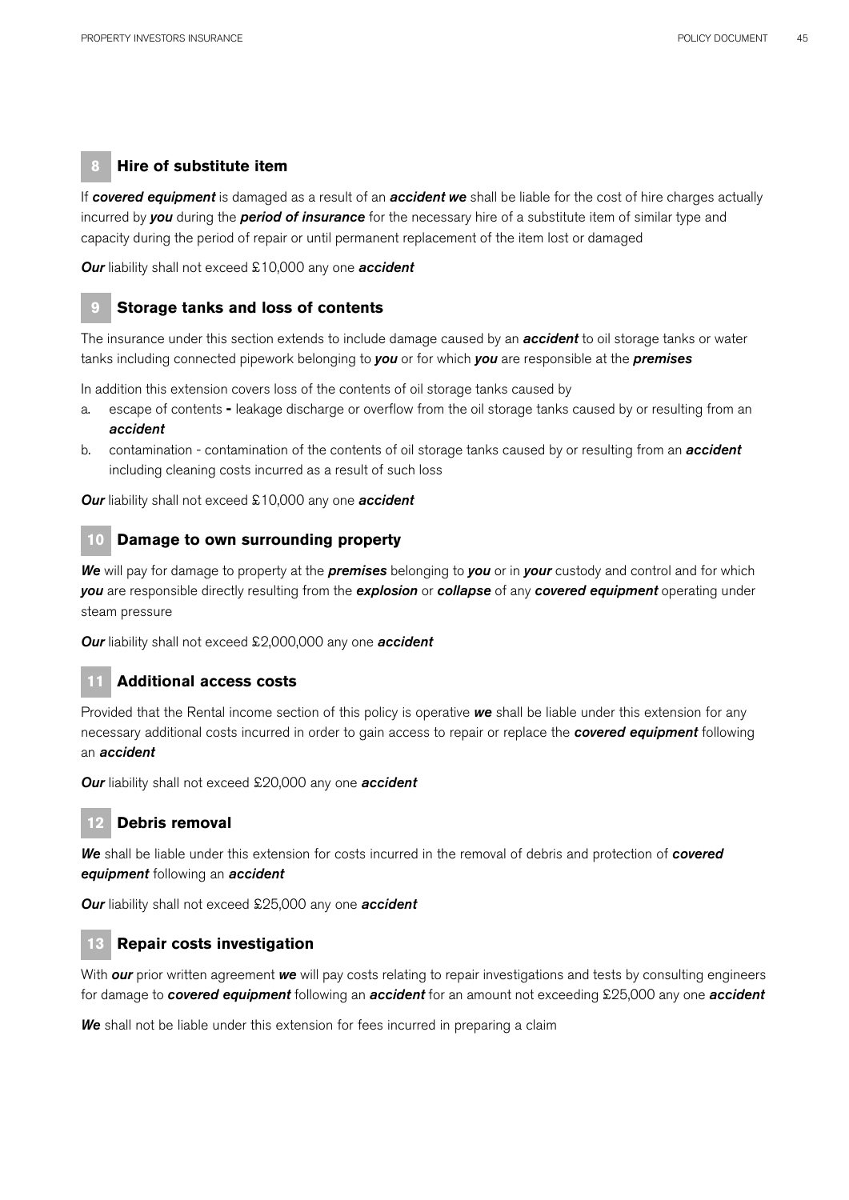## 8 Hire of substitute item

If ***covered equipment*** is damaged as a result of an ***accident we*** shall be liable for the cost of hire charges actually incurred by ***you*** during the ***period of insurance*** for the necessary hire of a substitute item of similar type and capacity during the period of repair or until permanent replacement of the item lost or damaged

***Our*** liability shall not exceed £10,000 any one ***accident***

## 9 Storage tanks and loss of contents

The insurance under this section extends to include damage caused by an ***accident*** to oil storage tanks or water tanks including connected pipework belonging to ***you*** or for which ***you*** are responsible at the ***premises***

In addition this extension covers loss of the contents of oil storage tanks caused by

a. escape of contents **-** leakage discharge or overflow from the oil storage tanks caused by or resulting from an ***accident***
b. contamination - contamination of the contents of oil storage tanks caused by or resulting from an ***accident*** including cleaning costs incurred as a result of such loss

***Our*** liability shall not exceed £10,000 any one ***accident***

## 10 Damage to own surrounding property

***We*** will pay for damage to property at the ***premises*** belonging to ***you*** or in ***your*** custody and control and for which ***you*** are responsible directly resulting from the ***explosion*** or ***collapse*** of any ***covered equipment*** operating under steam pressure

***Our*** liability shall not exceed £2,000,000 any one ***accident***

## 11 Additional access costs

Provided that the Rental income section of this policy is operative ***we*** shall be liable under this extension for any necessary additional costs incurred in order to gain access to repair or replace the ***covered equipment*** following an ***accident***

***Our*** liability shall not exceed £20,000 any one ***accident***

## 12 Debris removal

***We*** shall be liable under this extension for costs incurred in the removal of debris and protection of ***covered equipment*** following an ***accident***

***Our*** liability shall not exceed £25,000 any one ***accident***

## 13 Repair costs investigation

With ***our*** prior written agreement ***we*** will pay costs relating to repair investigations and tests by consulting engineers for damage to ***covered equipment*** following an ***accident*** for an amount not exceeding £25,000 any one ***accident***

***We*** shall not be liable under this extension for fees incurred in preparing a claim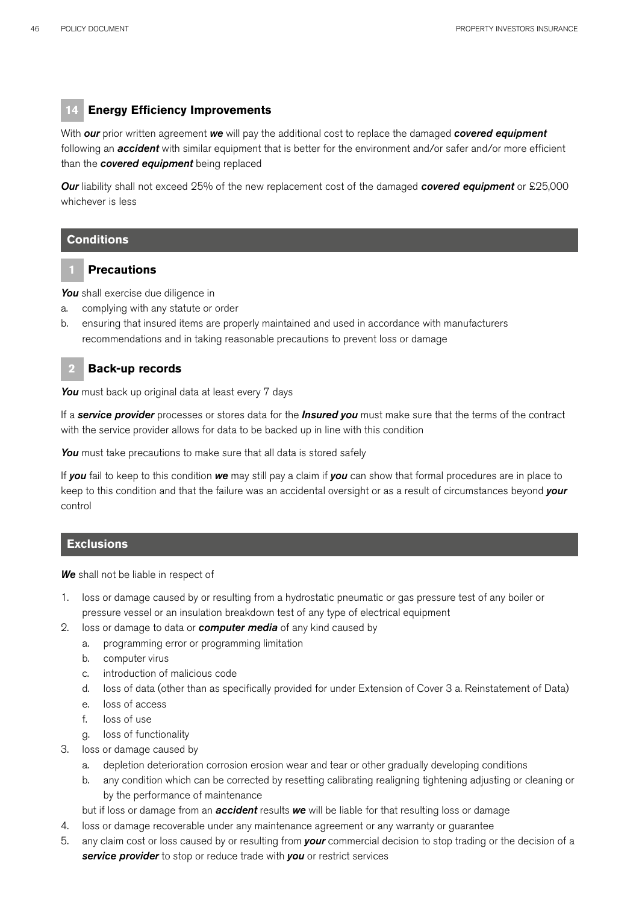### 14 Energy Efficiency Improvements

With ***our*** prior written agreement ***we*** will pay the additional cost to replace the damaged ***covered equipment*** following an ***accident*** with similar equipment that is better for the environment and/or safer and/or more efficient than the ***covered equipment*** being replaced

***Our*** liability shall not exceed 25% of the new replacement cost of the damaged ***covered equipment*** or £25,000 whichever is less

## Conditions

### 1 Precautions

***You*** shall exercise due diligence in

a. complying with any statute or order
b. ensuring that insured items are properly maintained and used in accordance with manufacturers recommendations and in taking reasonable precautions to prevent loss or damage

### 2 Back-up records

***You*** must back up original data at least every 7 days

If a ***service provider*** processes or stores data for the ***Insured you*** must make sure that the terms of the contract with the service provider allows for data to be backed up in line with this condition

***You*** must take precautions to make sure that all data is stored safely

If ***you*** fail to keep to this condition ***we*** may still pay a claim if ***you*** can show that formal procedures are in place to keep to this condition and that the failure was an accidental oversight or as a result of circumstances beyond ***your*** control

## Exclusions

***We*** shall not be liable in respect of

1. loss or damage caused by or resulting from a hydrostatic pneumatic or gas pressure test of any boiler or pressure vessel or an insulation breakdown test of any type of electrical equipment
2. loss or damage to data or ***computer media*** of any kind caused by
   a. programming error or programming limitation
   b. computer virus
   c. introduction of malicious code
   d. loss of data (other than as specifically provided for under Extension of Cover 3 a. Reinstatement of Data)
   e. loss of access
   f. loss of use
   g. loss of functionality
3. loss or damage caused by
   a. depletion deterioration corrosion erosion wear and tear or other gradually developing conditions
   b. any condition which can be corrected by resetting calibrating realigning tightening adjusting or cleaning or by the performance of maintenance

   but if loss or damage from an ***accident*** results ***we*** will be liable for that resulting loss or damage
4. loss or damage recoverable under any maintenance agreement or any warranty or guarantee
5. any claim cost or loss caused by or resulting from ***your*** commercial decision to stop trading or the decision of a ***service provider*** to stop or reduce trade with ***you*** or restrict services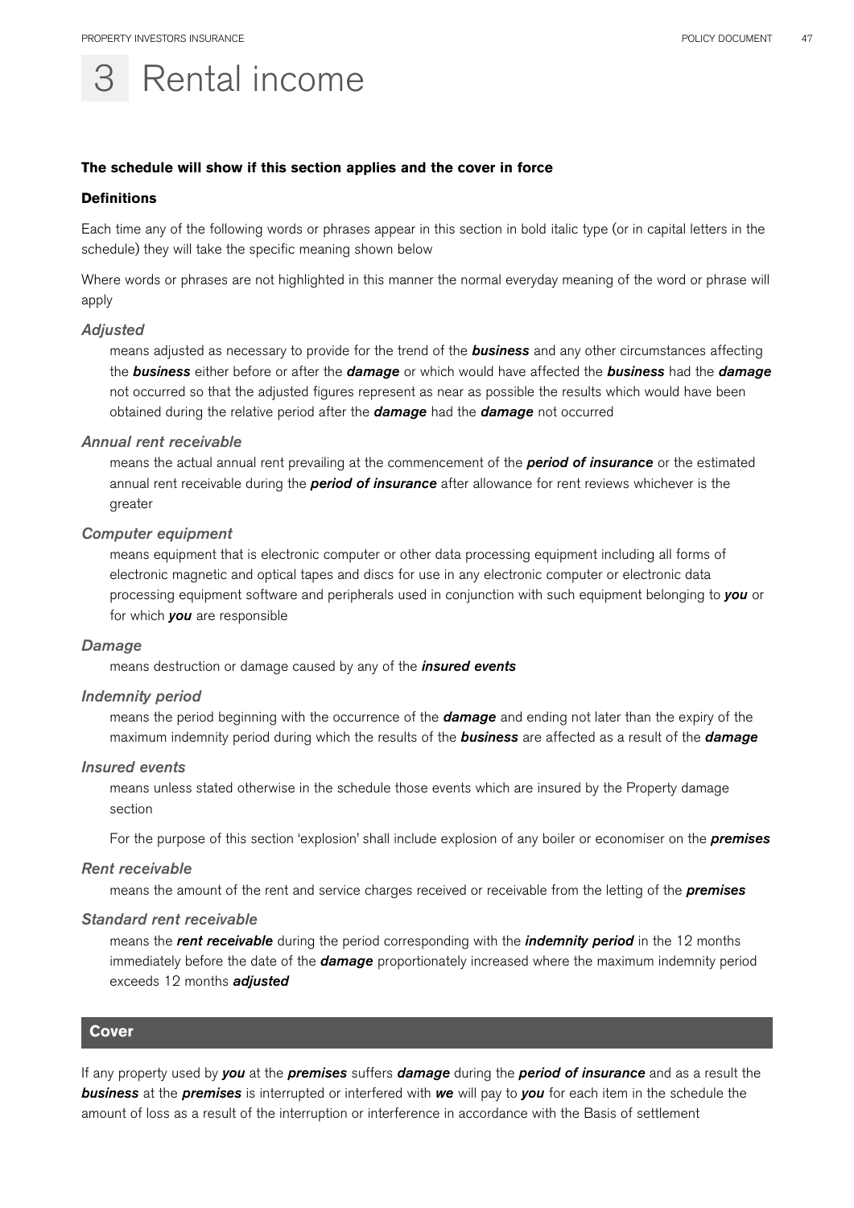# 3 Rental income

**The schedule will show if this section applies and the cover in force**

**Definitions**

Each time any of the following words or phrases appear in this section in bold italic type (or in capital letters in the schedule) they will take the specific meaning shown below

Where words or phrases are not highlighted in this manner the normal everyday meaning of the word or phrase will apply

### *Adjusted*

means adjusted as necessary to provide for the trend of the ***business*** and any other circumstances affecting the ***business*** either before or after the ***damage*** or which would have affected the ***business*** had the ***damage*** not occurred so that the adjusted figures represent as near as possible the results which would have been obtained during the relative period after the ***damage*** had the ***damage*** not occurred

### *Annual rent receivable*

means the actual annual rent prevailing at the commencement of the ***period of insurance*** or the estimated annual rent receivable during the ***period of insurance*** after allowance for rent reviews whichever is the greater

### *Computer equipment*

means equipment that is electronic computer or other data processing equipment including all forms of electronic magnetic and optical tapes and discs for use in any electronic computer or electronic data processing equipment software and peripherals used in conjunction with such equipment belonging to ***you*** or for which ***you*** are responsible

### *Damage*

means destruction or damage caused by any of the ***insured events***

### *Indemnity period*

means the period beginning with the occurrence of the ***damage*** and ending not later than the expiry of the maximum indemnity period during which the results of the ***business*** are affected as a result of the ***damage***

### *Insured events*

means unless stated otherwise in the schedule those events which are insured by the Property damage section

For the purpose of this section 'explosion' shall include explosion of any boiler or economiser on the ***premises***

### *Rent receivable*

means the amount of the rent and service charges received or receivable from the letting of the ***premises***

### *Standard rent receivable*

means the ***rent receivable*** during the period corresponding with the ***indemnity period*** in the 12 months immediately before the date of the ***damage*** proportionately increased where the maximum indemnity period exceeds 12 months ***adjusted***

## Cover

If any property used by ***you*** at the ***premises*** suffers ***damage*** during the ***period of insurance*** and as a result the ***business*** at the ***premises*** is interrupted or interfered with ***we*** will pay to ***you*** for each item in the schedule the amount of loss as a result of the interruption or interference in accordance with the Basis of settlement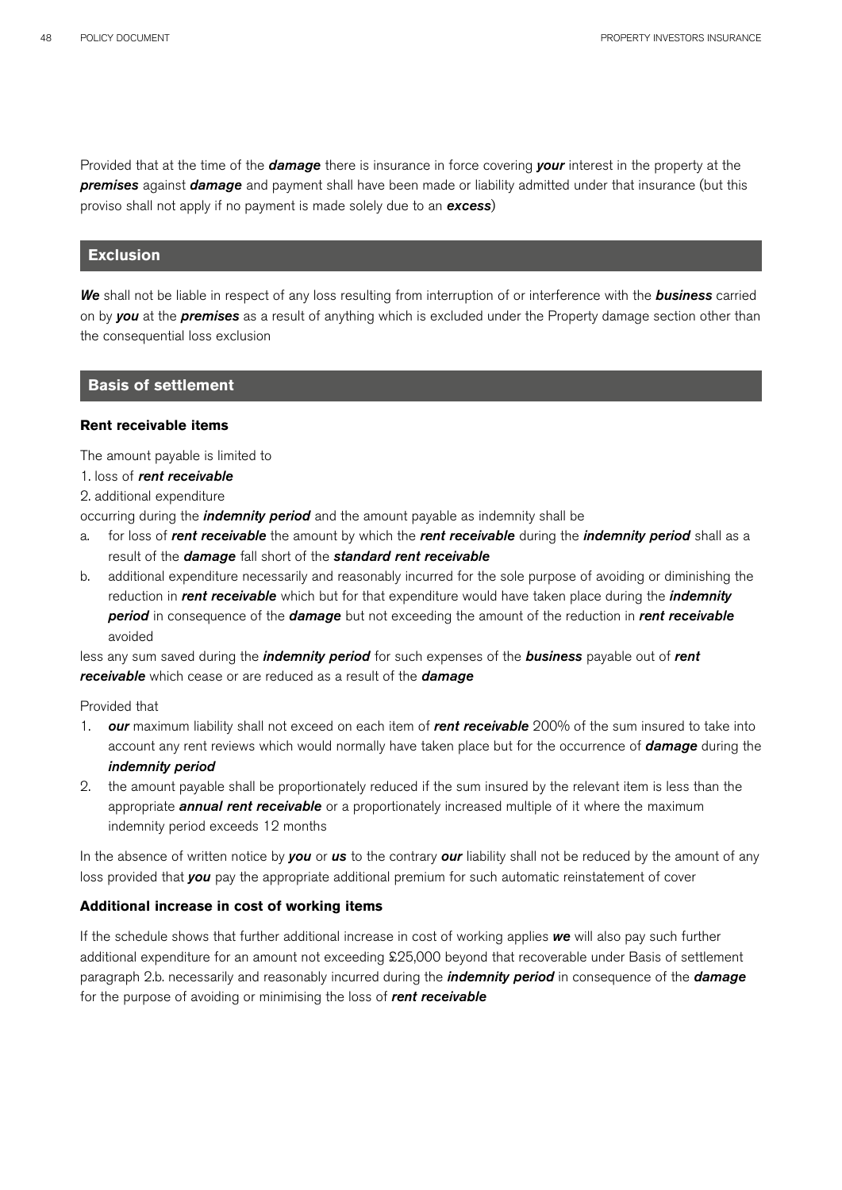Provided that at the time of the ***damage*** there is insurance in force covering ***your*** interest in the property at the ***premises*** against ***damage*** and payment shall have been made or liability admitted under that insurance (but this proviso shall not apply if no payment is made solely due to an ***excess***)

## Exclusion

***We*** shall not be liable in respect of any loss resulting from interruption of or interference with the ***business*** carried on by ***you*** at the ***premises*** as a result of anything which is excluded under the Property damage section other than the consequential loss exclusion

## Basis of settlement

### Rent receivable items

The amount payable is limited to

1. loss of ***rent receivable***
2. additional expenditure

occurring during the ***indemnity period*** and the amount payable as indemnity shall be

a. for loss of ***rent receivable*** the amount by which the ***rent receivable*** during the ***indemnity period*** shall as a result of the ***damage*** fall short of the ***standard rent receivable***

b. additional expenditure necessarily and reasonably incurred for the sole purpose of avoiding or diminishing the reduction in ***rent receivable*** which but for that expenditure would have taken place during the ***indemnity period*** in consequence of the ***damage*** but not exceeding the amount of the reduction in ***rent receivable*** avoided

less any sum saved during the ***indemnity period*** for such expenses of the ***business*** payable out of ***rent receivable*** which cease or are reduced as a result of the ***damage***

Provided that

1. ***our*** maximum liability shall not exceed on each item of ***rent receivable*** 200% of the sum insured to take into account any rent reviews which would normally have taken place but for the occurrence of ***damage*** during the ***indemnity period***
2. the amount payable shall be proportionately reduced if the sum insured by the relevant item is less than the appropriate ***annual rent receivable*** or a proportionately increased multiple of it where the maximum indemnity period exceeds 12 months

In the absence of written notice by ***you*** or ***us*** to the contrary ***our*** liability shall not be reduced by the amount of any loss provided that ***you*** pay the appropriate additional premium for such automatic reinstatement of cover

### Additional increase in cost of working items

If the schedule shows that further additional increase in cost of working applies ***we*** will also pay such further additional expenditure for an amount not exceeding £25,000 beyond that recoverable under Basis of settlement paragraph 2.b. necessarily and reasonably incurred during the ***indemnity period*** in consequence of the ***damage*** for the purpose of avoiding or minimising the loss of ***rent receivable***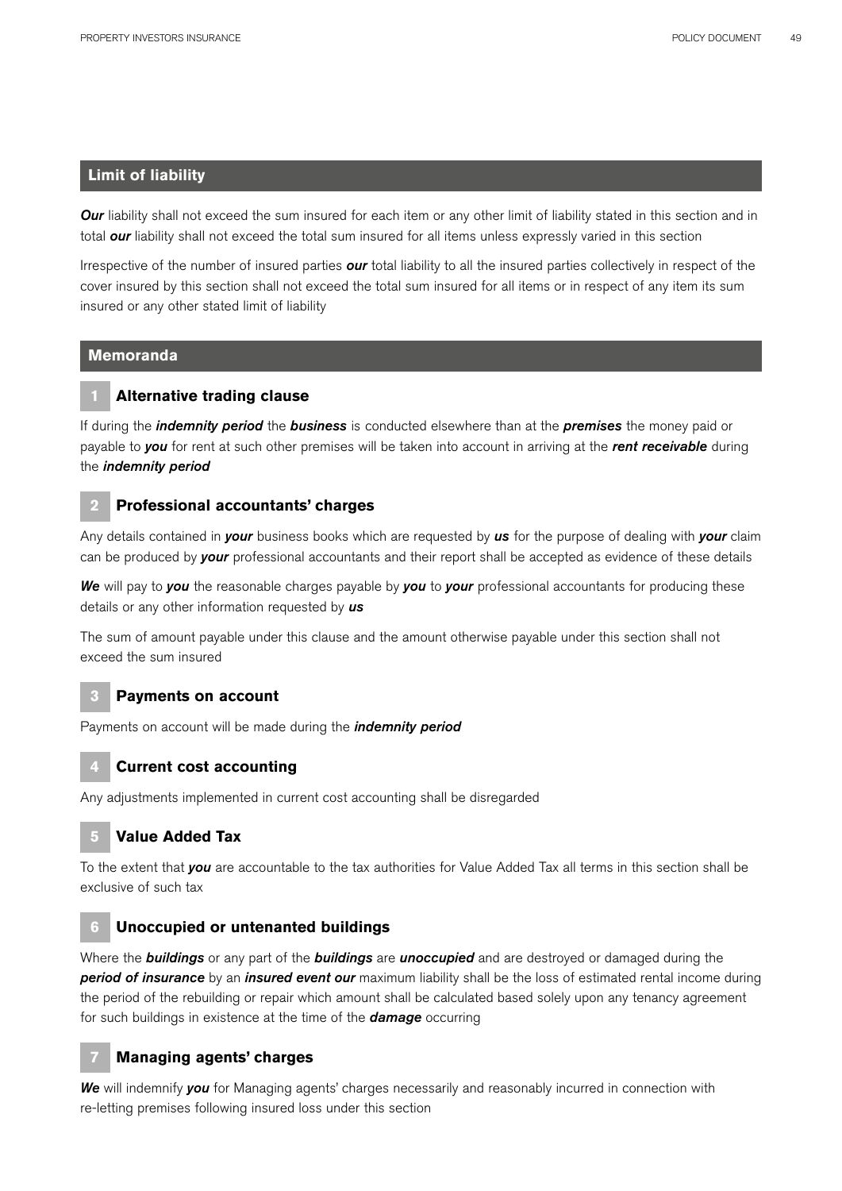## Limit of liability

***Our*** liability shall not exceed the sum insured for each item or any other limit of liability stated in this section and in total ***our*** liability shall not exceed the total sum insured for all items unless expressly varied in this section

Irrespective of the number of insured parties ***our*** total liability to all the insured parties collectively in respect of the cover insured by this section shall not exceed the total sum insured for all items or in respect of any item its sum insured or any other stated limit of liability

## Memoranda

### 1 Alternative trading clause

If during the ***indemnity period*** the ***business*** is conducted elsewhere than at the ***premises*** the money paid or payable to ***you*** for rent at such other premises will be taken into account in arriving at the ***rent receivable*** during the ***indemnity period***

### 2 Professional accountants' charges

Any details contained in ***your*** business books which are requested by ***us*** for the purpose of dealing with ***your*** claim can be produced by ***your*** professional accountants and their report shall be accepted as evidence of these details

***We*** will pay to ***you*** the reasonable charges payable by ***you*** to ***your*** professional accountants for producing these details or any other information requested by ***us***

The sum of amount payable under this clause and the amount otherwise payable under this section shall not exceed the sum insured

### 3 Payments on account

Payments on account will be made during the ***indemnity period***

### 4 Current cost accounting

Any adjustments implemented in current cost accounting shall be disregarded

### 5 Value Added Tax

To the extent that ***you*** are accountable to the tax authorities for Value Added Tax all terms in this section shall be exclusive of such tax

### 6 Unoccupied or untenanted buildings

Where the ***buildings*** or any part of the ***buildings*** are ***unoccupied*** and are destroyed or damaged during the ***period of insurance*** by an ***insured event our*** maximum liability shall be the loss of estimated rental income during the period of the rebuilding or repair which amount shall be calculated based solely upon any tenancy agreement for such buildings in existence at the time of the ***damage*** occurring

### 7 Managing agents' charges

***We*** will indemnify ***you*** for Managing agents' charges necessarily and reasonably incurred in connection with re-letting premises following insured loss under this section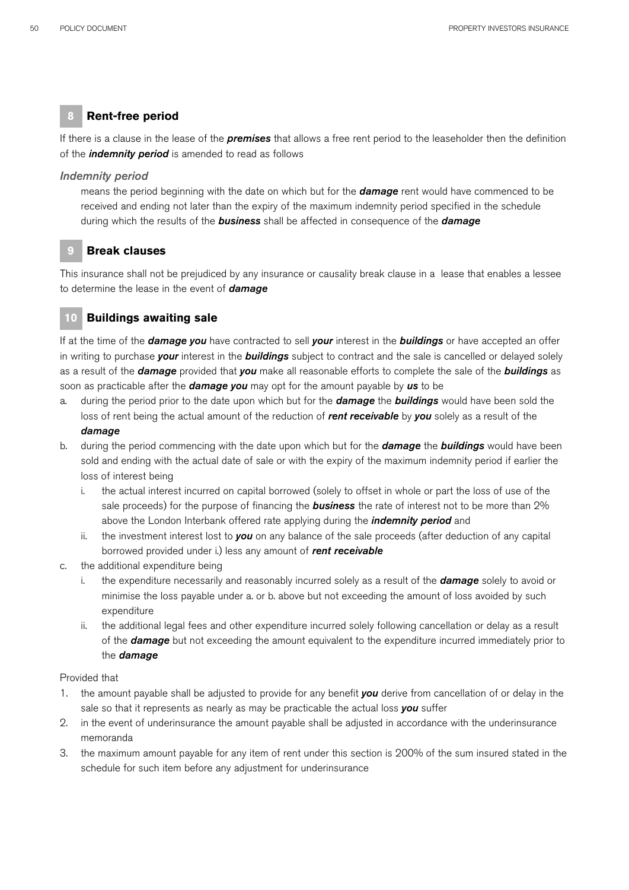## 8 Rent-free period

If there is a clause in the lease of the ***premises*** that allows a free rent period to the leaseholder then the definition of the ***indemnity period*** is amended to read as follows

*Indemnity period*

means the period beginning with the date on which but for the ***damage*** rent would have commenced to be received and ending not later than the expiry of the maximum indemnity period specified in the schedule during which the results of the ***business*** shall be affected in consequence of the ***damage***

## 9 Break clauses

This insurance shall not be prejudiced by any insurance or causality break clause in a lease that enables a lessee to determine the lease in the event of ***damage***

## 10 Buildings awaiting sale

If at the time of the ***damage you*** have contracted to sell ***your*** interest in the ***buildings*** or have accepted an offer in writing to purchase ***your*** interest in the ***buildings*** subject to contract and the sale is cancelled or delayed solely as a result of the ***damage*** provided that ***you*** make all reasonable efforts to complete the sale of the ***buildings*** as soon as practicable after the ***damage you*** may opt for the amount payable by ***us*** to be

a. during the period prior to the date upon which but for the ***damage*** the ***buildings*** would have been sold the loss of rent being the actual amount of the reduction of ***rent receivable*** by ***you*** solely as a result of the ***damage***

b. during the period commencing with the date upon which but for the ***damage*** the ***buildings*** would have been sold and ending with the actual date of sale or with the expiry of the maximum indemnity period if earlier the loss of interest being
   i. the actual interest incurred on capital borrowed (solely to offset in whole or part the loss of use of the sale proceeds) for the purpose of financing the ***business*** the rate of interest not to be more than 2% above the London Interbank offered rate applying during the ***indemnity period*** and
   ii. the investment interest lost to ***you*** on any balance of the sale proceeds (after deduction of any capital borrowed provided under i.) less any amount of ***rent receivable***

c. the additional expenditure being
   i. the expenditure necessarily and reasonably incurred solely as a result of the ***damage*** solely to avoid or minimise the loss payable under a. or b. above but not exceeding the amount of loss avoided by such expenditure
   ii. the additional legal fees and other expenditure incurred solely following cancellation or delay as a result of the ***damage*** but not exceeding the amount equivalent to the expenditure incurred immediately prior to the ***damage***

Provided that

1. the amount payable shall be adjusted to provide for any benefit ***you*** derive from cancellation of or delay in the sale so that it represents as nearly as may be practicable the actual loss ***you*** suffer
2. in the event of underinsurance the amount payable shall be adjusted in accordance with the underinsurance memoranda
3. the maximum amount payable for any item of rent under this section is 200% of the sum insured stated in the schedule for such item before any adjustment for underinsurance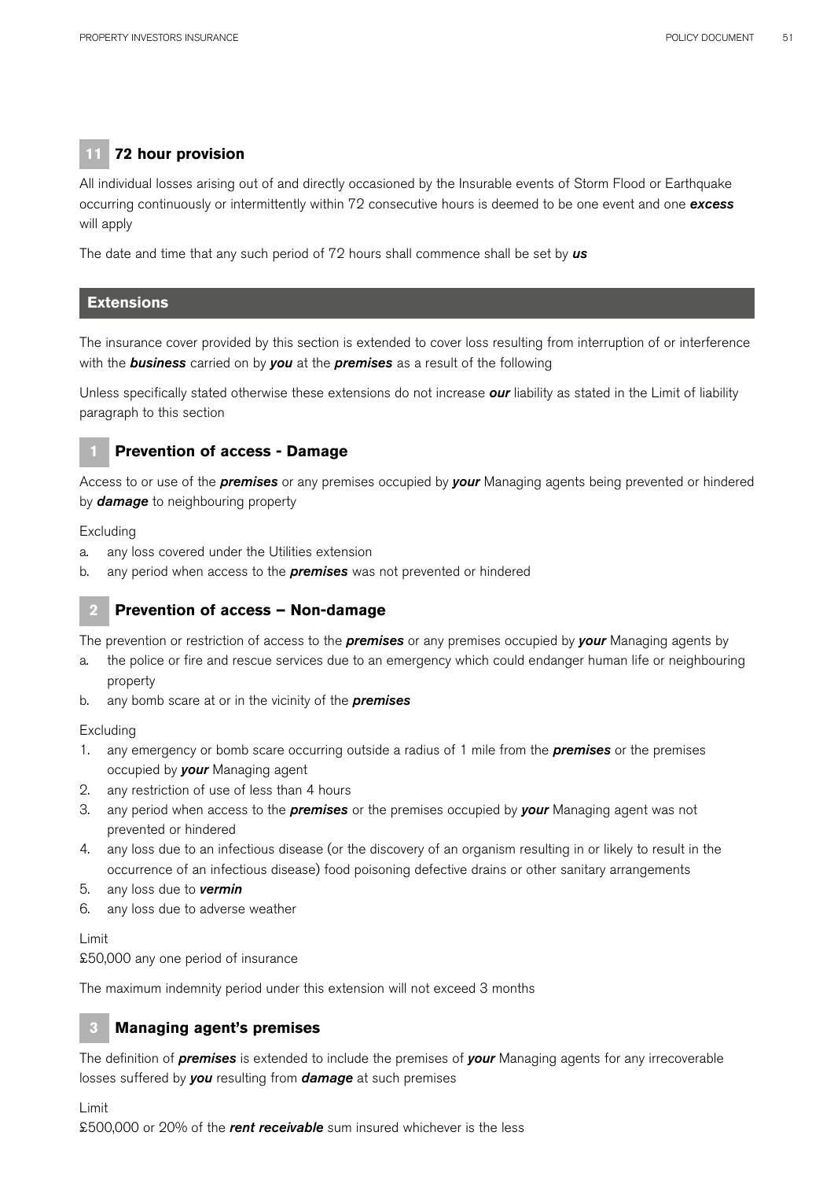### 11 72 hour provision

All individual losses arising out of and directly occasioned by the Insurable events of Storm Flood or Earthquake occurring continuously or intermittently within 72 consecutive hours is deemed to be one event and one ***excess*** will apply

The date and time that any such period of 72 hours shall commence shall be set by ***us***

## Extensions

The insurance cover provided by this section is extended to cover loss resulting from interruption of or interference with the ***business*** carried on by ***you*** at the ***premises*** as a result of the following

Unless specifically stated otherwise these extensions do not increase ***our*** liability as stated in the Limit of liability paragraph to this section

### 1 Prevention of access - Damage

Access to or use of the ***premises*** or any premises occupied by ***your*** Managing agents being prevented or hindered by ***damage*** to neighbouring property

Excluding

a. any loss covered under the Utilities extension
b. any period when access to the ***premises*** was not prevented or hindered

### 2 Prevention of access – Non-damage

The prevention or restriction of access to the ***premises*** or any premises occupied by ***your*** Managing agents by

a. the police or fire and rescue services due to an emergency which could endanger human life or neighbouring property
b. any bomb scare at or in the vicinity of the ***premises***

Excluding

1. any emergency or bomb scare occurring outside a radius of 1 mile from the ***premises*** or the premises occupied by ***your*** Managing agent
2. any restriction of use of less than 4 hours
3. any period when access to the ***premises*** or the premises occupied by ***your*** Managing agent was not prevented or hindered
4. any loss due to an infectious disease (or the discovery of an organism resulting in or likely to result in the occurrence of an infectious disease) food poisoning defective drains or other sanitary arrangements
5. any loss due to ***vermin***
6. any loss due to adverse weather

Limit
£50,000 any one period of insurance

The maximum indemnity period under this extension will not exceed 3 months

### 3 Managing agent's premises

The definition of ***premises*** is extended to include the premises of ***your*** Managing agents for any irrecoverable losses suffered by ***you*** resulting from ***damage*** at such premises

Limit
£500,000 or 20% of the ***rent receivable*** sum insured whichever is the less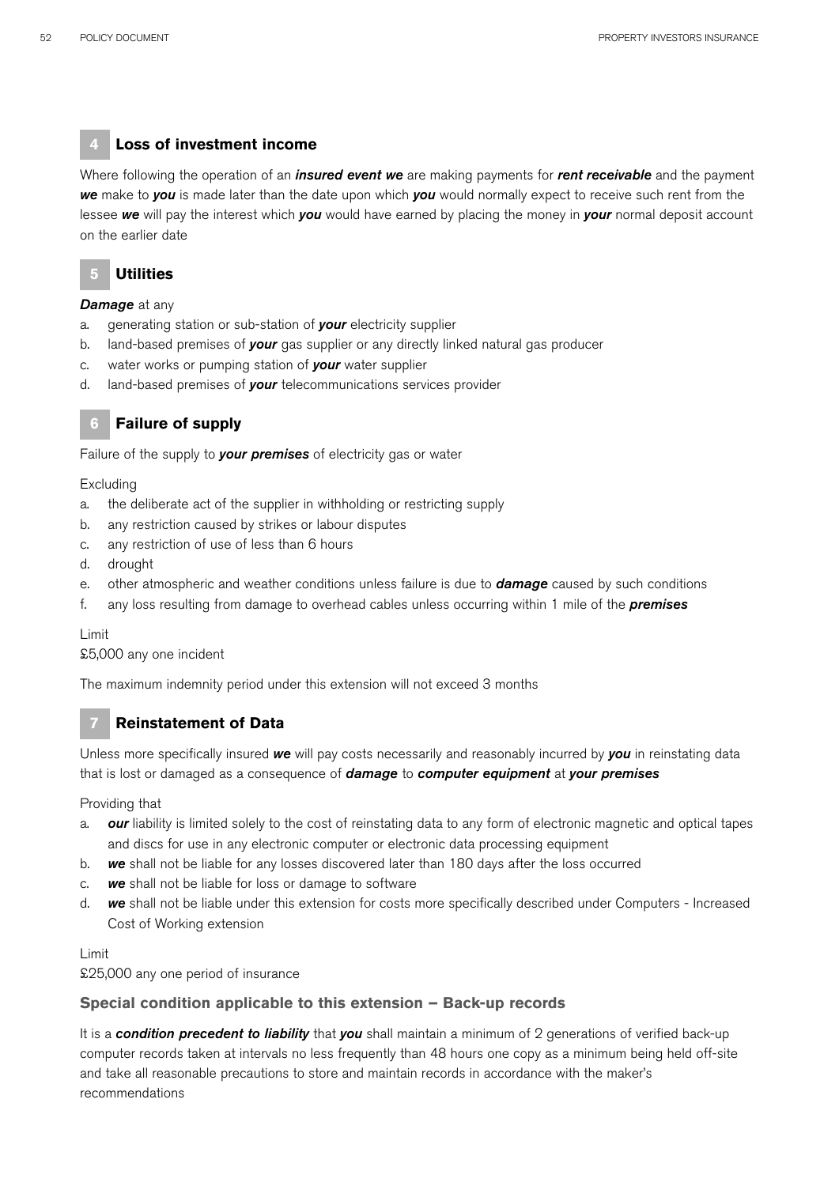## 4 Loss of investment income

Where following the operation of an ***insured event we*** are making payments for ***rent receivable*** and the payment ***we*** make to ***you*** is made later than the date upon which ***you*** would normally expect to receive such rent from the lessee ***we*** will pay the interest which ***you*** would have earned by placing the money in ***your*** normal deposit account on the earlier date

## 5 Utilities

***Damage*** at any

a. generating station or sub-station of ***your*** electricity supplier
b. land-based premises of ***your*** gas supplier or any directly linked natural gas producer
c. water works or pumping station of ***your*** water supplier
d. land-based premises of ***your*** telecommunications services provider

## 6 Failure of supply

Failure of the supply to ***your premises*** of electricity gas or water

Excluding

a. the deliberate act of the supplier in withholding or restricting supply
b. any restriction caused by strikes or labour disputes
c. any restriction of use of less than 6 hours
d. drought
e. other atmospheric and weather conditions unless failure is due to ***damage*** caused by such conditions
f. any loss resulting from damage to overhead cables unless occurring within 1 mile of the ***premises***

Limit
£5,000 any one incident

The maximum indemnity period under this extension will not exceed 3 months

## 7 Reinstatement of Data

Unless more specifically insured ***we*** will pay costs necessarily and reasonably incurred by ***you*** in reinstating data that is lost or damaged as a consequence of ***damage*** to ***computer equipment*** at ***your premises***

Providing that

a. ***our*** liability is limited solely to the cost of reinstating data to any form of electronic magnetic and optical tapes and discs for use in any electronic computer or electronic data processing equipment
b. ***we*** shall not be liable for any losses discovered later than 180 days after the loss occurred
c. ***we*** shall not be liable for loss or damage to software
d. ***we*** shall not be liable under this extension for costs more specifically described under Computers - Increased Cost of Working extension

Limit
£25,000 any one period of insurance

### Special condition applicable to this extension – Back-up records

It is a ***condition precedent to liability*** that ***you*** shall maintain a minimum of 2 generations of verified back-up computer records taken at intervals no less frequently than 48 hours one copy as a minimum being held off-site and take all reasonable precautions to store and maintain records in accordance with the maker's recommendations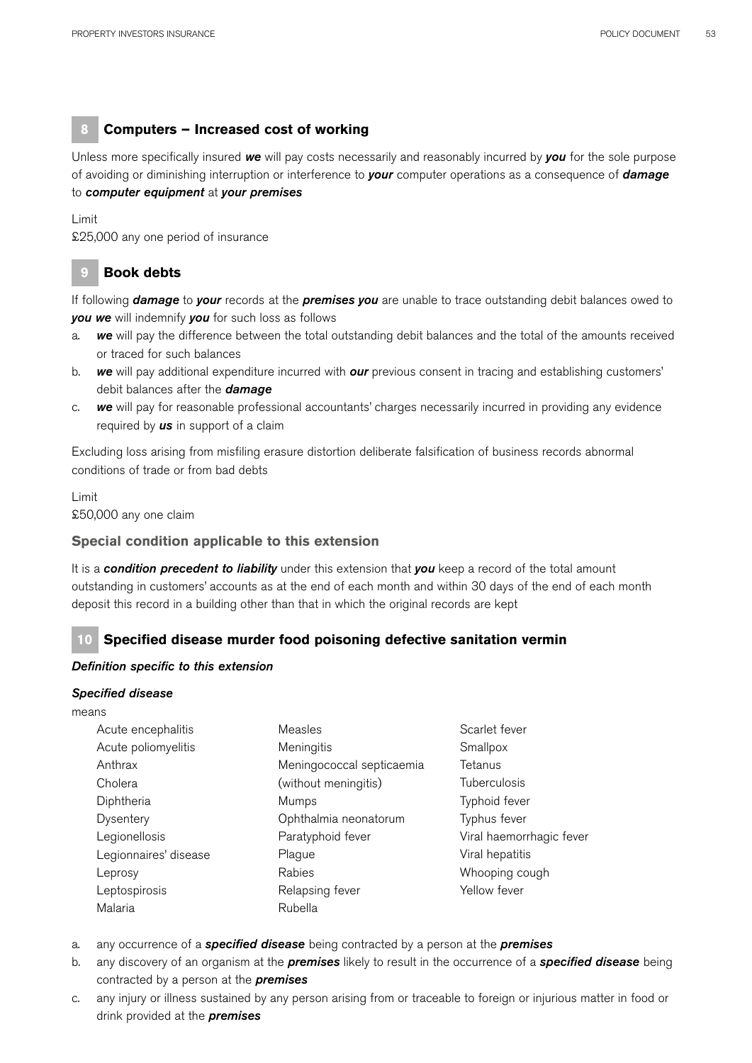## 8 Computers – Increased cost of working

Unless more specifically insured ***we*** will pay costs necessarily and reasonably incurred by ***you*** for the sole purpose of avoiding or diminishing interruption or interference to ***your*** computer operations as a consequence of ***damage*** to ***computer equipment*** at ***your premises***

Limit
£25,000 any one period of insurance

## 9 Book debts

If following ***damage*** to ***your*** records at the ***premises you*** are unable to trace outstanding debit balances owed to ***you we*** will indemnify ***you*** for such loss as follows

a. ***we*** will pay the difference between the total outstanding debit balances and the total of the amounts received or traced for such balances
b. ***we*** will pay additional expenditure incurred with ***our*** previous consent in tracing and establishing customers' debit balances after the ***damage***
c. ***we*** will pay for reasonable professional accountants' charges necessarily incurred in providing any evidence required by ***us*** in support of a claim

Excluding loss arising from misfiling erasure distortion deliberate falsification of business records abnormal conditions of trade or from bad debts

Limit
£50,000 any one claim

### Special condition applicable to this extension

It is a ***condition precedent to liability*** under this extension that ***you*** keep a record of the total amount outstanding in customers' accounts as at the end of each month and within 30 days of the end of each month deposit this record in a building other than that in which the original records are kept

## 10 Specified disease murder food poisoning defective sanitation vermin

***Definition specific to this extension***

***Specified disease***

means

- Acute encephalitis
- Acute poliomyelitis
- Anthrax
- Cholera
- Diphtheria
- Dysentery
- Legionellosis
- Legionnaires' disease
- Leprosy
- Leptospirosis
- Malaria
- Measles
- Meningitis
- Meningococcal septicaemia (without meningitis)
- Mumps
- Ophthalmia neonatorum
- Paratyphoid fever
- Plague
- Rabies
- Relapsing fever
- Rubella
- Scarlet fever
- Smallpox
- Tetanus
- Tuberculosis
- Typhoid fever
- Typhus fever
- Viral haemorrhagic fever
- Viral hepatitis
- Whooping cough
- Yellow fever

a. any occurrence of a ***specified disease*** being contracted by a person at the ***premises***
b. any discovery of an organism at the ***premises*** likely to result in the occurrence of a ***specified disease*** being contracted by a person at the ***premises***
c. any injury or illness sustained by any person arising from or traceable to foreign or injurious matter in food or drink provided at the ***premises***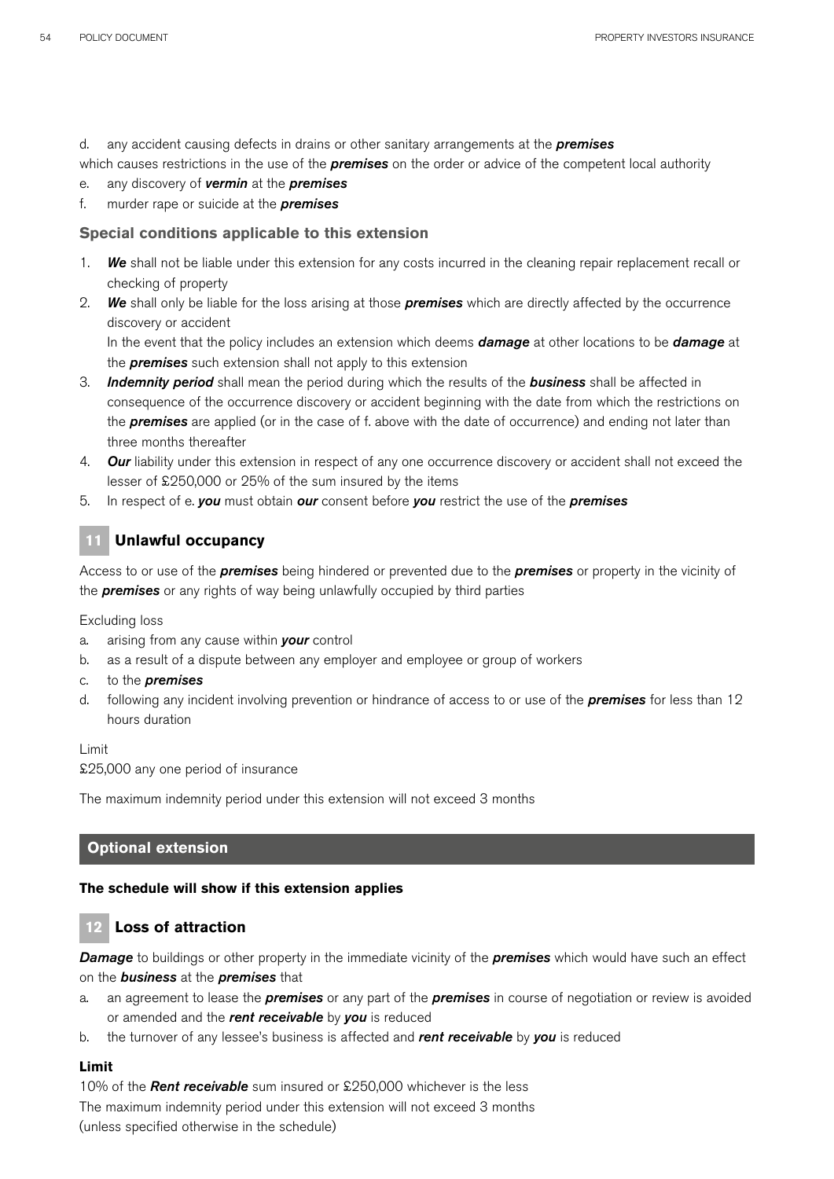d. any accident causing defects in drains or other sanitary arrangements at the ***premises***

which causes restrictions in the use of the ***premises*** on the order or advice of the competent local authority

e. any discovery of ***vermin*** at the ***premises***
f. murder rape or suicide at the ***premises***

### Special conditions applicable to this extension

1. ***We*** shall not be liable under this extension for any costs incurred in the cleaning repair replacement recall or checking of property
2. ***We*** shall only be liable for the loss arising at those ***premises*** which are directly affected by the occurrence discovery or accident

   In the event that the policy includes an extension which deems ***damage*** at other locations to be ***damage*** at the ***premises*** such extension shall not apply to this extension
3. ***Indemnity period*** shall mean the period during which the results of the ***business*** shall be affected in consequence of the occurrence discovery or accident beginning with the date from which the restrictions on the ***premises*** are applied (or in the case of f. above with the date of occurrence) and ending not later than three months thereafter
4. ***Our*** liability under this extension in respect of any one occurrence discovery or accident shall not exceed the lesser of £250,000 or 25% of the sum insured by the items
5. In respect of e. ***you*** must obtain ***our*** consent before ***you*** restrict the use of the ***premises***

## 11 Unlawful occupancy

Access to or use of the ***premises*** being hindered or prevented due to the ***premises*** or property in the vicinity of the ***premises*** or any rights of way being unlawfully occupied by third parties

Excluding loss

a. arising from any cause within ***your*** control
b. as a result of a dispute between any employer and employee or group of workers
c. to the ***premises***
d. following any incident involving prevention or hindrance of access to or use of the ***premises*** for less than 12 hours duration

Limit

£25,000 any one period of insurance

The maximum indemnity period under this extension will not exceed 3 months

## Optional extension

**The schedule will show if this extension applies**

## 12 Loss of attraction

***Damage*** to buildings or other property in the immediate vicinity of the ***premises*** which would have such an effect on the ***business*** at the ***premises*** that

a. an agreement to lease the ***premises*** or any part of the ***premises*** in course of negotiation or review is avoided or amended and the ***rent receivable*** by ***you*** is reduced
b. the turnover of any lessee's business is affected and ***rent receivable*** by ***you*** is reduced

**Limit**

10% of the ***Rent receivable*** sum insured or £250,000 whichever is the less

The maximum indemnity period under this extension will not exceed 3 months

(unless specified otherwise in the schedule)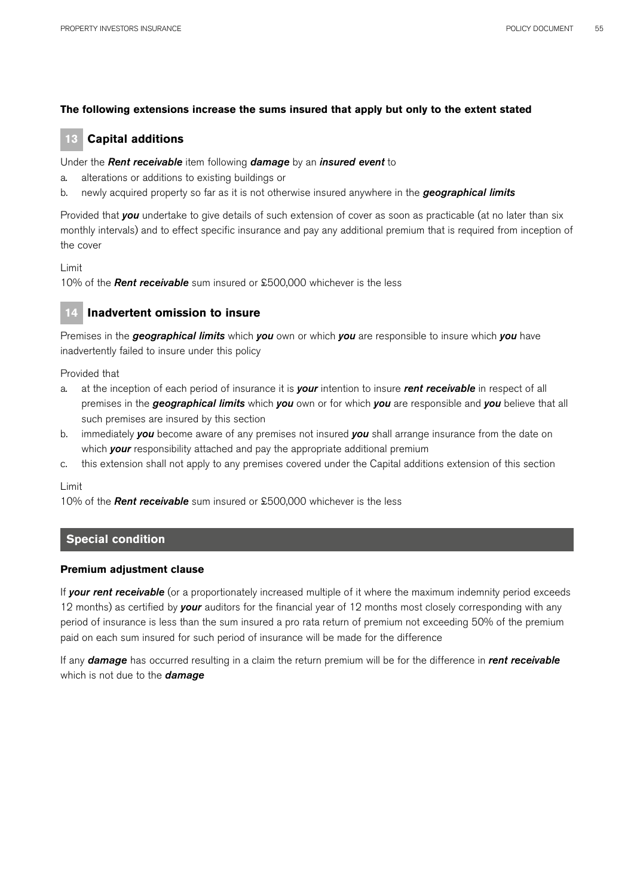**The following extensions increase the sums insured that apply but only to the extent stated**

## 13 Capital additions

Under the ***Rent receivable*** item following ***damage*** by an ***insured event*** to

a. alterations or additions to existing buildings or
b. newly acquired property so far as it is not otherwise insured anywhere in the ***geographical limits***

Provided that ***you*** undertake to give details of such extension of cover as soon as practicable (at no later than six monthly intervals) and to effect specific insurance and pay any additional premium that is required from inception of the cover

Limit
10% of the ***Rent receivable*** sum insured or £500,000 whichever is the less

## 14 Inadvertent omission to insure

Premises in the ***geographical limits*** which ***you*** own or which ***you*** are responsible to insure which ***you*** have inadvertently failed to insure under this policy

Provided that

a. at the inception of each period of insurance it is ***your*** intention to insure ***rent receivable*** in respect of all premises in the ***geographical limits*** which ***you*** own or for which ***you*** are responsible and ***you*** believe that all such premises are insured by this section
b. immediately ***you*** become aware of any premises not insured ***you*** shall arrange insurance from the date on which ***your*** responsibility attached and pay the appropriate additional premium
c. this extension shall not apply to any premises covered under the Capital additions extension of this section

Limit
10% of the ***Rent receivable*** sum insured or £500,000 whichever is the less

## Special condition

### Premium adjustment clause

If ***your rent receivable*** (or a proportionately increased multiple of it where the maximum indemnity period exceeds 12 months) as certified by ***your*** auditors for the financial year of 12 months most closely corresponding with any period of insurance is less than the sum insured a pro rata return of premium not exceeding 50% of the premium paid on each sum insured for such period of insurance will be made for the difference

If any ***damage*** has occurred resulting in a claim the return premium will be for the difference in ***rent receivable*** which is not due to the ***damage***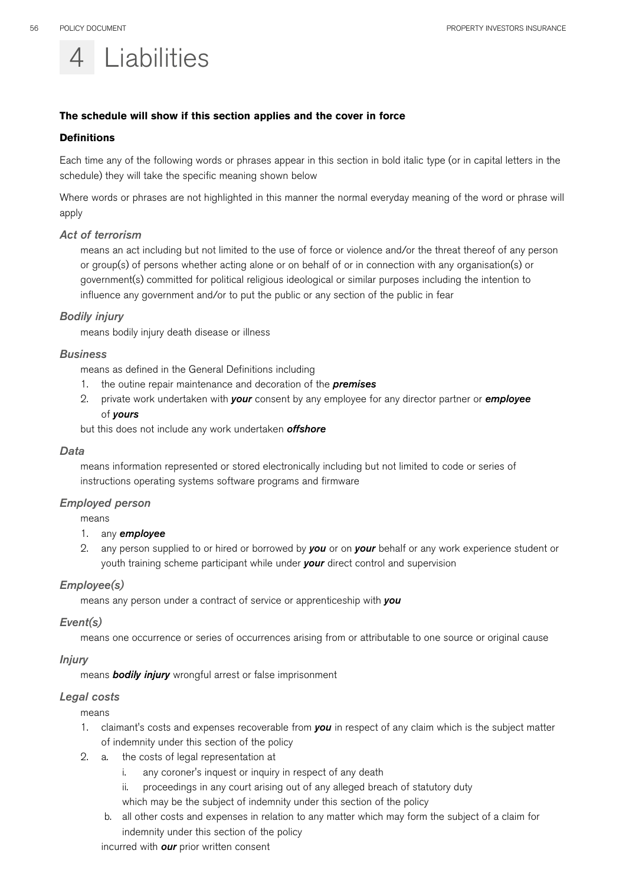# 4 Liabilities

**The schedule will show if this section applies and the cover in force**

**Definitions**

Each time any of the following words or phrases appear in this section in bold italic type (or in capital letters in the schedule) they will take the specific meaning shown below

Where words or phrases are not highlighted in this manner the normal everyday meaning of the word or phrase will apply

### *Act of terrorism*

means an act including but not limited to the use of force or violence and/or the threat thereof of any person or group(s) of persons whether acting alone or on behalf of or in connection with any organisation(s) or government(s) committed for political religious ideological or similar purposes including the intention to influence any government and/or to put the public or any section of the public in fear

### *Bodily injury*

means bodily injury death disease or illness

### *Business*

means as defined in the General Definitions including

1. the outine repair maintenance and decoration of the ***premises***
2. private work undertaken with ***your*** consent by any employee for any director partner or ***employee*** of ***yours***

but this does not include any work undertaken ***offshore***

### *Data*

means information represented or stored electronically including but not limited to code or series of instructions operating systems software programs and firmware

### *Employed person*

means

1. any ***employee***
2. any person supplied to or hired or borrowed by ***you*** or on ***your*** behalf or any work experience student or youth training scheme participant while under ***your*** direct control and supervision

### *Employee(s)*

means any person under a contract of service or apprenticeship with ***you***

### *Event(s)*

means one occurrence or series of occurrences arising from or attributable to one source or original cause

### *Injury*

means ***bodily injury*** wrongful arrest or false imprisonment

### *Legal costs*

means

1. claimant's costs and expenses recoverable from ***you*** in respect of any claim which is the subject matter of indemnity under this section of the policy
2. a. the costs of legal representation at
      i. any coroner's inquest or inquiry in respect of any death
      ii. proceedings in any court arising out of any alleged breach of statutory duty

      which may be the subject of indemnity under this section of the policy
   b. all other costs and expenses in relation to any matter which may form the subject of a claim for indemnity under this section of the policy

   incurred with ***our*** prior written consent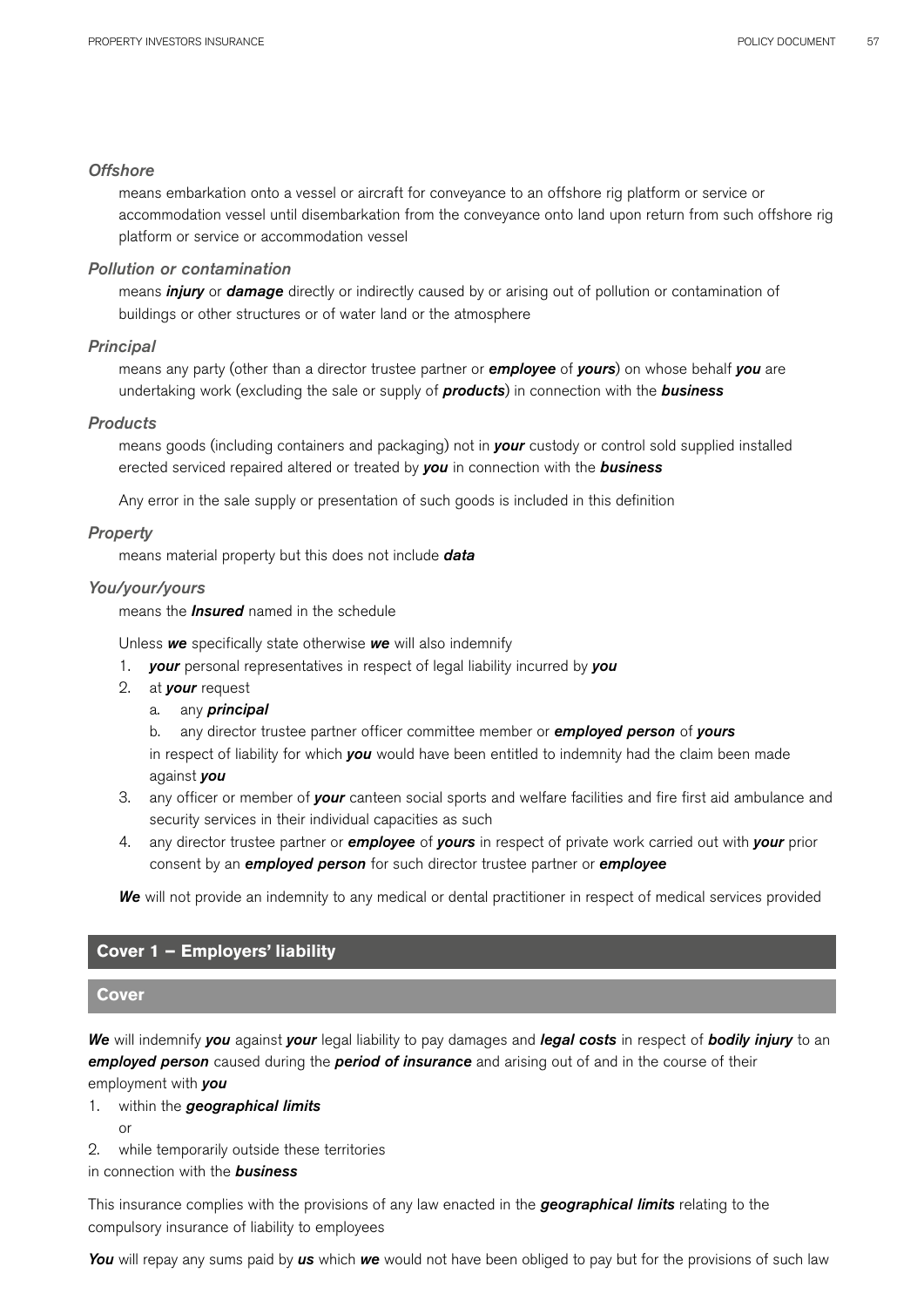### *Offshore*

means embarkation onto a vessel or aircraft for conveyance to an offshore rig platform or service or accommodation vessel until disembarkation from the conveyance onto land upon return from such offshore rig platform or service or accommodation vessel

### *Pollution or contamination*

means ***injury*** or ***damage*** directly or indirectly caused by or arising out of pollution or contamination of buildings or other structures or of water land or the atmosphere

### *Principal*

means any party (other than a director trustee partner or ***employee*** of ***yours***) on whose behalf ***you*** are undertaking work (excluding the sale or supply of ***products***) in connection with the ***business***

### *Products*

means goods (including containers and packaging) not in ***your*** custody or control sold supplied installed erected serviced repaired altered or treated by ***you*** in connection with the ***business***

Any error in the sale supply or presentation of such goods is included in this definition

### *Property*

means material property but this does not include ***data***

### *You/your/yours*

means the ***Insured*** named in the schedule

Unless ***we*** specifically state otherwise ***we*** will also indemnify

1. ***your*** personal representatives in respect of legal liability incurred by ***you***
2. at ***your*** request
   a. any ***principal***
   b. any director trustee partner officer committee member or ***employed person*** of ***yours***

   in respect of liability for which ***you*** would have been entitled to indemnity had the claim been made against ***you***
3. any officer or member of ***your*** canteen social sports and welfare facilities and fire first aid ambulance and security services in their individual capacities as such
4. any director trustee partner or ***employee*** of ***yours*** in respect of private work carried out with ***your*** prior consent by an ***employed person*** for such director trustee partner or ***employee***

***We*** will not provide an indemnity to any medical or dental practitioner in respect of medical services provided

## Cover 1 – Employers' liability

### Cover

***We*** will indemnify ***you*** against ***your*** legal liability to pay damages and ***legal costs*** in respect of ***bodily injury*** to an ***employed person*** caused during the ***period of insurance*** and arising out of and in the course of their employment with ***you***

1. within the ***geographical limits***

   or
2. while temporarily outside these territories

in connection with the ***business***

This insurance complies with the provisions of any law enacted in the ***geographical limits*** relating to the compulsory insurance of liability to employees

***You*** will repay any sums paid by ***us*** which ***we*** would not have been obliged to pay but for the provisions of such law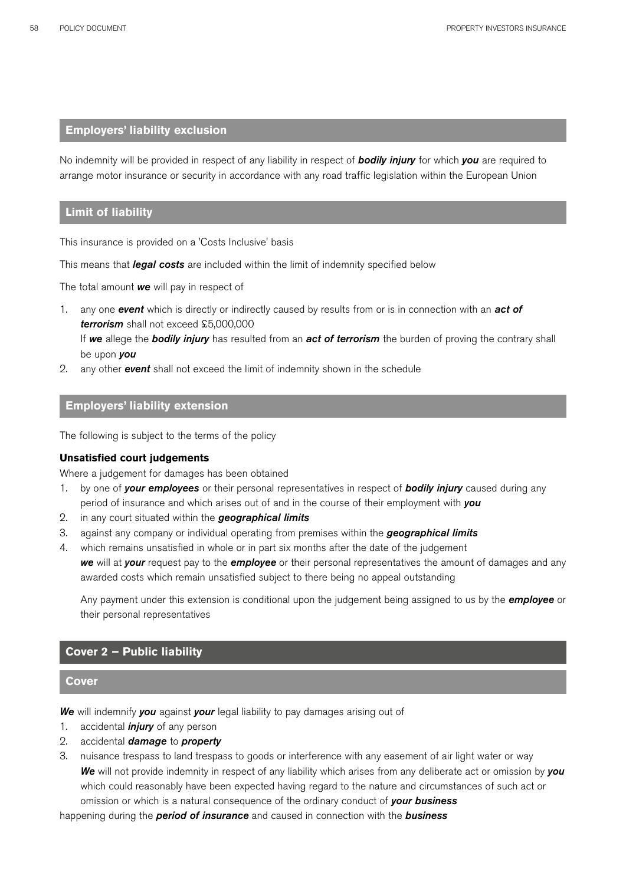## Employers' liability exclusion

No indemnity will be provided in respect of any liability in respect of ***bodily injury*** for which ***you*** are required to arrange motor insurance or security in accordance with any road traffic legislation within the European Union

## Limit of liability

This insurance is provided on a 'Costs Inclusive' basis

This means that ***legal costs*** are included within the limit of indemnity specified below

The total amount ***we*** will pay in respect of

1. any one ***event*** which is directly or indirectly caused by results from or is in connection with an ***act of terrorism*** shall not exceed £5,000,000
   If ***we*** allege the ***bodily injury*** has resulted from an ***act of terrorism*** the burden of proving the contrary shall be upon ***you***
2. any other ***event*** shall not exceed the limit of indemnity shown in the schedule

## Employers' liability extension

The following is subject to the terms of the policy

**Unsatisfied court judgements**

Where a judgement for damages has been obtained

1. by one of ***your employees*** or their personal representatives in respect of ***bodily injury*** caused during any period of insurance and which arises out of and in the course of their employment with ***you***
2. in any court situated within the ***geographical limits***
3. against any company or individual operating from premises within the ***geographical limits***
4. which remains unsatisfied in whole or in part six months after the date of the judgement
   ***we*** will at ***your*** request pay to the ***employee*** or their personal representatives the amount of damages and any awarded costs which remain unsatisfied subject to there being no appeal outstanding

   Any payment under this extension is conditional upon the judgement being assigned to us by the ***employee*** or their personal representatives

# Cover 2 – Public liability

## Cover

***We*** will indemnify ***you*** against ***your*** legal liability to pay damages arising out of

1. accidental ***injury*** of any person
2. accidental ***damage*** to ***property***
3. nuisance trespass to land trespass to goods or interference with any easement of air light water or way
   ***We*** will not provide indemnity in respect of any liability which arises from any deliberate act or omission by ***you*** which could reasonably have been expected having regard to the nature and circumstances of such act or omission or which is a natural consequence of the ordinary conduct of ***your business***

happening during the ***period of insurance*** and caused in connection with the ***business***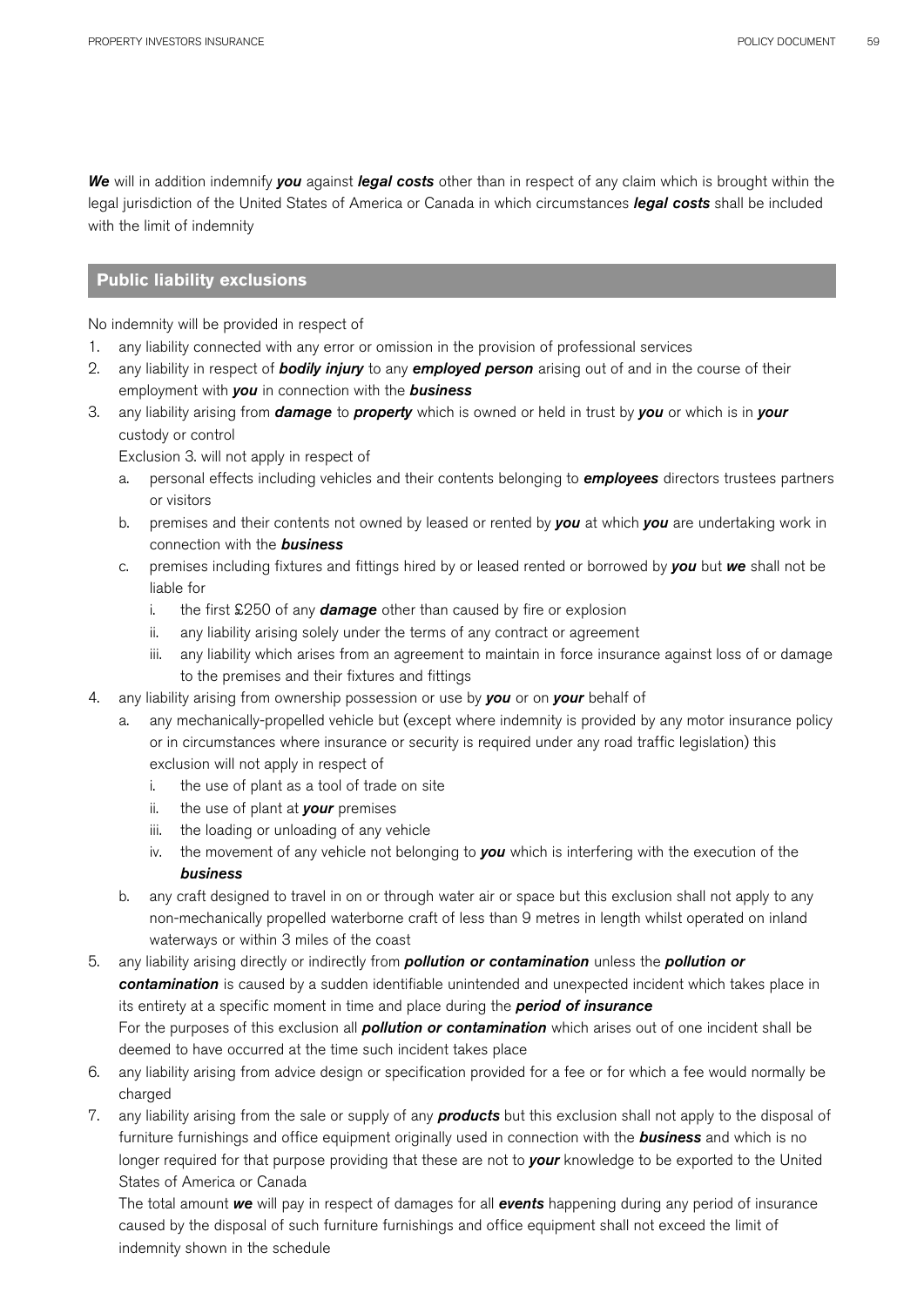***We*** will in addition indemnify ***you*** against ***legal costs*** other than in respect of any claim which is brought within the legal jurisdiction of the United States of America or Canada in which circumstances ***legal costs*** shall be included with the limit of indemnity

## Public liability exclusions

No indemnity will be provided in respect of

1. any liability connected with any error or omission in the provision of professional services
2. any liability in respect of ***bodily injury*** to any ***employed person*** arising out of and in the course of their employment with ***you*** in connection with the ***business***
3. any liability arising from ***damage*** to ***property*** which is owned or held in trust by ***you*** or which is in ***your*** custody or control

   Exclusion 3. will not apply in respect of

   a. personal effects including vehicles and their contents belonging to ***employees*** directors trustees partners or visitors
   b. premises and their contents not owned by leased or rented by ***you*** at which ***you*** are undertaking work in connection with the ***business***
   c. premises including fixtures and fittings hired by or leased rented or borrowed by ***you*** but ***we*** shall not be liable for
      i. the first £250 of any ***damage*** other than caused by fire or explosion
      ii. any liability arising solely under the terms of any contract or agreement
      iii. any liability which arises from an agreement to maintain in force insurance against loss of or damage to the premises and their fixtures and fittings
4. any liability arising from ownership possession or use by ***you*** or on ***your*** behalf of
   a. any mechanically-propelled vehicle but (except where indemnity is provided by any motor insurance policy or in circumstances where insurance or security is required under any road traffic legislation) this exclusion will not apply in respect of
      i. the use of plant as a tool of trade on site
      ii. the use of plant at ***your*** premises
      iii. the loading or unloading of any vehicle
      iv. the movement of any vehicle not belonging to ***you*** which is interfering with the execution of the ***business***
   b. any craft designed to travel in on or through water air or space but this exclusion shall not apply to any non-mechanically propelled waterborne craft of less than 9 metres in length whilst operated on inland waterways or within 3 miles of the coast
5. any liability arising directly or indirectly from ***pollution or contamination*** unless the ***pollution or contamination*** is caused by a sudden identifiable unintended and unexpected incident which takes place in its entirety at a specific moment in time and place during the ***period of insurance***

   For the purposes of this exclusion all ***pollution or contamination*** which arises out of one incident shall be deemed to have occurred at the time such incident takes place
6. any liability arising from advice design or specification provided for a fee or for which a fee would normally be charged
7. any liability arising from the sale or supply of any ***products*** but this exclusion shall not apply to the disposal of furniture furnishings and office equipment originally used in connection with the ***business*** and which is no longer required for that purpose providing that these are not to ***your*** knowledge to be exported to the United States of America or Canada

   The total amount ***we*** will pay in respect of damages for all ***events*** happening during any period of insurance caused by the disposal of such furniture furnishings and office equipment shall not exceed the limit of indemnity shown in the schedule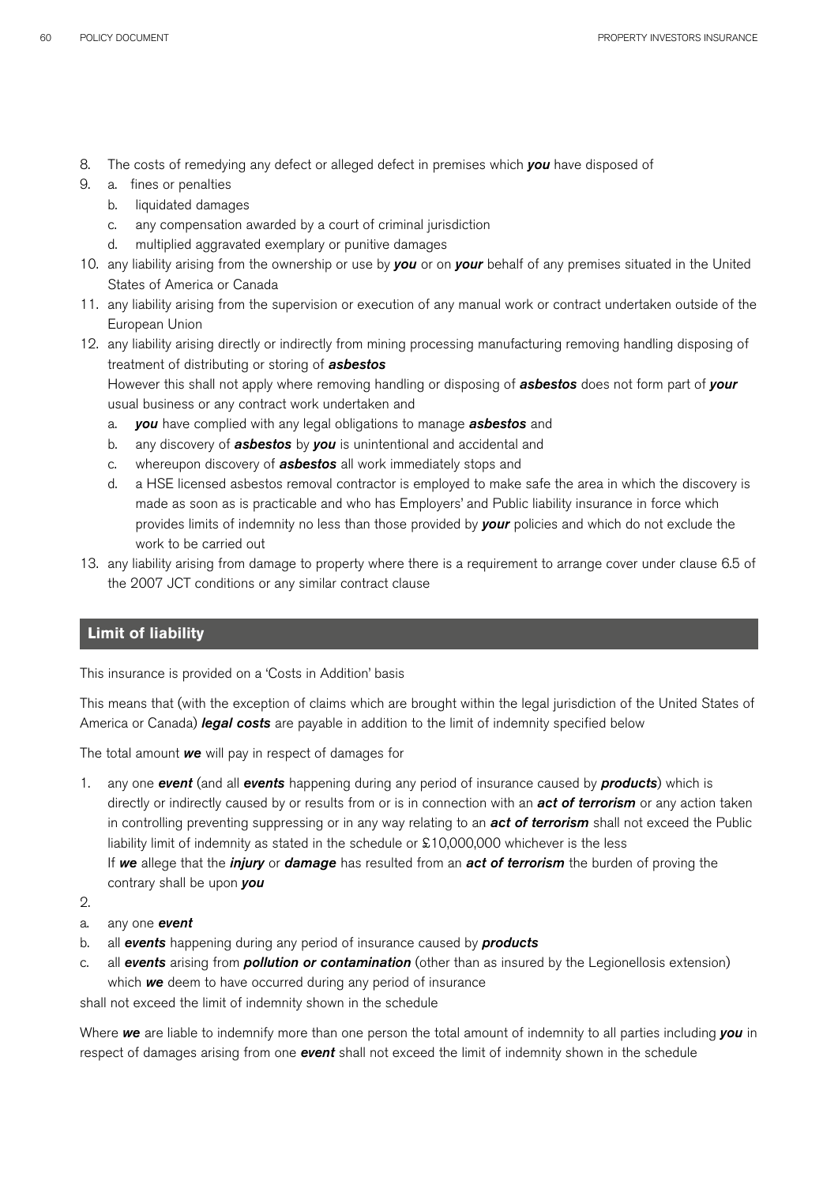8. The costs of remedying any defect or alleged defect in premises which ***you*** have disposed of
9. a. fines or penalties
   b. liquidated damages
   c. any compensation awarded by a court of criminal jurisdiction
   d. multiplied aggravated exemplary or punitive damages
10. any liability arising from the ownership or use by ***you*** or on ***your*** behalf of any premises situated in the United States of America or Canada
11. any liability arising from the supervision or execution of any manual work or contract undertaken outside of the European Union
12. any liability arising directly or indirectly from mining processing manufacturing removing handling disposing of treatment of distributing or storing of ***asbestos***
    However this shall not apply where removing handling or disposing of ***asbestos*** does not form part of ***your*** usual business or any contract work undertaken and
    a. ***you*** have complied with any legal obligations to manage ***asbestos*** and
    b. any discovery of ***asbestos*** by ***you*** is unintentional and accidental and
    c. whereupon discovery of ***asbestos*** all work immediately stops and
    d. a HSE licensed asbestos removal contractor is employed to make safe the area in which the discovery is made as soon as is practicable and who has Employers' and Public liability insurance in force which provides limits of indemnity no less than those provided by ***your*** policies and which do not exclude the work to be carried out
13. any liability arising from damage to property where there is a requirement to arrange cover under clause 6.5 of the 2007 JCT conditions or any similar contract clause

## Limit of liability

This insurance is provided on a 'Costs in Addition' basis

This means that (with the exception of claims which are brought within the legal jurisdiction of the United States of America or Canada) ***legal costs*** are payable in addition to the limit of indemnity specified below

The total amount ***we*** will pay in respect of damages for

1. any one ***event*** (and all ***events*** happening during any period of insurance caused by ***products***) which is directly or indirectly caused by or results from or is in connection with an ***act of terrorism*** or any action taken in controlling preventing suppressing or in any way relating to an ***act of terrorism*** shall not exceed the Public liability limit of indemnity as stated in the schedule or £10,000,000 whichever is the less
   If ***we*** allege that the ***injury*** or ***damage*** has resulted from an ***act of terrorism*** the burden of proving the contrary shall be upon ***you***
2.

a. any one ***event***
b. all ***events*** happening during any period of insurance caused by ***products***
c. all ***events*** arising from ***pollution or contamination*** (other than as insured by the Legionellosis extension) which ***we*** deem to have occurred during any period of insurance

shall not exceed the limit of indemnity shown in the schedule

Where ***we*** are liable to indemnify more than one person the total amount of indemnity to all parties including ***you*** in respect of damages arising from one ***event*** shall not exceed the limit of indemnity shown in the schedule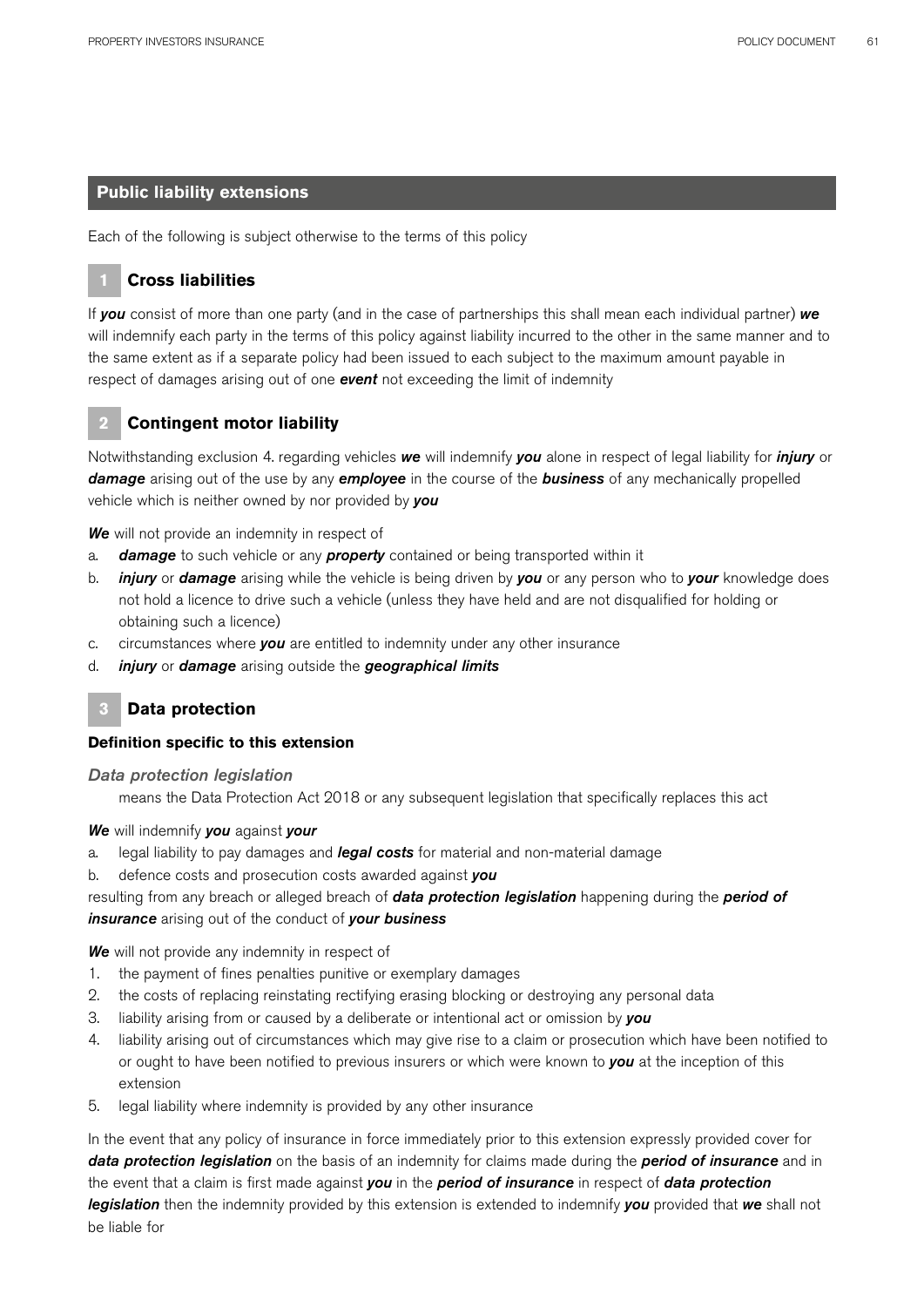## Public liability extensions

Each of the following is subject otherwise to the terms of this policy

### 1 Cross liabilities

If ***you*** consist of more than one party (and in the case of partnerships this shall mean each individual partner) ***we*** will indemnify each party in the terms of this policy against liability incurred to the other in the same manner and to the same extent as if a separate policy had been issued to each subject to the maximum amount payable in respect of damages arising out of one ***event*** not exceeding the limit of indemnity

### 2 Contingent motor liability

Notwithstanding exclusion 4. regarding vehicles ***we*** will indemnify ***you*** alone in respect of legal liability for ***injury*** or ***damage*** arising out of the use by any ***employee*** in the course of the ***business*** of any mechanically propelled vehicle which is neither owned by nor provided by ***you***

***We*** will not provide an indemnity in respect of

a. ***damage*** to such vehicle or any ***property*** contained or being transported within it
b. ***injury*** or ***damage*** arising while the vehicle is being driven by ***you*** or any person who to ***your*** knowledge does not hold a licence to drive such a vehicle (unless they have held and are not disqualified for holding or obtaining such a licence)
c. circumstances where ***you*** are entitled to indemnity under any other insurance
d. ***injury*** or ***damage*** arising outside the ***geographical limits***

### 3 Data protection

**Definition specific to this extension**

***Data protection legislation***

means the Data Protection Act 2018 or any subsequent legislation that specifically replaces this act

***We*** will indemnify ***you*** against ***your***

a. legal liability to pay damages and ***legal costs*** for material and non-material damage
b. defence costs and prosecution costs awarded against ***you***

resulting from any breach or alleged breach of ***data protection legislation*** happening during the ***period of insurance*** arising out of the conduct of ***your business***

***We*** will not provide any indemnity in respect of

1. the payment of fines penalties punitive or exemplary damages
2. the costs of replacing reinstating rectifying erasing blocking or destroying any personal data
3. liability arising from or caused by a deliberate or intentional act or omission by ***you***
4. liability arising out of circumstances which may give rise to a claim or prosecution which have been notified to or ought to have been notified to previous insurers or which were known to ***you*** at the inception of this extension
5. legal liability where indemnity is provided by any other insurance

In the event that any policy of insurance in force immediately prior to this extension expressly provided cover for ***data protection legislation*** on the basis of an indemnity for claims made during the ***period of insurance*** and in the event that a claim is first made against ***you*** in the ***period of insurance*** in respect of ***data protection legislation*** then the indemnity provided by this extension is extended to indemnify ***you*** provided that ***we*** shall not be liable for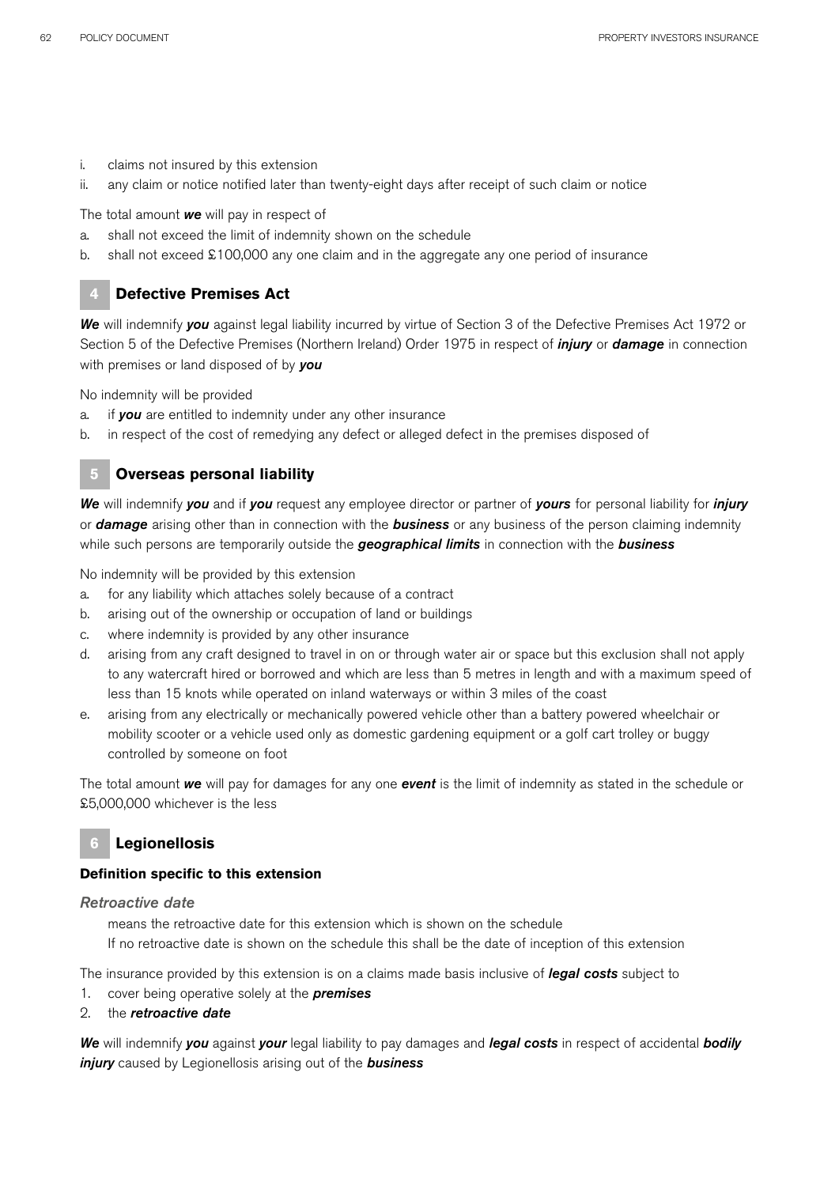i. claims not insured by this extension
ii. any claim or notice notified later than twenty-eight days after receipt of such claim or notice

The total amount ***we*** will pay in respect of

a. shall not exceed the limit of indemnity shown on the schedule
b. shall not exceed £100,000 any one claim and in the aggregate any one period of insurance

## 4 Defective Premises Act

***We*** will indemnify ***you*** against legal liability incurred by virtue of Section 3 of the Defective Premises Act 1972 or Section 5 of the Defective Premises (Northern Ireland) Order 1975 in respect of ***injury*** or ***damage*** in connection with premises or land disposed of by ***you***

No indemnity will be provided

a. if ***you*** are entitled to indemnity under any other insurance
b. in respect of the cost of remedying any defect or alleged defect in the premises disposed of

## 5 Overseas personal liability

***We*** will indemnify ***you*** and if ***you*** request any employee director or partner of ***yours*** for personal liability for ***injury*** or ***damage*** arising other than in connection with the ***business*** or any business of the person claiming indemnity while such persons are temporarily outside the ***geographical limits*** in connection with the ***business***

No indemnity will be provided by this extension

a. for any liability which attaches solely because of a contract
b. arising out of the ownership or occupation of land or buildings
c. where indemnity is provided by any other insurance
d. arising from any craft designed to travel in on or through water air or space but this exclusion shall not apply to any watercraft hired or borrowed and which are less than 5 metres in length and with a maximum speed of less than 15 knots while operated on inland waterways or within 3 miles of the coast
e. arising from any electrically or mechanically powered vehicle other than a battery powered wheelchair or mobility scooter or a vehicle used only as domestic gardening equipment or a golf cart trolley or buggy controlled by someone on foot

The total amount ***we*** will pay for damages for any one ***event*** is the limit of indemnity as stated in the schedule or £5,000,000 whichever is the less

## 6 Legionellosis

**Definition specific to this extension**

*Retroactive date*

means the retroactive date for this extension which is shown on the schedule
If no retroactive date is shown on the schedule this shall be the date of inception of this extension

The insurance provided by this extension is on a claims made basis inclusive of ***legal costs*** subject to

1. cover being operative solely at the ***premises***
2. the ***retroactive date***

***We*** will indemnify ***you*** against ***your*** legal liability to pay damages and ***legal costs*** in respect of accidental ***bodily injury*** caused by Legionellosis arising out of the ***business***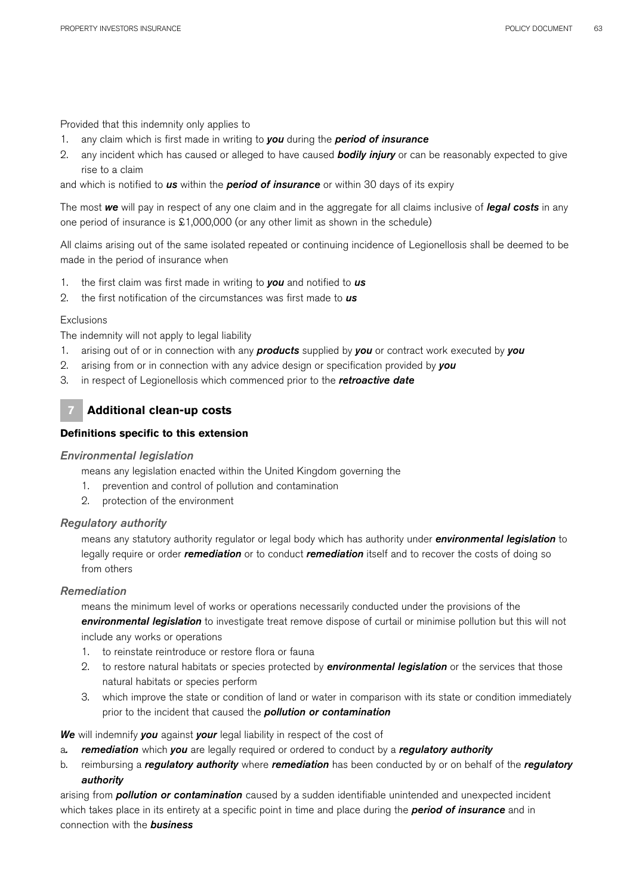Provided that this indemnity only applies to

1. any claim which is first made in writing to ***you*** during the ***period of insurance***
2. any incident which has caused or alleged to have caused ***bodily injury*** or can be reasonably expected to give rise to a claim

and which is notified to ***us*** within the ***period of insurance*** or within 30 days of its expiry

The most ***we*** will pay in respect of any one claim and in the aggregate for all claims inclusive of ***legal costs*** in any one period of insurance is £1,000,000 (or any other limit as shown in the schedule)

All claims arising out of the same isolated repeated or continuing incidence of Legionellosis shall be deemed to be made in the period of insurance when

1. the first claim was first made in writing to ***you*** and notified to ***us***
2. the first notification of the circumstances was first made to ***us***

Exclusions

The indemnity will not apply to legal liability

1. arising out of or in connection with any ***products*** supplied by ***you*** or contract work executed by ***you***
2. arising from or in connection with any advice design or specification provided by ***you***
3. in respect of Legionellosis which commenced prior to the ***retroactive date***

## 7 Additional clean-up costs

**Definitions specific to this extension**

### *Environmental legislation*

means any legislation enacted within the United Kingdom governing the

1. prevention and control of pollution and contamination
2. protection of the environment

### *Regulatory authority*

means any statutory authority regulator or legal body which has authority under ***environmental legislation*** to legally require or order ***remediation*** or to conduct ***remediation*** itself and to recover the costs of doing so from others

### *Remediation*

means the minimum level of works or operations necessarily conducted under the provisions of the ***environmental legislation*** to investigate treat remove dispose of curtail or minimise pollution but this will not include any works or operations

1. to reinstate reintroduce or restore flora or fauna
2. to restore natural habitats or species protected by ***environmental legislation*** or the services that those natural habitats or species perform
3. which improve the state or condition of land or water in comparison with its state or condition immediately prior to the incident that caused the ***pollution or contamination***

***We*** will indemnify ***you*** against ***your*** legal liability in respect of the cost of

a. ***remediation*** which ***you*** are legally required or ordered to conduct by a ***regulatory authority***
b. reimbursing a ***regulatory authority*** where ***remediation*** has been conducted by or on behalf of the ***regulatory authority***

arising from ***pollution or contamination*** caused by a sudden identifiable unintended and unexpected incident which takes place in its entirety at a specific point in time and place during the ***period of insurance*** and in connection with the ***business***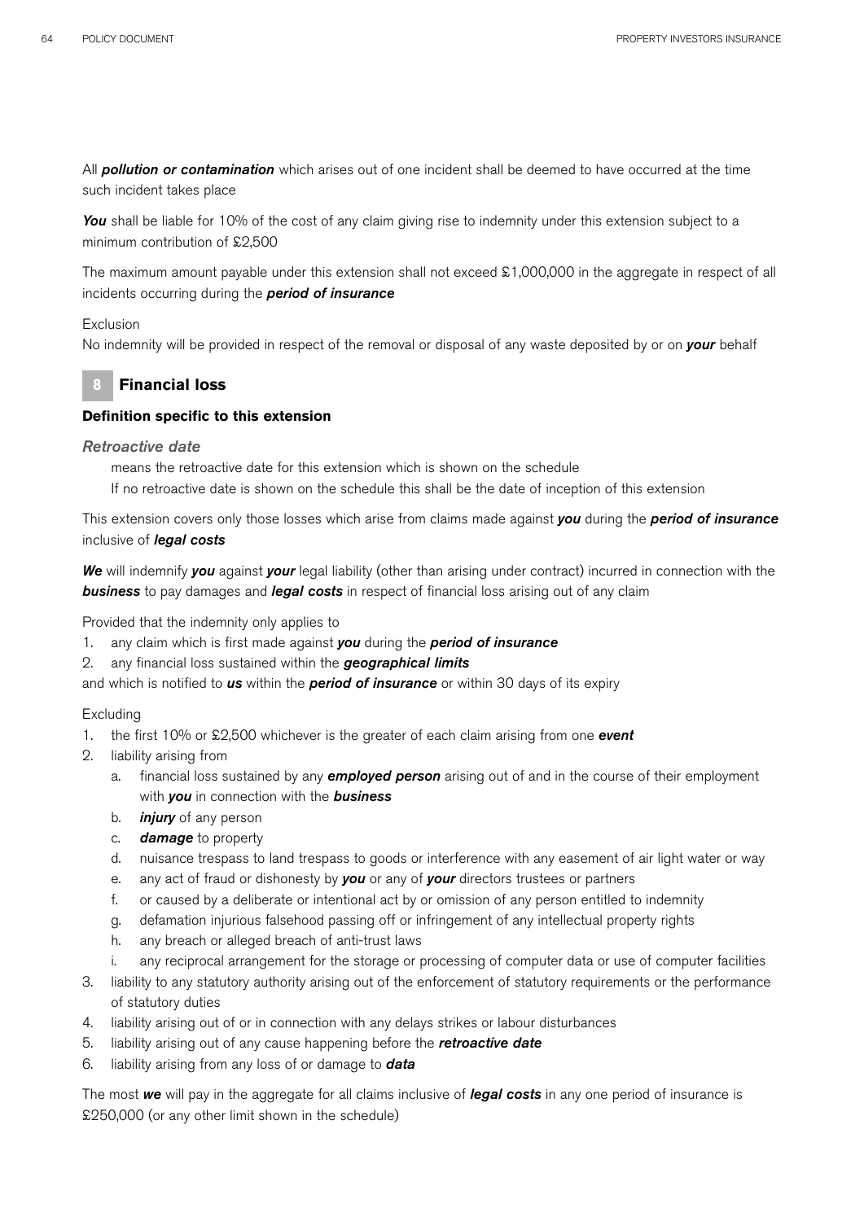All ***pollution or contamination*** which arises out of one incident shall be deemed to have occurred at the time such incident takes place

***You*** shall be liable for 10% of the cost of any claim giving rise to indemnity under this extension subject to a minimum contribution of £2,500

The maximum amount payable under this extension shall not exceed £1,000,000 in the aggregate in respect of all incidents occurring during the ***period of insurance***

Exclusion

No indemnity will be provided in respect of the removal or disposal of any waste deposited by or on ***your*** behalf

## 8 Financial loss

**Definition specific to this extension**

*Retroactive date*

means the retroactive date for this extension which is shown on the schedule

If no retroactive date is shown on the schedule this shall be the date of inception of this extension

This extension covers only those losses which arise from claims made against ***you*** during the ***period of insurance*** inclusive of ***legal costs***

***We*** will indemnify ***you*** against ***your*** legal liability (other than arising under contract) incurred in connection with the ***business*** to pay damages and ***legal costs*** in respect of financial loss arising out of any claim

Provided that the indemnity only applies to

1. any claim which is first made against ***you*** during the ***period of insurance***
2. any financial loss sustained within the ***geographical limits***

and which is notified to ***us*** within the ***period of insurance*** or within 30 days of its expiry

Excluding

1. the first 10% or £2,500 whichever is the greater of each claim arising from one ***event***
2. liability arising from
   a. financial loss sustained by any ***employed person*** arising out of and in the course of their employment with ***you*** in connection with the ***business***
   b. ***injury*** of any person
   c. ***damage*** to property
   d. nuisance trespass to land trespass to goods or interference with any easement of air light water or way
   e. any act of fraud or dishonesty by ***you*** or any of ***your*** directors trustees or partners
   f. or caused by a deliberate or intentional act by or omission of any person entitled to indemnity
   g. defamation injurious falsehood passing off or infringement of any intellectual property rights
   h. any breach or alleged breach of anti-trust laws
   i. any reciprocal arrangement for the storage or processing of computer data or use of computer facilities
3. liability to any statutory authority arising out of the enforcement of statutory requirements or the performance of statutory duties
4. liability arising out of or in connection with any delays strikes or labour disturbances
5. liability arising out of any cause happening before the ***retroactive date***
6. liability arising from any loss of or damage to ***data***

The most ***we*** will pay in the aggregate for all claims inclusive of ***legal costs*** in any one period of insurance is £250,000 (or any other limit shown in the schedule)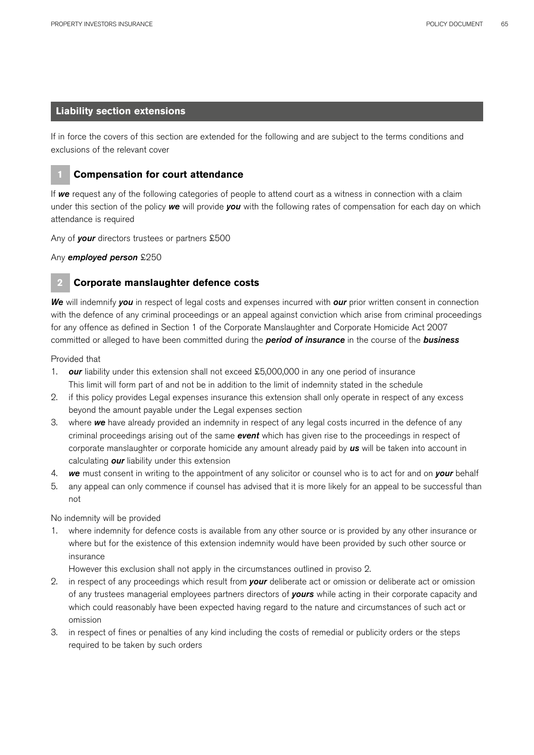## Liability section extensions

If in force the covers of this section are extended for the following and are subject to the terms conditions and exclusions of the relevant cover

### 1 Compensation for court attendance

If ***we*** request any of the following categories of people to attend court as a witness in connection with a claim under this section of the policy ***we*** will provide ***you*** with the following rates of compensation for each day on which attendance is required

Any of ***your*** directors trustees or partners £500

Any ***employed person*** £250

### 2 Corporate manslaughter defence costs

***We*** will indemnify ***you*** in respect of legal costs and expenses incurred with ***our*** prior written consent in connection with the defence of any criminal proceedings or an appeal against conviction which arise from criminal proceedings for any offence as defined in Section 1 of the Corporate Manslaughter and Corporate Homicide Act 2007 committed or alleged to have been committed during the ***period of insurance*** in the course of the ***business***

Provided that

1. ***our*** liability under this extension shall not exceed £5,000,000 in any one period of insurance
   This limit will form part of and not be in addition to the limit of indemnity stated in the schedule
2. if this policy provides Legal expenses insurance this extension shall only operate in respect of any excess beyond the amount payable under the Legal expenses section
3. where ***we*** have already provided an indemnity in respect of any legal costs incurred in the defence of any criminal proceedings arising out of the same ***event*** which has given rise to the proceedings in respect of corporate manslaughter or corporate homicide any amount already paid by ***us*** will be taken into account in calculating ***our*** liability under this extension
4. ***we*** must consent in writing to the appointment of any solicitor or counsel who is to act for and on ***your*** behalf
5. any appeal can only commence if counsel has advised that it is more likely for an appeal to be successful than not

No indemnity will be provided

1. where indemnity for defence costs is available from any other source or is provided by any other insurance or where but for the existence of this extension indemnity would have been provided by such other source or insurance
   However this exclusion shall not apply in the circumstances outlined in proviso 2.
2. in respect of any proceedings which result from ***your*** deliberate act or omission or deliberate act or omission of any trustees managerial employees partners directors of ***yours*** while acting in their corporate capacity and which could reasonably have been expected having regard to the nature and circumstances of such act or omission
3. in respect of fines or penalties of any kind including the costs of remedial or publicity orders or the steps required to be taken by such orders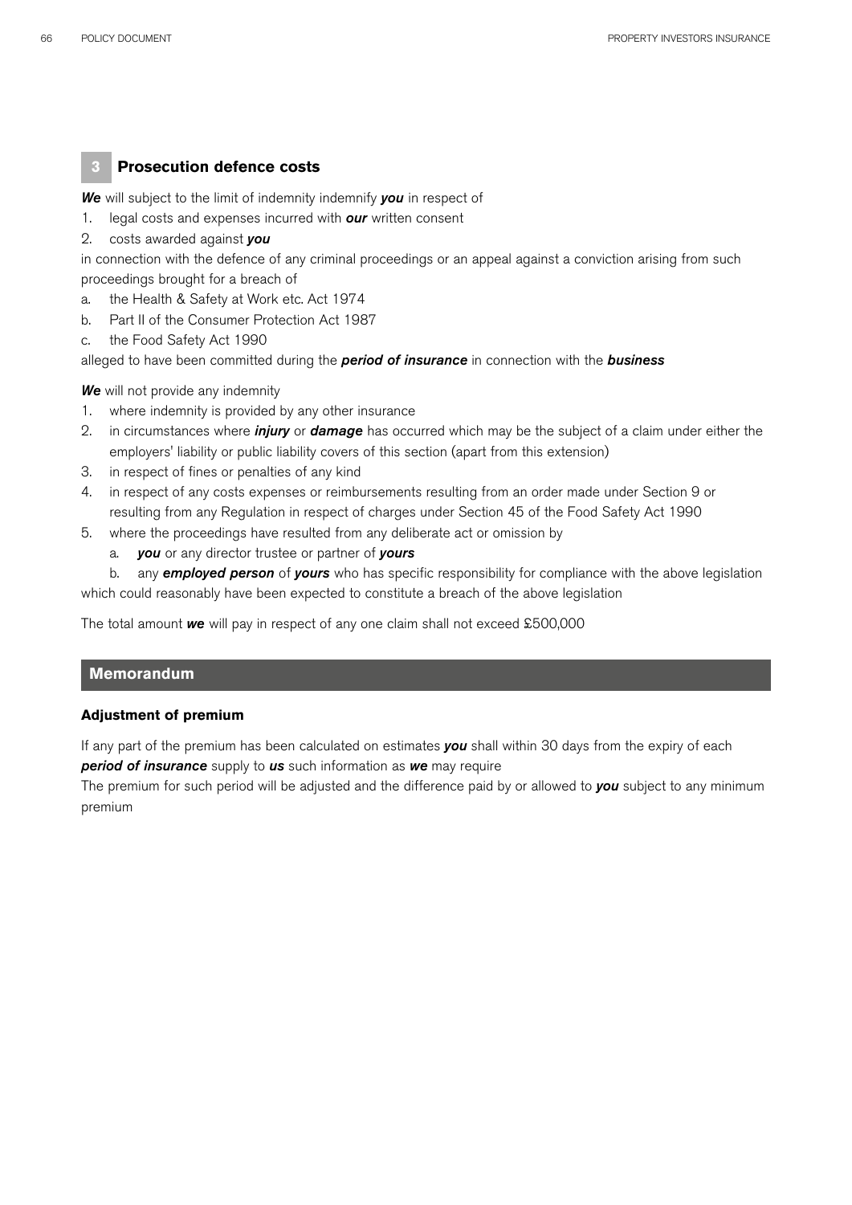### 3 Prosecution defence costs

***We*** will subject to the limit of indemnity indemnify ***you*** in respect of

1. legal costs and expenses incurred with ***our*** written consent
2. costs awarded against ***you***

in connection with the defence of any criminal proceedings or an appeal against a conviction arising from such proceedings brought for a breach of

a. the Health & Safety at Work etc. Act 1974
b. Part II of the Consumer Protection Act 1987
c. the Food Safety Act 1990

alleged to have been committed during the ***period of insurance*** in connection with the ***business***

***We*** will not provide any indemnity

1. where indemnity is provided by any other insurance
2. in circumstances where ***injury*** or ***damage*** has occurred which may be the subject of a claim under either the employers' liability or public liability covers of this section (apart from this extension)
3. in respect of fines or penalties of any kind
4. in respect of any costs expenses or reimbursements resulting from an order made under Section 9 or resulting from any Regulation in respect of charges under Section 45 of the Food Safety Act 1990
5. where the proceedings have resulted from any deliberate act or omission by
   a. ***you*** or any director trustee or partner of ***yours***
   b. any ***employed person*** of ***yours*** who has specific responsibility for compliance with the above legislation

which could reasonably have been expected to constitute a breach of the above legislation

The total amount ***we*** will pay in respect of any one claim shall not exceed £500,000

## Memorandum

**Adjustment of premium**

If any part of the premium has been calculated on estimates ***you*** shall within 30 days from the expiry of each ***period of insurance*** supply to ***us*** such information as ***we*** may require

The premium for such period will be adjusted and the difference paid by or allowed to ***you*** subject to any minimum premium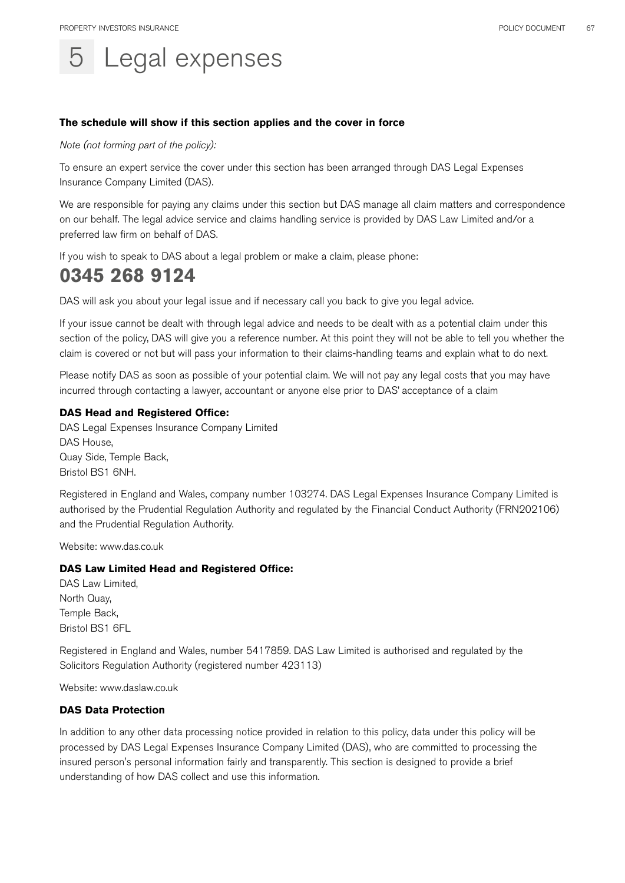# 5 Legal expenses

**The schedule will show if this section applies and the cover in force**

*Note (not forming part of the policy):*

To ensure an expert service the cover under this section has been arranged through DAS Legal Expenses Insurance Company Limited (DAS).

We are responsible for paying any claims under this section but DAS manage all claim matters and correspondence on our behalf. The legal advice service and claims handling service is provided by DAS Law Limited and/or a preferred law firm on behalf of DAS.

If you wish to speak to DAS about a legal problem or make a claim, please phone:

## 0345 268 9124

DAS will ask you about your legal issue and if necessary call you back to give you legal advice.

If your issue cannot be dealt with through legal advice and needs to be dealt with as a potential claim under this section of the policy, DAS will give you a reference number. At this point they will not be able to tell you whether the claim is covered or not but will pass your information to their claims-handling teams and explain what to do next.

Please notify DAS as soon as possible of your potential claim. We will not pay any legal costs that you may have incurred through contacting a lawyer, accountant or anyone else prior to DAS' acceptance of a claim

**DAS Head and Registered Office:**
DAS Legal Expenses Insurance Company Limited
DAS House,
Quay Side, Temple Back,
Bristol BS1 6NH.

Registered in England and Wales, company number 103274. DAS Legal Expenses Insurance Company Limited is authorised by the Prudential Regulation Authority and regulated by the Financial Conduct Authority (FRN202106) and the Prudential Regulation Authority.

Website: www.das.co.uk

**DAS Law Limited Head and Registered Office:**
DAS Law Limited,
North Quay,
Temple Back,
Bristol BS1 6FL

Registered in England and Wales, number 5417859. DAS Law Limited is authorised and regulated by the Solicitors Regulation Authority (registered number 423113)

Website: www.daslaw.co.uk

**DAS Data Protection**

In addition to any other data processing notice provided in relation to this policy, data under this policy will be processed by DAS Legal Expenses Insurance Company Limited (DAS), who are committed to processing the insured person's personal information fairly and transparently. This section is designed to provide a brief understanding of how DAS collect and use this information.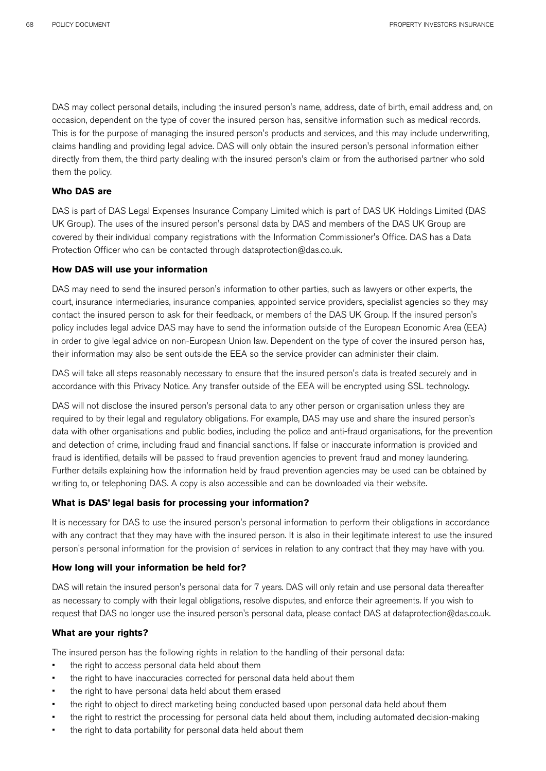DAS may collect personal details, including the insured person's name, address, date of birth, email address and, on occasion, dependent on the type of cover the insured person has, sensitive information such as medical records. This is for the purpose of managing the insured person's products and services, and this may include underwriting, claims handling and providing legal advice. DAS will only obtain the insured person's personal information either directly from them, the third party dealing with the insured person's claim or from the authorised partner who sold them the policy.

**Who DAS are**

DAS is part of DAS Legal Expenses Insurance Company Limited which is part of DAS UK Holdings Limited (DAS UK Group). The uses of the insured person's personal data by DAS and members of the DAS UK Group are covered by their individual company registrations with the Information Commissioner's Office. DAS has a Data Protection Officer who can be contacted through dataprotection@das.co.uk.

**How DAS will use your information**

DAS may need to send the insured person's information to other parties, such as lawyers or other experts, the court, insurance intermediaries, insurance companies, appointed service providers, specialist agencies so they may contact the insured person to ask for their feedback, or members of the DAS UK Group. If the insured person's policy includes legal advice DAS may have to send the information outside of the European Economic Area (EEA) in order to give legal advice on non-European Union law. Dependent on the type of cover the insured person has, their information may also be sent outside the EEA so the service provider can administer their claim.

DAS will take all steps reasonably necessary to ensure that the insured person's data is treated securely and in accordance with this Privacy Notice. Any transfer outside of the EEA will be encrypted using SSL technology.

DAS will not disclose the insured person's personal data to any other person or organisation unless they are required to by their legal and regulatory obligations. For example, DAS may use and share the insured person's data with other organisations and public bodies, including the police and anti-fraud organisations, for the prevention and detection of crime, including fraud and financial sanctions. If false or inaccurate information is provided and fraud is identified, details will be passed to fraud prevention agencies to prevent fraud and money laundering. Further details explaining how the information held by fraud prevention agencies may be used can be obtained by writing to, or telephoning DAS. A copy is also accessible and can be downloaded via their website.

**What is DAS' legal basis for processing your information?**

It is necessary for DAS to use the insured person's personal information to perform their obligations in accordance with any contract that they may have with the insured person. It is also in their legitimate interest to use the insured person's personal information for the provision of services in relation to any contract that they may have with you.

**How long will your information be held for?**

DAS will retain the insured person's personal data for 7 years. DAS will only retain and use personal data thereafter as necessary to comply with their legal obligations, resolve disputes, and enforce their agreements. If you wish to request that DAS no longer use the insured person's personal data, please contact DAS at dataprotection@das.co.uk.

**What are your rights?**

The insured person has the following rights in relation to the handling of their personal data:

- the right to access personal data held about them
- the right to have inaccuracies corrected for personal data held about them
- the right to have personal data held about them erased
- the right to object to direct marketing being conducted based upon personal data held about them
- the right to restrict the processing for personal data held about them, including automated decision-making
- the right to data portability for personal data held about them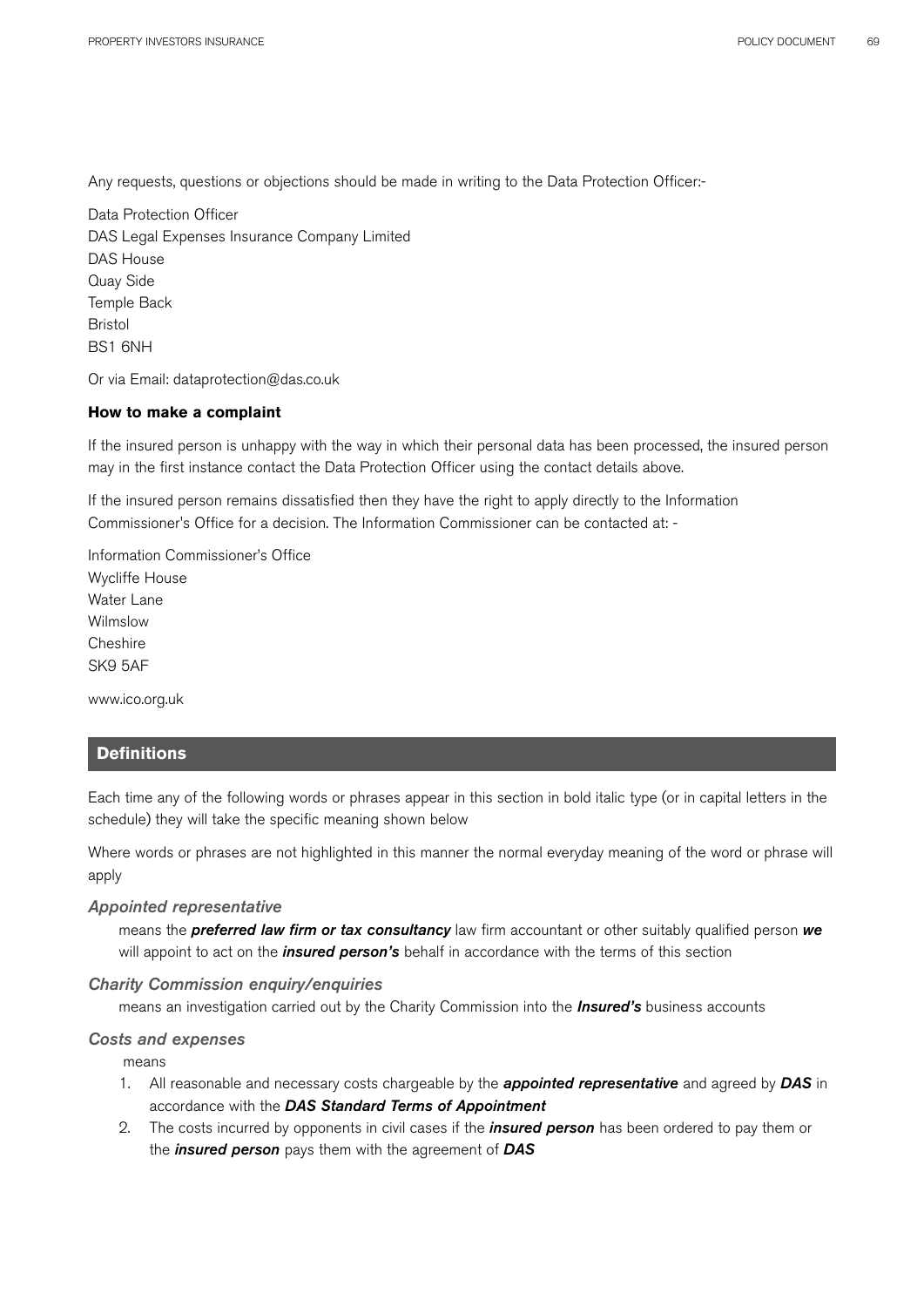Any requests, questions or objections should be made in writing to the Data Protection Officer:-

Data Protection Officer
DAS Legal Expenses Insurance Company Limited
DAS House
Quay Side
Temple Back
Bristol
BS1 6NH

Or via Email: dataprotection@das.co.uk

**How to make a complaint**

If the insured person is unhappy with the way in which their personal data has been processed, the insured person may in the first instance contact the Data Protection Officer using the contact details above.

If the insured person remains dissatisfied then they have the right to apply directly to the Information Commissioner's Office for a decision. The Information Commissioner can be contacted at: -

Information Commissioner's Office
Wycliffe House
Water Lane
Wilmslow
Cheshire
SK9 5AF

www.ico.org.uk

## Definitions

Each time any of the following words or phrases appear in this section in bold italic type (or in capital letters in the schedule) they will take the specific meaning shown below

Where words or phrases are not highlighted in this manner the normal everyday meaning of the word or phrase will apply

*Appointed representative*

means the ***preferred law firm or tax consultancy*** law firm accountant or other suitably qualified person ***we*** will appoint to act on the ***insured person's*** behalf in accordance with the terms of this section

*Charity Commission enquiry/enquiries*

means an investigation carried out by the Charity Commission into the ***Insured's*** business accounts

*Costs and expenses*

means

1. All reasonable and necessary costs chargeable by the ***appointed representative*** and agreed by ***DAS*** in accordance with the ***DAS Standard Terms of Appointment***
2. The costs incurred by opponents in civil cases if the ***insured person*** has been ordered to pay them or the ***insured person*** pays them with the agreement of ***DAS***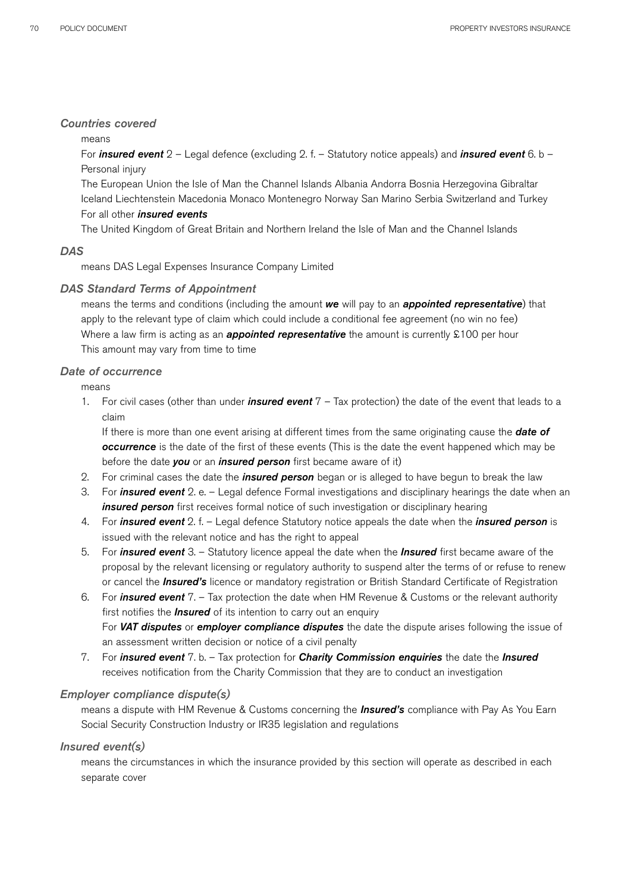### *Countries covered*

means

For ***insured event*** 2 – Legal defence (excluding 2. f. – Statutory notice appeals) and ***insured event*** 6. b – Personal injury

The European Union the Isle of Man the Channel Islands Albania Andorra Bosnia Herzegovina Gibraltar Iceland Liechtenstein Macedonia Monaco Montenegro Norway San Marino Serbia Switzerland and Turkey

For all other ***insured events***

The United Kingdom of Great Britain and Northern Ireland the Isle of Man and the Channel Islands

### *DAS*

means DAS Legal Expenses Insurance Company Limited

### *DAS Standard Terms of Appointment*

means the terms and conditions (including the amount ***we*** will pay to an ***appointed representative***) that apply to the relevant type of claim which could include a conditional fee agreement (no win no fee)

Where a law firm is acting as an ***appointed representative*** the amount is currently £100 per hour

This amount may vary from time to time

### *Date of occurrence*

means

1. For civil cases (other than under ***insured event*** 7 – Tax protection) the date of the event that leads to a claim

   If there is more than one event arising at different times from the same originating cause the ***date of occurrence*** is the date of the first of these events (This is the date the event happened which may be before the date ***you*** or an ***insured person*** first became aware of it)
2. For criminal cases the date the ***insured person*** began or is alleged to have begun to break the law
3. For ***insured event*** 2. e. – Legal defence Formal investigations and disciplinary hearings the date when an ***insured person*** first receives formal notice of such investigation or disciplinary hearing
4. For ***insured event*** 2. f. – Legal defence Statutory notice appeals the date when the ***insured person*** is issued with the relevant notice and has the right to appeal
5. For ***insured event*** 3. – Statutory licence appeal the date when the ***Insured*** first became aware of the proposal by the relevant licensing or regulatory authority to suspend alter the terms of or refuse to renew or cancel the ***Insured's*** licence or mandatory registration or British Standard Certificate of Registration
6. For ***insured event*** 7. – Tax protection the date when HM Revenue & Customs or the relevant authority first notifies the ***Insured*** of its intention to carry out an enquiry

   For ***VAT disputes*** or ***employer compliance disputes*** the date the dispute arises following the issue of an assessment written decision or notice of a civil penalty
7. For ***insured event*** 7. b. – Tax protection for ***Charity Commission enquiries*** the date the ***Insured*** receives notification from the Charity Commission that they are to conduct an investigation

### *Employer compliance dispute(s)*

means a dispute with HM Revenue & Customs concerning the ***Insured's*** compliance with Pay As You Earn Social Security Construction Industry or IR35 legislation and regulations

### *Insured event(s)*

means the circumstances in which the insurance provided by this section will operate as described in each separate cover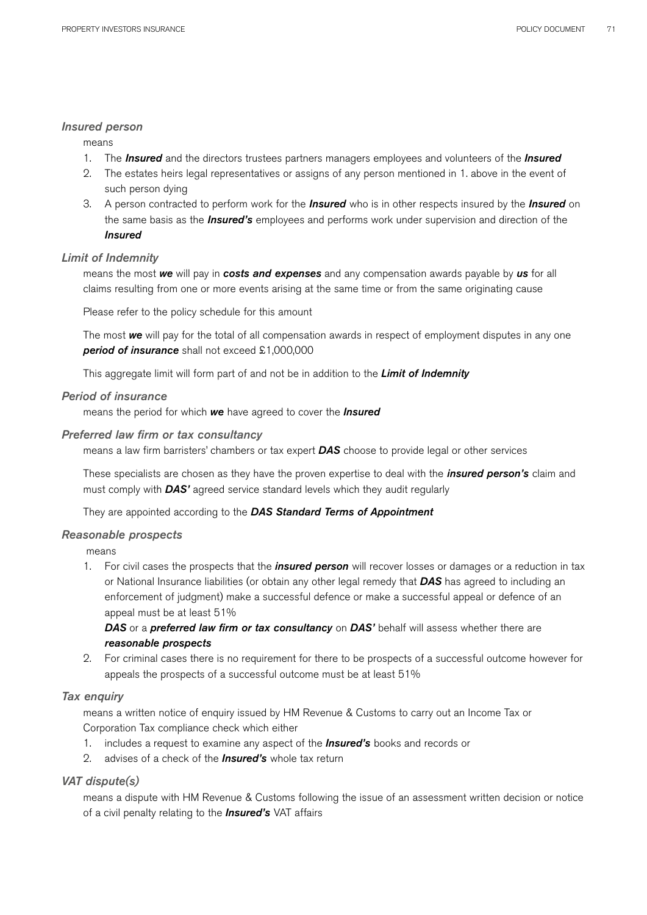### *Insured person*

means

1. The ***Insured*** and the directors trustees partners managers employees and volunteers of the ***Insured***
2. The estates heirs legal representatives or assigns of any person mentioned in 1. above in the event of such person dying
3. A person contracted to perform work for the ***Insured*** who is in other respects insured by the ***Insured*** on the same basis as the ***Insured's*** employees and performs work under supervision and direction of the ***Insured***

### *Limit of Indemnity*

means the most ***we*** will pay in ***costs and expenses*** and any compensation awards payable by ***us*** for all claims resulting from one or more events arising at the same time or from the same originating cause

Please refer to the policy schedule for this amount

The most ***we*** will pay for the total of all compensation awards in respect of employment disputes in any one ***period of insurance*** shall not exceed £1,000,000

This aggregate limit will form part of and not be in addition to the ***Limit of Indemnity***

### *Period of insurance*

means the period for which ***we*** have agreed to cover the ***Insured***

### *Preferred law firm or tax consultancy*

means a law firm barristers' chambers or tax expert ***DAS*** choose to provide legal or other services

These specialists are chosen as they have the proven expertise to deal with the ***insured person's*** claim and must comply with ***DAS'*** agreed service standard levels which they audit regularly

They are appointed according to the ***DAS Standard Terms of Appointment***

### *Reasonable prospects*

means

1. For civil cases the prospects that the ***insured person*** will recover losses or damages or a reduction in tax or National Insurance liabilities (or obtain any other legal remedy that ***DAS*** has agreed to including an enforcement of judgment) make a successful defence or make a successful appeal or defence of an appeal must be at least 51%

   ***DAS*** or a ***preferred law firm or tax consultancy*** on ***DAS'*** behalf will assess whether there are ***reasonable prospects***
2. For criminal cases there is no requirement for there to be prospects of a successful outcome however for appeals the prospects of a successful outcome must be at least 51%

### *Tax enquiry*

means a written notice of enquiry issued by HM Revenue & Customs to carry out an Income Tax or Corporation Tax compliance check which either

1. includes a request to examine any aspect of the ***Insured's*** books and records or
2. advises of a check of the ***Insured's*** whole tax return

### *VAT dispute(s)*

means a dispute with HM Revenue & Customs following the issue of an assessment written decision or notice of a civil penalty relating to the ***Insured's*** VAT affairs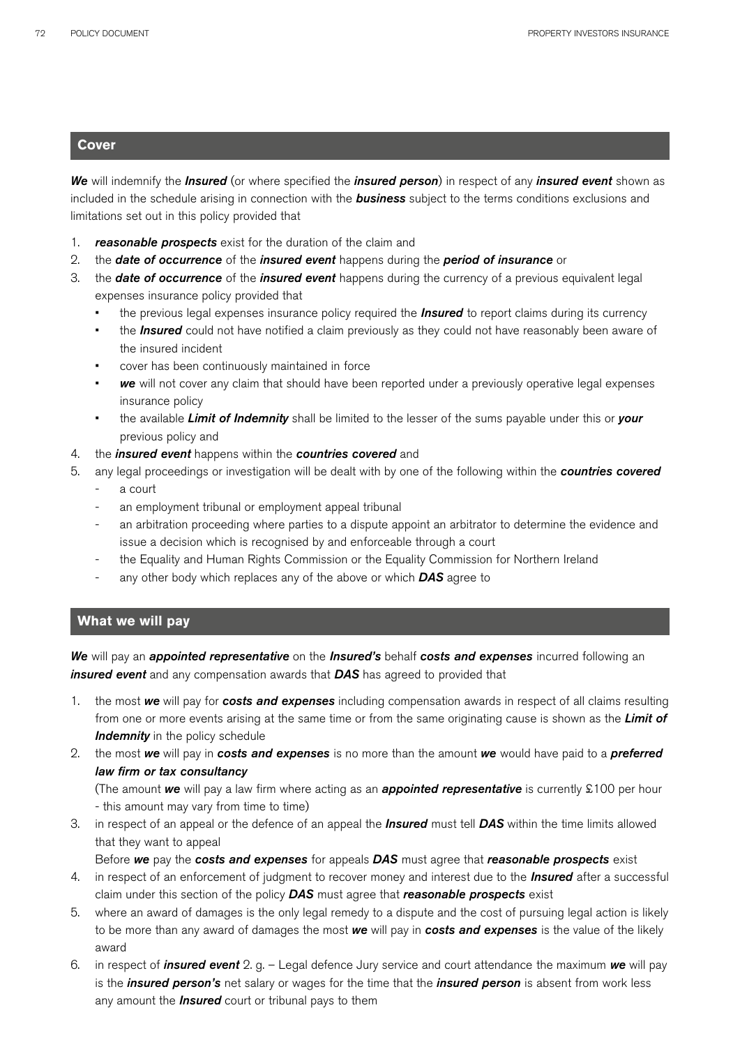## Cover

***We*** will indemnify the ***Insured*** (or where specified the ***insured person***) in respect of any ***insured event*** shown as included in the schedule arising in connection with the ***business*** subject to the terms conditions exclusions and limitations set out in this policy provided that

1. ***reasonable prospects*** exist for the duration of the claim and
2. the ***date of occurrence*** of the ***insured event*** happens during the ***period of insurance*** or
3. the ***date of occurrence*** of the ***insured event*** happens during the currency of a previous equivalent legal expenses insurance policy provided that
   - the previous legal expenses insurance policy required the ***Insured*** to report claims during its currency
   - the ***Insured*** could not have notified a claim previously as they could not have reasonably been aware of the insured incident
   - cover has been continuously maintained in force
   - ***we*** will not cover any claim that should have been reported under a previously operative legal expenses insurance policy
   - the available ***Limit of Indemnity*** shall be limited to the lesser of the sums payable under this or ***your*** previous policy and
4. the ***insured event*** happens within the ***countries covered*** and
5. any legal proceedings or investigation will be dealt with by one of the following within the ***countries covered***
   - a court
   - an employment tribunal or employment appeal tribunal
   - an arbitration proceeding where parties to a dispute appoint an arbitrator to determine the evidence and issue a decision which is recognised by and enforceable through a court
   - the Equality and Human Rights Commission or the Equality Commission for Northern Ireland
   - any other body which replaces any of the above or which ***DAS*** agree to

## What we will pay

***We*** will pay an ***appointed representative*** on the ***Insured's*** behalf ***costs and expenses*** incurred following an ***insured event*** and any compensation awards that ***DAS*** has agreed to provided that

1. the most ***we*** will pay for ***costs and expenses*** including compensation awards in respect of all claims resulting from one or more events arising at the same time or from the same originating cause is shown as the ***Limit of Indemnity*** in the policy schedule
2. the most ***we*** will pay in ***costs and expenses*** is no more than the amount ***we*** would have paid to a ***preferred law firm or tax consultancy***

   (The amount ***we*** will pay a law firm where acting as an ***appointed representative*** is currently £100 per hour - this amount may vary from time to time)
3. in respect of an appeal or the defence of an appeal the ***Insured*** must tell ***DAS*** within the time limits allowed that they want to appeal

   Before ***we*** pay the ***costs and expenses*** for appeals ***DAS*** must agree that ***reasonable prospects*** exist
4. in respect of an enforcement of judgment to recover money and interest due to the ***Insured*** after a successful claim under this section of the policy ***DAS*** must agree that ***reasonable prospects*** exist
5. where an award of damages is the only legal remedy to a dispute and the cost of pursuing legal action is likely to be more than any award of damages the most ***we*** will pay in ***costs and expenses*** is the value of the likely award
6. in respect of ***insured event*** 2. g. – Legal defence Jury service and court attendance the maximum ***we*** will pay is the ***insured person's*** net salary or wages for the time that the ***insured person*** is absent from work less any amount the ***Insured*** court or tribunal pays to them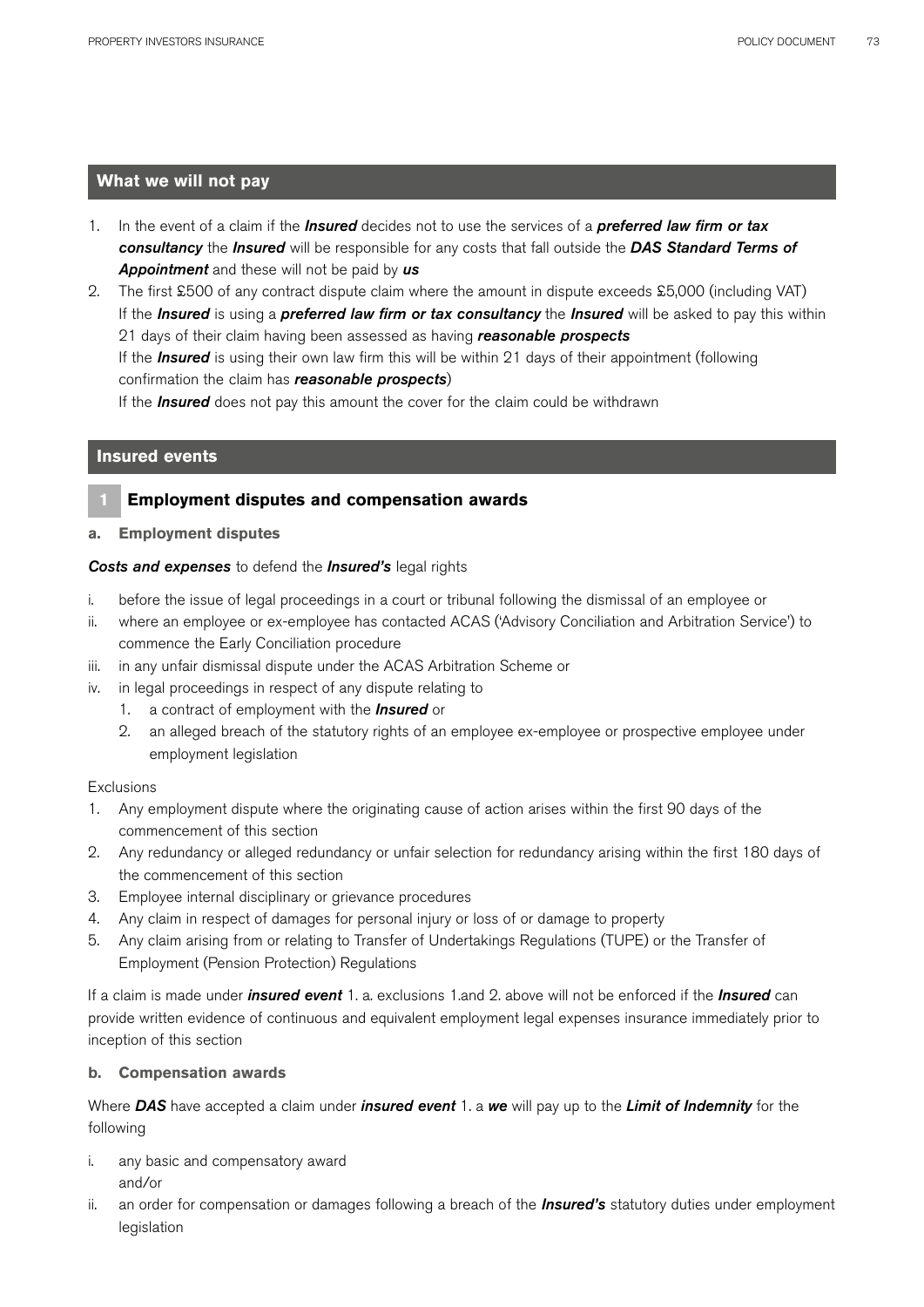## What we will not pay

1. In the event of a claim if the ***Insured*** decides not to use the services of a ***preferred law firm or tax consultancy*** the ***Insured*** will be responsible for any costs that fall outside the ***DAS Standard Terms of Appointment*** and these will not be paid by ***us***
2. The first £500 of any contract dispute claim where the amount in dispute exceeds £5,000 (including VAT)
   If the ***Insured*** is using a ***preferred law firm or tax consultancy*** the ***Insured*** will be asked to pay this within 21 days of their claim having been assessed as having ***reasonable prospects***
   If the ***Insured*** is using their own law firm this will be within 21 days of their appointment (following confirmation the claim has ***reasonable prospects***)
   If the ***Insured*** does not pay this amount the cover for the claim could be withdrawn

## Insured events

### 1 Employment disputes and compensation awards

**a. Employment disputes**

***Costs and expenses*** to defend the ***Insured's*** legal rights

i. before the issue of legal proceedings in a court or tribunal following the dismissal of an employee or
ii. where an employee or ex-employee has contacted ACAS ('Advisory Conciliation and Arbitration Service') to commence the Early Conciliation procedure
iii. in any unfair dismissal dispute under the ACAS Arbitration Scheme or
iv. in legal proceedings in respect of any dispute relating to
   1. a contract of employment with the ***Insured*** or
   2. an alleged breach of the statutory rights of an employee ex-employee or prospective employee under employment legislation

Exclusions

1. Any employment dispute where the originating cause of action arises within the first 90 days of the commencement of this section
2. Any redundancy or alleged redundancy or unfair selection for redundancy arising within the first 180 days of the commencement of this section
3. Employee internal disciplinary or grievance procedures
4. Any claim in respect of damages for personal injury or loss of or damage to property
5. Any claim arising from or relating to Transfer of Undertakings Regulations (TUPE) or the Transfer of Employment (Pension Protection) Regulations

If a claim is made under ***insured event*** 1. a. exclusions 1.and 2. above will not be enforced if the ***Insured*** can provide written evidence of continuous and equivalent employment legal expenses insurance immediately prior to inception of this section

**b. Compensation awards**

Where ***DAS*** have accepted a claim under ***insured event*** 1. a ***we*** will pay up to the ***Limit of Indemnity*** for the following

i. any basic and compensatory award
   and/or
ii. an order for compensation or damages following a breach of the ***Insured's*** statutory duties under employment legislation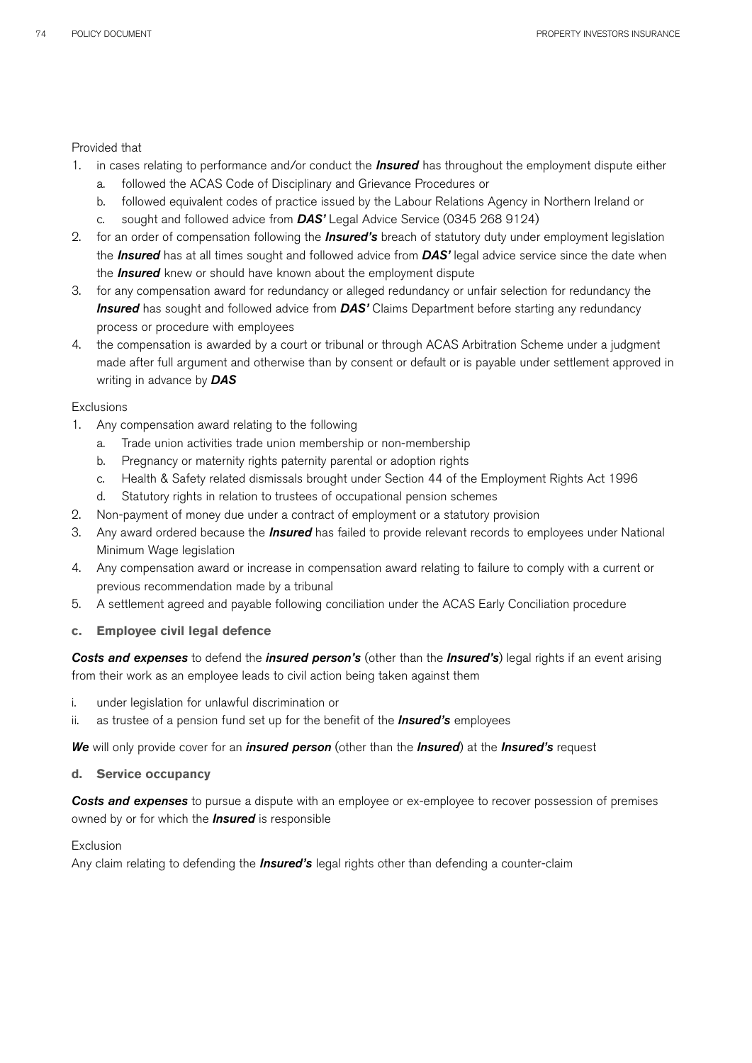Provided that

1. in cases relating to performance and/or conduct the ***Insured*** has throughout the employment dispute either
   a. followed the ACAS Code of Disciplinary and Grievance Procedures or
   b. followed equivalent codes of practice issued by the Labour Relations Agency in Northern Ireland or
   c. sought and followed advice from ***DAS'*** Legal Advice Service (0345 268 9124)
2. for an order of compensation following the ***Insured's*** breach of statutory duty under employment legislation the ***Insured*** has at all times sought and followed advice from ***DAS'*** legal advice service since the date when the ***Insured*** knew or should have known about the employment dispute
3. for any compensation award for redundancy or alleged redundancy or unfair selection for redundancy the ***Insured*** has sought and followed advice from ***DAS'*** Claims Department before starting any redundancy process or procedure with employees
4. the compensation is awarded by a court or tribunal or through ACAS Arbitration Scheme under a judgment made after full argument and otherwise than by consent or default or is payable under settlement approved in writing in advance by ***DAS***

Exclusions

1. Any compensation award relating to the following
   a. Trade union activities trade union membership or non-membership
   b. Pregnancy or maternity rights paternity parental or adoption rights
   c. Health & Safety related dismissals brought under Section 44 of the Employment Rights Act 1996
   d. Statutory rights in relation to trustees of occupational pension schemes
2. Non-payment of money due under a contract of employment or a statutory provision
3. Any award ordered because the ***Insured*** has failed to provide relevant records to employees under National Minimum Wage legislation
4. Any compensation award or increase in compensation award relating to failure to comply with a current or previous recommendation made by a tribunal
5. A settlement agreed and payable following conciliation under the ACAS Early Conciliation procedure

**c. Employee civil legal defence**

***Costs and expenses*** to defend the ***insured person's*** (other than the ***Insured's***) legal rights if an event arising from their work as an employee leads to civil action being taken against them

i. under legislation for unlawful discrimination or
ii. as trustee of a pension fund set up for the benefit of the ***Insured's*** employees

***We*** will only provide cover for an ***insured person*** (other than the ***Insured***) at the ***Insured's*** request

**d. Service occupancy**

***Costs and expenses*** to pursue a dispute with an employee or ex-employee to recover possession of premises owned by or for which the ***Insured*** is responsible

Exclusion

Any claim relating to defending the ***Insured's*** legal rights other than defending a counter-claim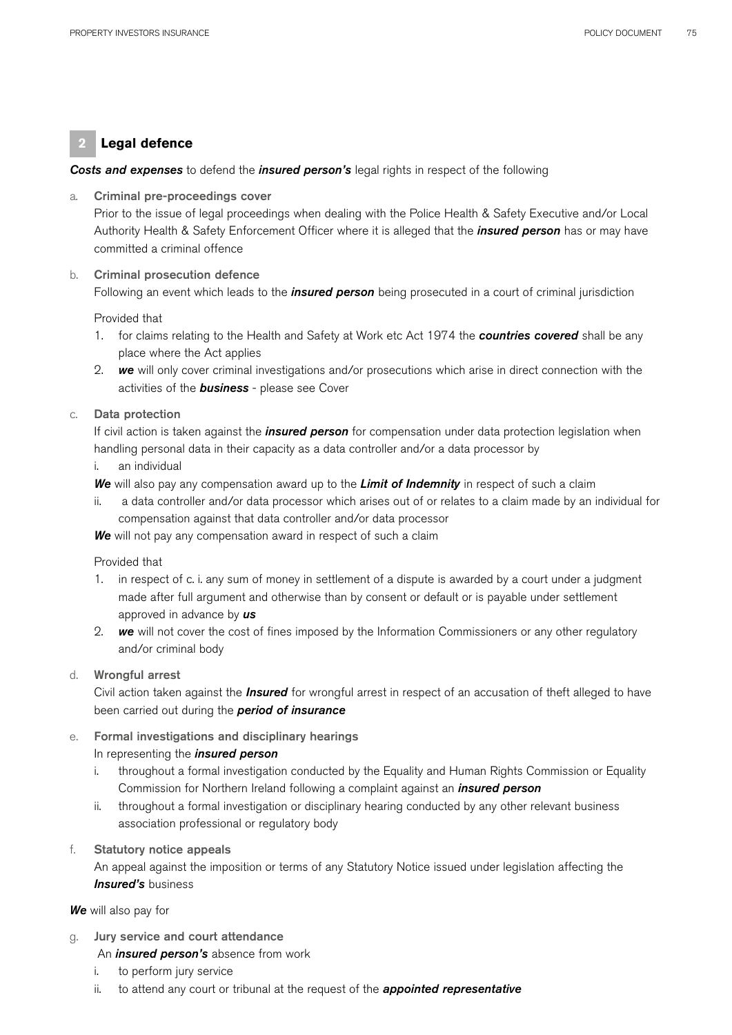## 2 Legal defence

***Costs and expenses*** to defend the ***insured person's*** legal rights in respect of the following

a. **Criminal pre-proceedings cover**

Prior to the issue of legal proceedings when dealing with the Police Health & Safety Executive and/or Local Authority Health & Safety Enforcement Officer where it is alleged that the ***insured person*** has or may have committed a criminal offence

b. **Criminal prosecution defence**

Following an event which leads to the ***insured person*** being prosecuted in a court of criminal jurisdiction

Provided that

1. for claims relating to the Health and Safety at Work etc Act 1974 the ***countries covered*** shall be any place where the Act applies
2. ***we*** will only cover criminal investigations and/or prosecutions which arise in direct connection with the activities of the ***business*** - please see Cover

c. **Data protection**

If civil action is taken against the ***insured person*** for compensation under data protection legislation when handling personal data in their capacity as a data controller and/or a data processor by

i. an individual

***We*** will also pay any compensation award up to the ***Limit of Indemnity*** in respect of such a claim

ii. a data controller and/or data processor which arises out of or relates to a claim made by an individual for compensation against that data controller and/or data processor

***We*** will not pay any compensation award in respect of such a claim

Provided that

1. in respect of c. i. any sum of money in settlement of a dispute is awarded by a court under a judgment made after full argument and otherwise than by consent or default or is payable under settlement approved in advance by ***us***
2. ***we*** will not cover the cost of fines imposed by the Information Commissioners or any other regulatory and/or criminal body

d. **Wrongful arrest**

Civil action taken against the ***Insured*** for wrongful arrest in respect of an accusation of theft alleged to have been carried out during the ***period of insurance***

e. **Formal investigations and disciplinary hearings**

In representing the ***insured person***

i. throughout a formal investigation conducted by the Equality and Human Rights Commission or Equality Commission for Northern Ireland following a complaint against an ***insured person***
ii. throughout a formal investigation or disciplinary hearing conducted by any other relevant business association professional or regulatory body

f. **Statutory notice appeals**

An appeal against the imposition or terms of any Statutory Notice issued under legislation affecting the ***Insured's*** business

***We*** will also pay for

g. **Jury service and court attendance**

An ***insured person's*** absence from work

i. to perform jury service
ii. to attend any court or tribunal at the request of the ***appointed representative***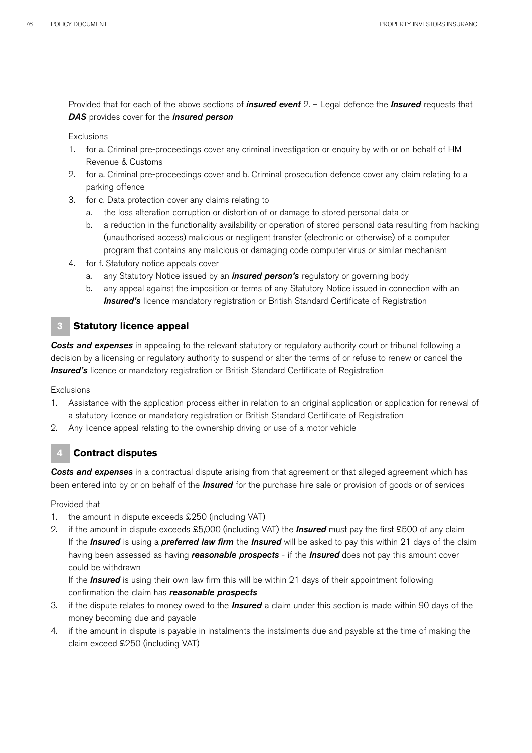Provided that for each of the above sections of ***insured event*** 2. – Legal defence the ***Insured*** requests that ***DAS*** provides cover for the ***insured person***

Exclusions

1. for a. Criminal pre-proceedings cover any criminal investigation or enquiry by with or on behalf of HM Revenue & Customs
2. for a. Criminal pre-proceedings cover and b. Criminal prosecution defence cover any claim relating to a parking offence
3. for c. Data protection cover any claims relating to
   a. the loss alteration corruption or distortion of or damage to stored personal data or
   b. a reduction in the functionality availability or operation of stored personal data resulting from hacking (unauthorised access) malicious or negligent transfer (electronic or otherwise) of a computer program that contains any malicious or damaging code computer virus or similar mechanism
4. for f. Statutory notice appeals cover
   a. any Statutory Notice issued by an ***insured person's*** regulatory or governing body
   b. any appeal against the imposition or terms of any Statutory Notice issued in connection with an ***Insured's*** licence mandatory registration or British Standard Certificate of Registration

## 3 Statutory licence appeal

***Costs and expenses*** in appealing to the relevant statutory or regulatory authority court or tribunal following a decision by a licensing or regulatory authority to suspend or alter the terms of or refuse to renew or cancel the ***Insured's*** licence or mandatory registration or British Standard Certificate of Registration

Exclusions

1. Assistance with the application process either in relation to an original application or application for renewal of a statutory licence or mandatory registration or British Standard Certificate of Registration
2. Any licence appeal relating to the ownership driving or use of a motor vehicle

## 4 Contract disputes

***Costs and expenses*** in a contractual dispute arising from that agreement or that alleged agreement which has been entered into by or on behalf of the ***Insured*** for the purchase hire sale or provision of goods or of services

Provided that

1. the amount in dispute exceeds £250 (including VAT)
2. if the amount in dispute exceeds £5,000 (including VAT) the ***Insured*** must pay the first £500 of any claim
   If the ***Insured*** is using a ***preferred law firm*** the ***Insured*** will be asked to pay this within 21 days of the claim having been assessed as having ***reasonable prospects*** - if the ***Insured*** does not pay this amount cover could be withdrawn
   If the ***Insured*** is using their own law firm this will be within 21 days of their appointment following confirmation the claim has ***reasonable prospects***
3. if the dispute relates to money owed to the ***Insured*** a claim under this section is made within 90 days of the money becoming due and payable
4. if the amount in dispute is payable in instalments the instalments due and payable at the time of making the claim exceed £250 (including VAT)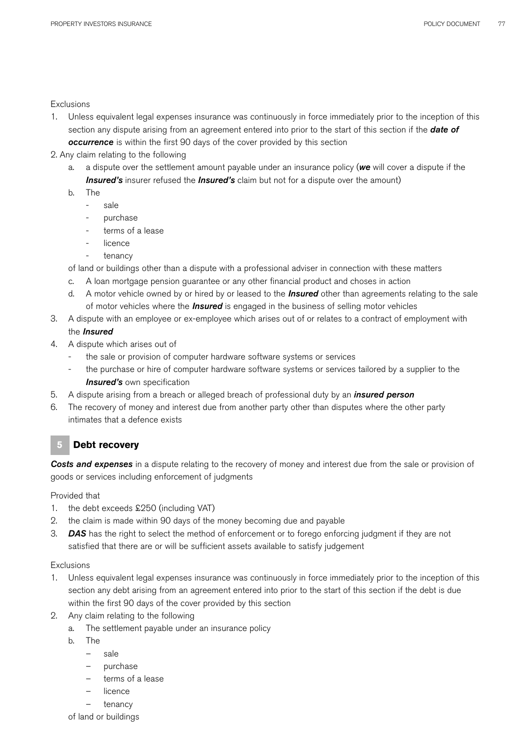Exclusions

1. Unless equivalent legal expenses insurance was continuously in force immediately prior to the inception of this section any dispute arising from an agreement entered into prior to the start of this section if the ***date of occurrence*** is within the first 90 days of the cover provided by this section
2. Any claim relating to the following
   a. a dispute over the settlement amount payable under an insurance policy (***we*** will cover a dispute if the ***Insured's*** insurer refused the ***Insured's*** claim but not for a dispute over the amount)
   b. The
      - sale
      - purchase
      - terms of a lease
      - licence
      - tenancy

   of land or buildings other than a dispute with a professional adviser in connection with these matters
   c. A loan mortgage pension guarantee or any other financial product and choses in action
   d. A motor vehicle owned by or hired by or leased to the ***Insured*** other than agreements relating to the sale of motor vehicles where the ***Insured*** is engaged in the business of selling motor vehicles
3. A dispute with an employee or ex-employee which arises out of or relates to a contract of employment with the ***Insured***
4. A dispute which arises out of
   - the sale or provision of computer hardware software systems or services
   - the purchase or hire of computer hardware software systems or services tailored by a supplier to the ***Insured's*** own specification
5. A dispute arising from a breach or alleged breach of professional duty by an ***insured person***
6. The recovery of money and interest due from another party other than disputes where the other party intimates that a defence exists

## 5 Debt recovery

***Costs and expenses*** in a dispute relating to the recovery of money and interest due from the sale or provision of goods or services including enforcement of judgments

Provided that

1. the debt exceeds £250 (including VAT)
2. the claim is made within 90 days of the money becoming due and payable
3. ***DAS*** has the right to select the method of enforcement or to forego enforcing judgment if they are not satisfied that there are or will be sufficient assets available to satisfy judgement

Exclusions

1. Unless equivalent legal expenses insurance was continuously in force immediately prior to the inception of this section any debt arising from an agreement entered into prior to the start of this section if the debt is due within the first 90 days of the cover provided by this section
2. Any claim relating to the following
   a. The settlement payable under an insurance policy
   b. The
      - sale
      - purchase
      - terms of a lease
      - licence
      - tenancy

   of land or buildings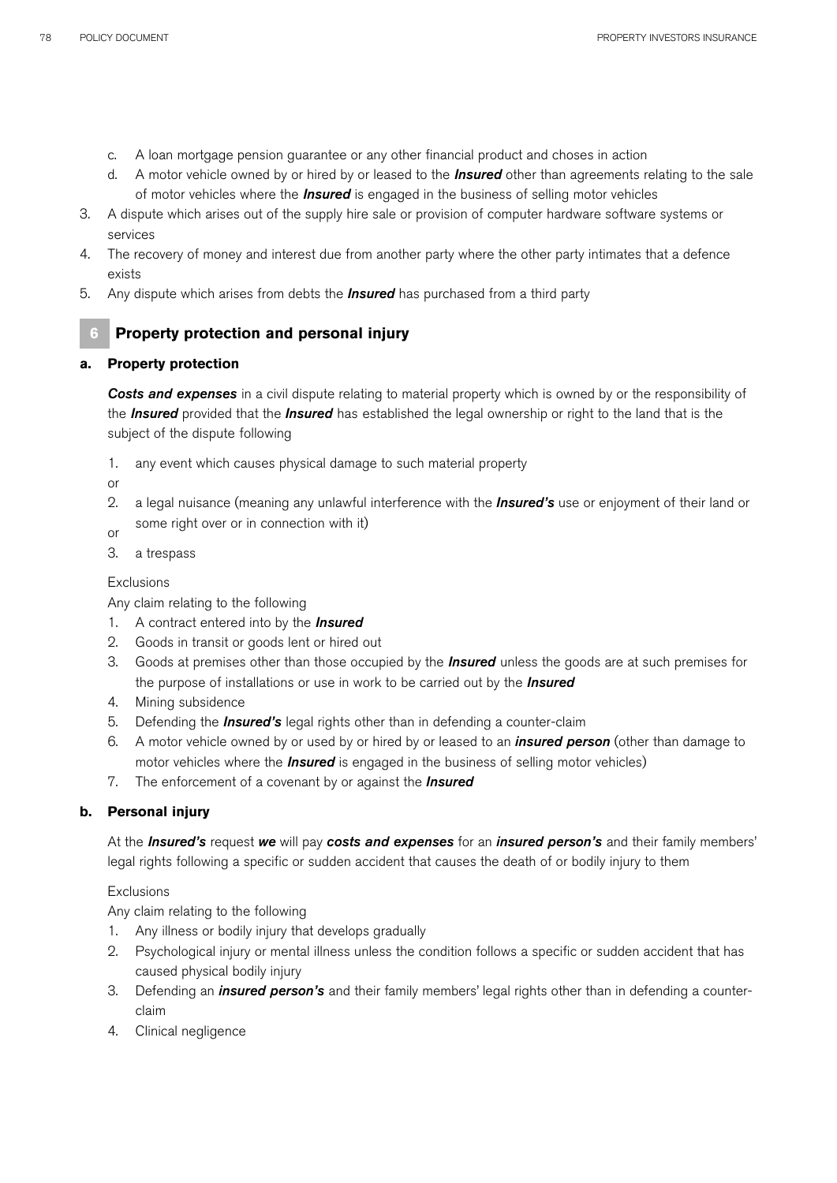c. A loan mortgage pension guarantee or any other financial product and choses in action
d. A motor vehicle owned by or hired by or leased to the ***Insured*** other than agreements relating to the sale of motor vehicles where the ***Insured*** is engaged in the business of selling motor vehicles

3. A dispute which arises out of the supply hire sale or provision of computer hardware software systems or services
4. The recovery of money and interest due from another party where the other party intimates that a defence exists
5. Any dispute which arises from debts the ***Insured*** has purchased from a third party

## 6 Property protection and personal injury

### a. Property protection

***Costs and expenses*** in a civil dispute relating to material property which is owned by or the responsibility of the ***Insured*** provided that the ***Insured*** has established the legal ownership or right to the land that is the subject of the dispute following

1. any event which causes physical damage to such material property

or

2. a legal nuisance (meaning any unlawful interference with the ***Insured's*** use or enjoyment of their land or some right over or in connection with it)

or

3. a trespass

Exclusions

Any claim relating to the following

1. A contract entered into by the ***Insured***
2. Goods in transit or goods lent or hired out
3. Goods at premises other than those occupied by the ***Insured*** unless the goods are at such premises for the purpose of installations or use in work to be carried out by the ***Insured***
4. Mining subsidence
5. Defending the ***Insured's*** legal rights other than in defending a counter-claim
6. A motor vehicle owned by or used by or hired by or leased to an ***insured person*** (other than damage to motor vehicles where the ***Insured*** is engaged in the business of selling motor vehicles)
7. The enforcement of a covenant by or against the ***Insured***

### b. Personal injury

At the ***Insured's*** request ***we*** will pay ***costs and expenses*** for an ***insured person's*** and their family members' legal rights following a specific or sudden accident that causes the death of or bodily injury to them

Exclusions

Any claim relating to the following

1. Any illness or bodily injury that develops gradually
2. Psychological injury or mental illness unless the condition follows a specific or sudden accident that has caused physical bodily injury
3. Defending an ***insured person's*** and their family members' legal rights other than in defending a counter-claim
4. Clinical negligence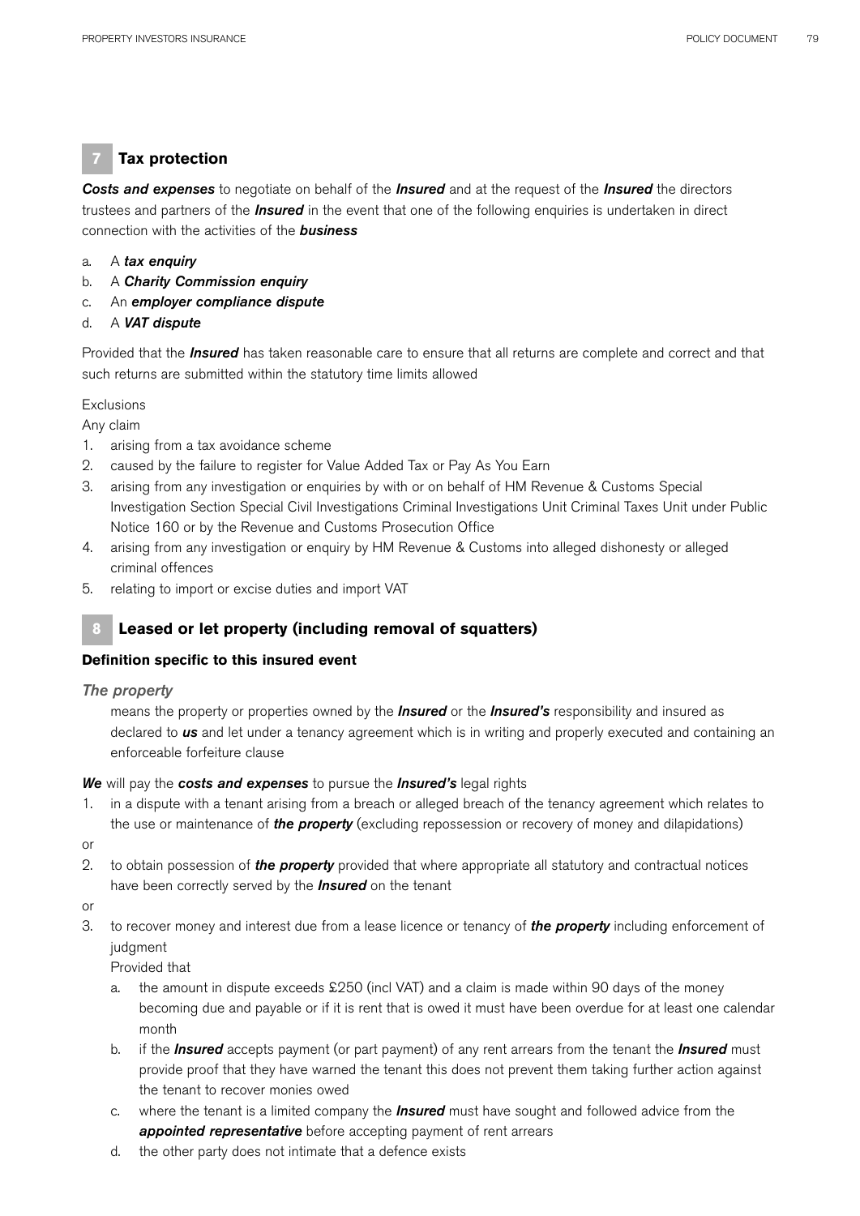## 7 Tax protection

***Costs and expenses*** to negotiate on behalf of the ***Insured*** and at the request of the ***Insured*** the directors trustees and partners of the ***Insured*** in the event that one of the following enquiries is undertaken in direct connection with the activities of the ***business***

a. A ***tax enquiry***
b. A ***Charity Commission enquiry***
c. An ***employer compliance dispute***
d. A ***VAT dispute***

Provided that the ***Insured*** has taken reasonable care to ensure that all returns are complete and correct and that such returns are submitted within the statutory time limits allowed

Exclusions

Any claim

1. arising from a tax avoidance scheme
2. caused by the failure to register for Value Added Tax or Pay As You Earn
3. arising from any investigation or enquiries by with or on behalf of HM Revenue & Customs Special Investigation Section Special Civil Investigations Criminal Investigations Unit Criminal Taxes Unit under Public Notice 160 or by the Revenue and Customs Prosecution Office
4. arising from any investigation or enquiry by HM Revenue & Customs into alleged dishonesty or alleged criminal offences
5. relating to import or excise duties and import VAT

## 8 Leased or let property (including removal of squatters)

**Definition specific to this insured event**

*The property*

means the property or properties owned by the ***Insured*** or the ***Insured's*** responsibility and insured as declared to ***us*** and let under a tenancy agreement which is in writing and properly executed and containing an enforceable forfeiture clause

***We*** will pay the ***costs and expenses*** to pursue the ***Insured's*** legal rights

1. in a dispute with a tenant arising from a breach or alleged breach of the tenancy agreement which relates to the use or maintenance of ***the property*** (excluding repossession or recovery of money and dilapidations)

or

2. to obtain possession of ***the property*** provided that where appropriate all statutory and contractual notices have been correctly served by the ***Insured*** on the tenant

or

3. to recover money and interest due from a lease licence or tenancy of ***the property*** including enforcement of judgment

   Provided that

   a. the amount in dispute exceeds £250 (incl VAT) and a claim is made within 90 days of the money becoming due and payable or if it is rent that is owed it must have been overdue for at least one calendar month
   b. if the ***Insured*** accepts payment (or part payment) of any rent arrears from the tenant the ***Insured*** must provide proof that they have warned the tenant this does not prevent them taking further action against the tenant to recover monies owed
   c. where the tenant is a limited company the ***Insured*** must have sought and followed advice from the ***appointed representative*** before accepting payment of rent arrears
   d. the other party does not intimate that a defence exists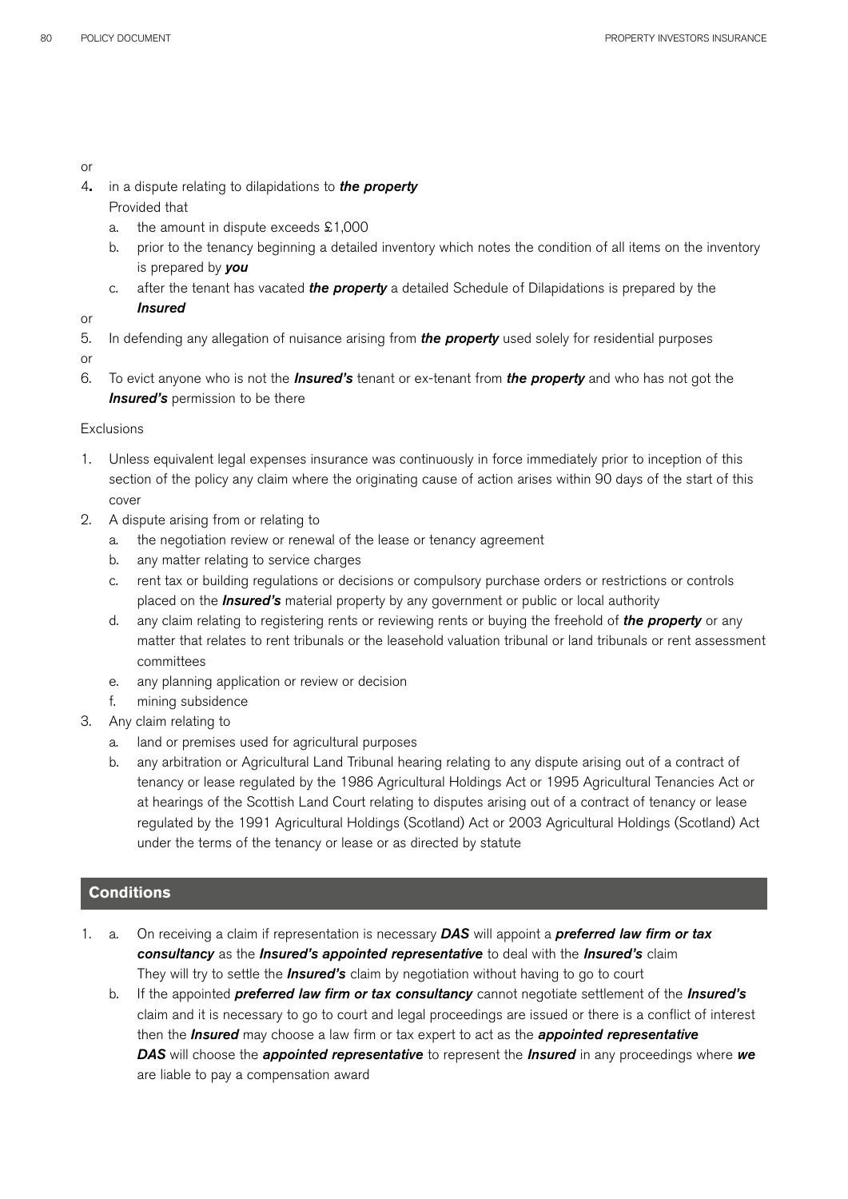or

4. in a dispute relating to dilapidations to ***the property***

   Provided that

   a. the amount in dispute exceeds £1,000
   b. prior to the tenancy beginning a detailed inventory which notes the condition of all items on the inventory is prepared by ***you***
   c. after the tenant has vacated ***the property*** a detailed Schedule of Dilapidations is prepared by the ***Insured***

or

5. In defending any allegation of nuisance arising from ***the property*** used solely for residential purposes

or

6. To evict anyone who is not the ***Insured's*** tenant or ex-tenant from ***the property*** and who has not got the ***Insured's*** permission to be there

Exclusions

1. Unless equivalent legal expenses insurance was continuously in force immediately prior to inception of this section of the policy any claim where the originating cause of action arises within 90 days of the start of this cover
2. A dispute arising from or relating to
   a. the negotiation review or renewal of the lease or tenancy agreement
   b. any matter relating to service charges
   c. rent tax or building regulations or decisions or compulsory purchase orders or restrictions or controls placed on the ***Insured's*** material property by any government or public or local authority
   d. any claim relating to registering rents or reviewing rents or buying the freehold of ***the property*** or any matter that relates to rent tribunals or the leasehold valuation tribunal or land tribunals or rent assessment committees
   e. any planning application or review or decision
   f. mining subsidence
3. Any claim relating to
   a. land or premises used for agricultural purposes
   b. any arbitration or Agricultural Land Tribunal hearing relating to any dispute arising out of a contract of tenancy or lease regulated by the 1986 Agricultural Holdings Act or 1995 Agricultural Tenancies Act or at hearings of the Scottish Land Court relating to disputes arising out of a contract of tenancy or lease regulated by the 1991 Agricultural Holdings (Scotland) Act or 2003 Agricultural Holdings (Scotland) Act under the terms of the tenancy or lease or as directed by statute

## Conditions

1. a. On receiving a claim if representation is necessary ***DAS*** will appoint a ***preferred law firm or tax consultancy*** as the ***Insured's appointed representative*** to deal with the ***Insured's*** claim

      They will try to settle the ***Insured's*** claim by negotiation without having to go to court

   b. If the appointed ***preferred law firm or tax consultancy*** cannot negotiate settlement of the ***Insured's*** claim and it is necessary to go to court and legal proceedings are issued or there is a conflict of interest then the ***Insured*** may choose a law firm or tax expert to act as the ***appointed representative***

      ***DAS*** will choose the ***appointed representative*** to represent the ***Insured*** in any proceedings where ***we*** are liable to pay a compensation award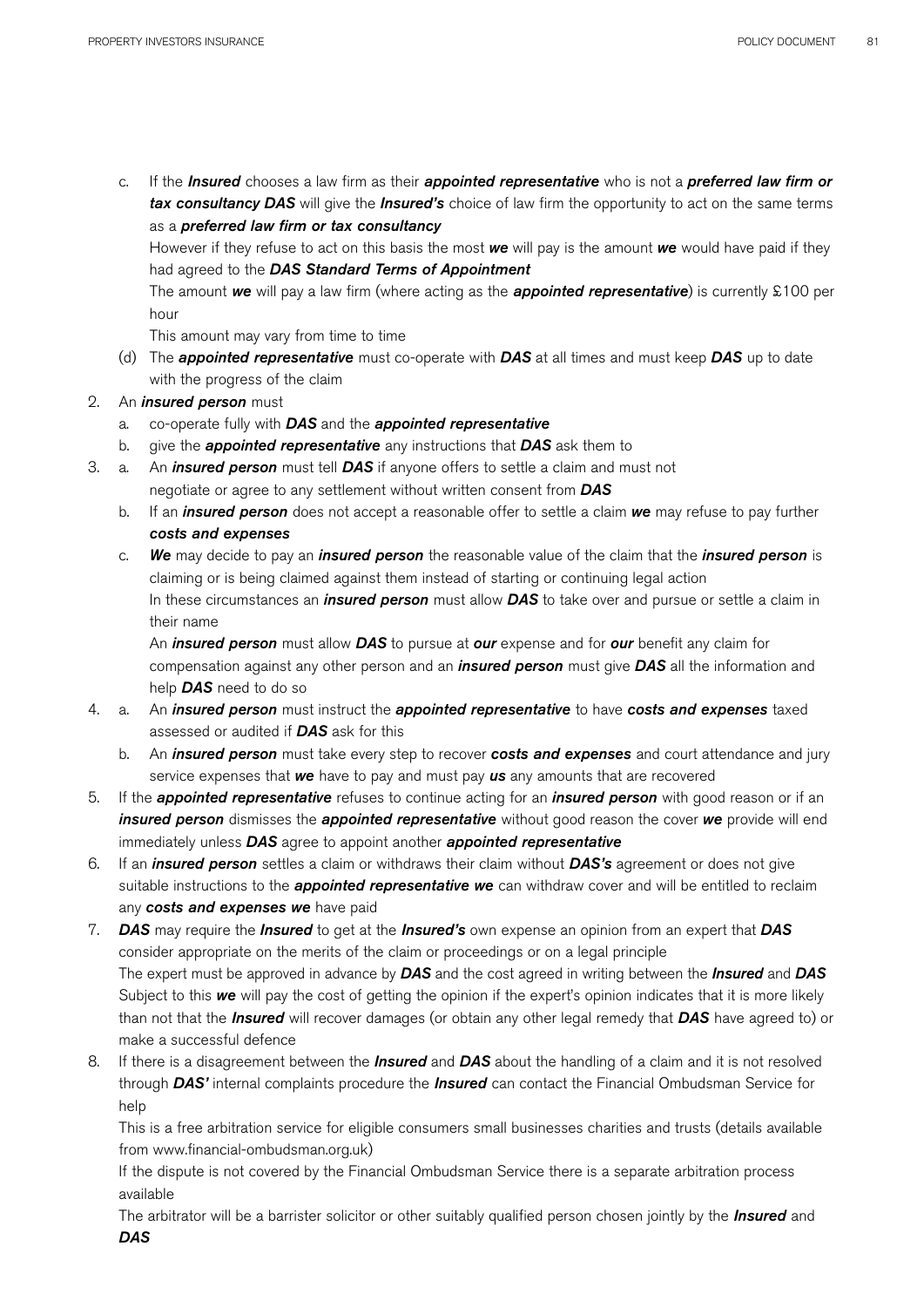c. If the ***Insured*** chooses a law firm as their ***appointed representative*** who is not a ***preferred law firm or tax consultancy DAS*** will give the ***Insured's*** choice of law firm the opportunity to act on the same terms as a ***preferred law firm or tax consultancy***

   However if they refuse to act on this basis the most ***we*** will pay is the amount ***we*** would have paid if they had agreed to the ***DAS Standard Terms of Appointment***

   The amount ***we*** will pay a law firm (where acting as the ***appointed representative***) is currently £100 per hour

   This amount may vary from time to time

(d) The ***appointed representative*** must co-operate with ***DAS*** at all times and must keep ***DAS*** up to date with the progress of the claim

2. An ***insured person*** must
   a. co-operate fully with ***DAS*** and the ***appointed representative***
   b. give the ***appointed representative*** any instructions that ***DAS*** ask them to
3. a. An ***insured person*** must tell ***DAS*** if anyone offers to settle a claim and must not negotiate or agree to any settlement without written consent from ***DAS***
   b. If an ***insured person*** does not accept a reasonable offer to settle a claim ***we*** may refuse to pay further ***costs and expenses***
   c. ***We*** may decide to pay an ***insured person*** the reasonable value of the claim that the ***insured person*** is claiming or is being claimed against them instead of starting or continuing legal action

      In these circumstances an ***insured person*** must allow ***DAS*** to take over and pursue or settle a claim in their name

      An ***insured person*** must allow ***DAS*** to pursue at ***our*** expense and for ***our*** benefit any claim for compensation against any other person and an ***insured person*** must give ***DAS*** all the information and help ***DAS*** need to do so
4. a. An ***insured person*** must instruct the ***appointed representative*** to have ***costs and expenses*** taxed assessed or audited if ***DAS*** ask for this
   b. An ***insured person*** must take every step to recover ***costs and expenses*** and court attendance and jury service expenses that ***we*** have to pay and must pay ***us*** any amounts that are recovered
5. If the ***appointed representative*** refuses to continue acting for an ***insured person*** with good reason or if an ***insured person*** dismisses the ***appointed representative*** without good reason the cover ***we*** provide will end immediately unless ***DAS*** agree to appoint another ***appointed representative***
6. If an ***insured person*** settles a claim or withdraws their claim without ***DAS's*** agreement or does not give suitable instructions to the ***appointed representative we*** can withdraw cover and will be entitled to reclaim any ***costs and expenses we*** have paid
7. ***DAS*** may require the ***Insured*** to get at the ***Insured's*** own expense an opinion from an expert that ***DAS*** consider appropriate on the merits of the claim or proceedings or on a legal principle

   The expert must be approved in advance by ***DAS*** and the cost agreed in writing between the ***Insured*** and ***DAS*** Subject to this ***we*** will pay the cost of getting the opinion if the expert's opinion indicates that it is more likely than not that the ***Insured*** will recover damages (or obtain any other legal remedy that ***DAS*** have agreed to) or make a successful defence
8. If there is a disagreement between the ***Insured*** and ***DAS*** about the handling of a claim and it is not resolved through ***DAS'*** internal complaints procedure the ***Insured*** can contact the Financial Ombudsman Service for help

   This is a free arbitration service for eligible consumers small businesses charities and trusts (details available from www.financial-ombudsman.org.uk)

   If the dispute is not covered by the Financial Ombudsman Service there is a separate arbitration process available

   The arbitrator will be a barrister solicitor or other suitably qualified person chosen jointly by the ***Insured*** and ***DAS***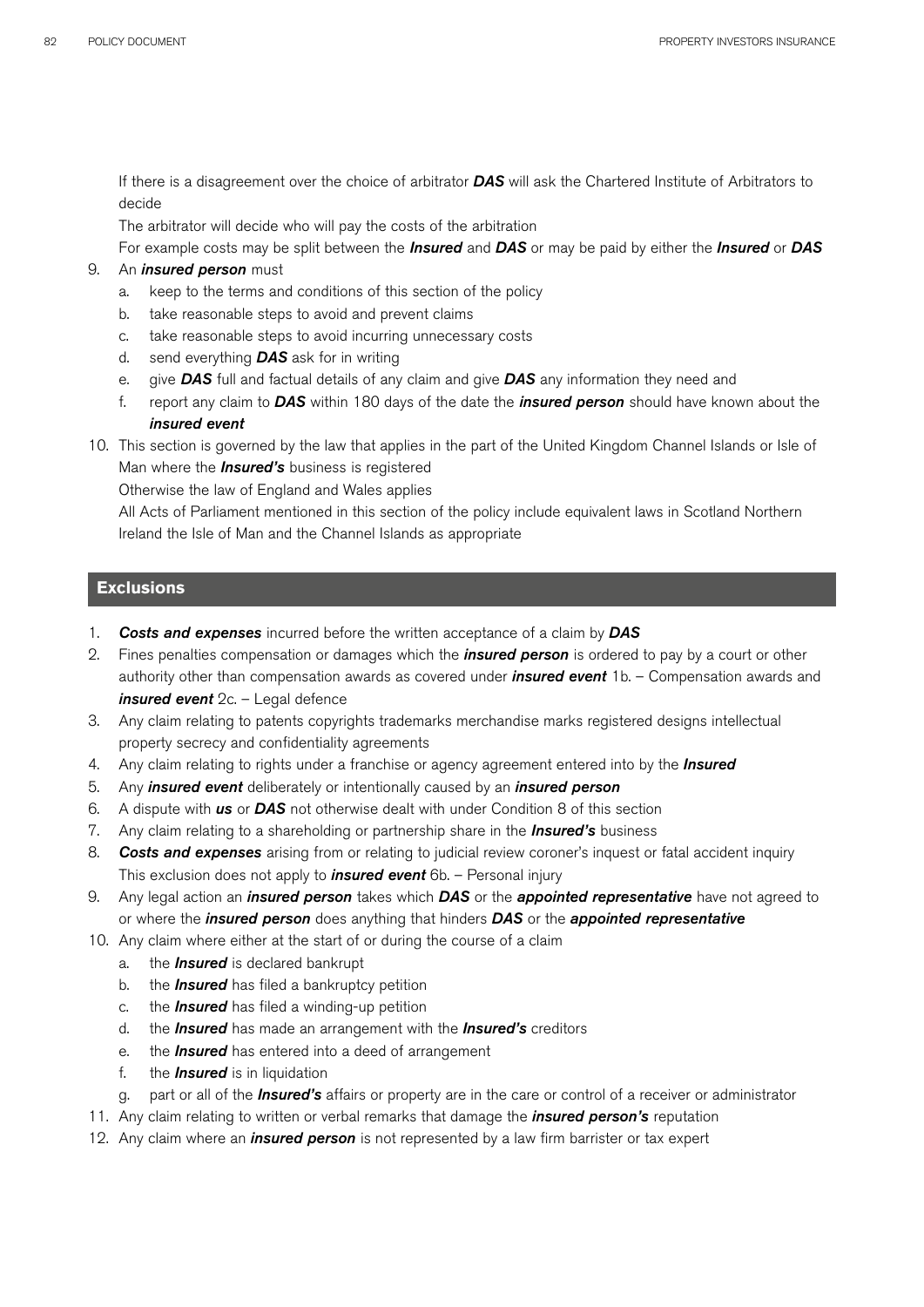If there is a disagreement over the choice of arbitrator ***DAS*** will ask the Chartered Institute of Arbitrators to decide

The arbitrator will decide who will pay the costs of the arbitration

For example costs may be split between the ***Insured*** and ***DAS*** or may be paid by either the ***Insured*** or ***DAS***

9. An ***insured person*** must
   a. keep to the terms and conditions of this section of the policy
   b. take reasonable steps to avoid and prevent claims
   c. take reasonable steps to avoid incurring unnecessary costs
   d. send everything ***DAS*** ask for in writing
   e. give ***DAS*** full and factual details of any claim and give ***DAS*** any information they need and
   f. report any claim to ***DAS*** within 180 days of the date the ***insured person*** should have known about the ***insured event***
10. This section is governed by the law that applies in the part of the United Kingdom Channel Islands or Isle of Man where the ***Insured's*** business is registered

    Otherwise the law of England and Wales applies

    All Acts of Parliament mentioned in this section of the policy include equivalent laws in Scotland Northern Ireland the Isle of Man and the Channel Islands as appropriate

## Exclusions

1. ***Costs and expenses*** incurred before the written acceptance of a claim by ***DAS***
2. Fines penalties compensation or damages which the ***insured person*** is ordered to pay by a court or other authority other than compensation awards as covered under ***insured event*** 1b. – Compensation awards and ***insured event*** 2c. – Legal defence
3. Any claim relating to patents copyrights trademarks merchandise marks registered designs intellectual property secrecy and confidentiality agreements
4. Any claim relating to rights under a franchise or agency agreement entered into by the ***Insured***
5. Any ***insured event*** deliberately or intentionally caused by an ***insured person***
6. A dispute with ***us*** or ***DAS*** not otherwise dealt with under Condition 8 of this section
7. Any claim relating to a shareholding or partnership share in the ***Insured's*** business
8. ***Costs and expenses*** arising from or relating to judicial review coroner's inquest or fatal accident inquiry

   This exclusion does not apply to ***insured event*** 6b. – Personal injury
9. Any legal action an ***insured person*** takes which ***DAS*** or the ***appointed representative*** have not agreed to or where the ***insured person*** does anything that hinders ***DAS*** or the ***appointed representative***
10. Any claim where either at the start of or during the course of a claim
    a. the ***Insured*** is declared bankrupt
    b. the ***Insured*** has filed a bankruptcy petition
    c. the ***Insured*** has filed a winding-up petition
    d. the ***Insured*** has made an arrangement with the ***Insured's*** creditors
    e. the ***Insured*** has entered into a deed of arrangement
    f. the ***Insured*** is in liquidation
    g. part or all of the ***Insured's*** affairs or property are in the care or control of a receiver or administrator
11. Any claim relating to written or verbal remarks that damage the ***insured person's*** reputation
12. Any claim where an ***insured person*** is not represented by a law firm barrister or tax expert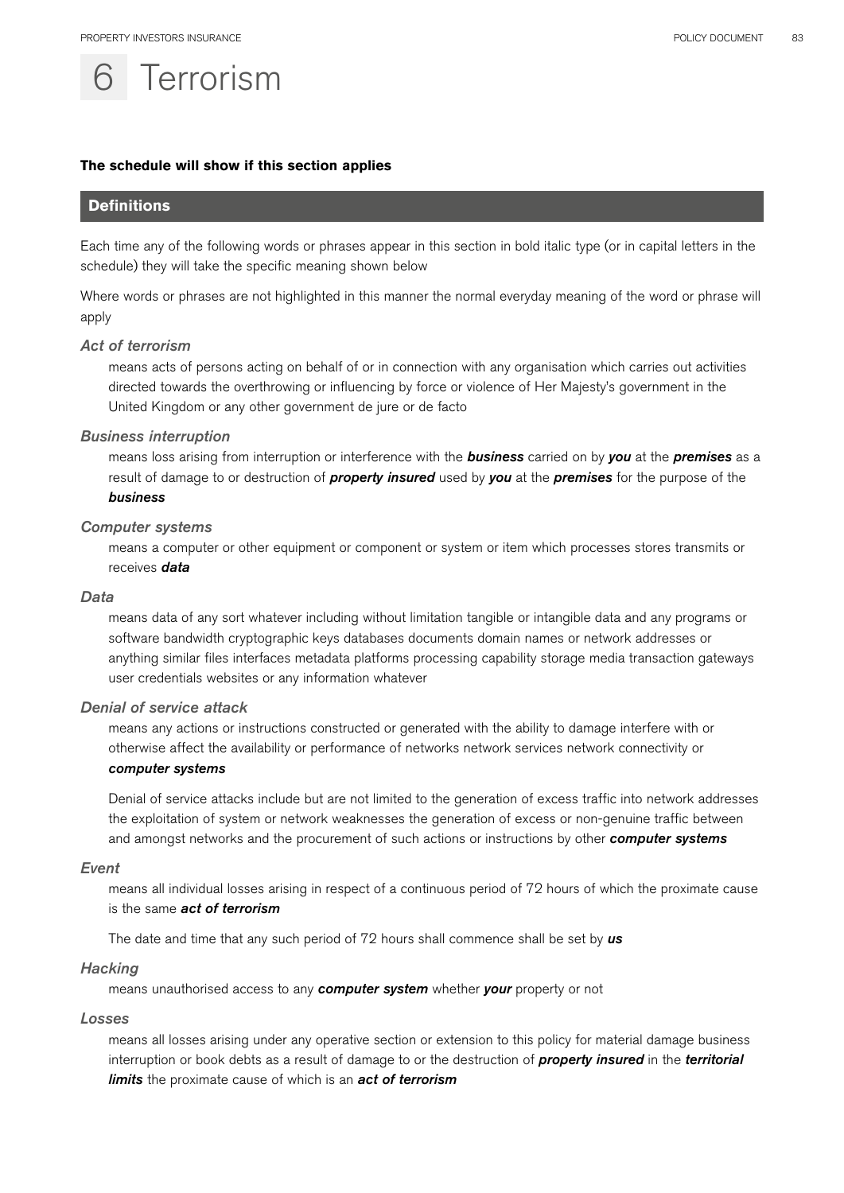# 6 Terrorism

**The schedule will show if this section applies**

## Definitions

Each time any of the following words or phrases appear in this section in bold italic type (or in capital letters in the schedule) they will take the specific meaning shown below

Where words or phrases are not highlighted in this manner the normal everyday meaning of the word or phrase will apply

### *Act of terrorism*

means acts of persons acting on behalf of or in connection with any organisation which carries out activities directed towards the overthrowing or influencing by force or violence of Her Majesty's government in the United Kingdom or any other government de jure or de facto

### *Business interruption*

means loss arising from interruption or interference with the ***business*** carried on by ***you*** at the ***premises*** as a result of damage to or destruction of ***property insured*** used by ***you*** at the ***premises*** for the purpose of the ***business***

### *Computer systems*

means a computer or other equipment or component or system or item which processes stores transmits or receives ***data***

### *Data*

means data of any sort whatever including without limitation tangible or intangible data and any programs or software bandwidth cryptographic keys databases documents domain names or network addresses or anything similar files interfaces metadata platforms processing capability storage media transaction gateways user credentials websites or any information whatever

### *Denial of service attack*

means any actions or instructions constructed or generated with the ability to damage interfere with or otherwise affect the availability or performance of networks network services network connectivity or ***computer systems***

Denial of service attacks include but are not limited to the generation of excess traffic into network addresses the exploitation of system or network weaknesses the generation of excess or non-genuine traffic between and amongst networks and the procurement of such actions or instructions by other ***computer systems***

### *Event*

means all individual losses arising in respect of a continuous period of 72 hours of which the proximate cause is the same ***act of terrorism***

The date and time that any such period of 72 hours shall commence shall be set by ***us***

### *Hacking*

means unauthorised access to any ***computer system*** whether ***your*** property or not

### *Losses*

means all losses arising under any operative section or extension to this policy for material damage business interruption or book debts as a result of damage to or the destruction of ***property insured*** in the ***territorial limits*** the proximate cause of which is an ***act of terrorism***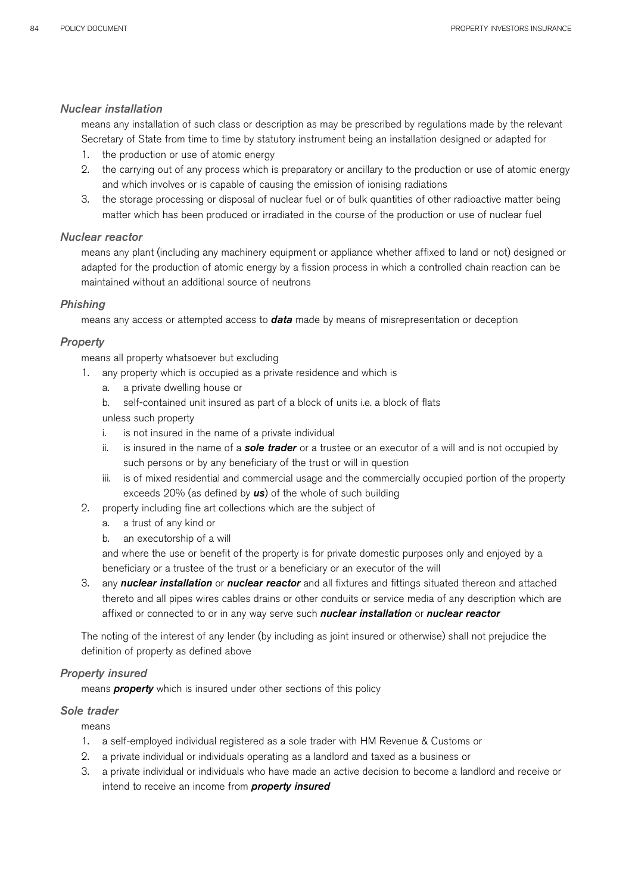### *Nuclear installation*

means any installation of such class or description as may be prescribed by regulations made by the relevant Secretary of State from time to time by statutory instrument being an installation designed or adapted for

1. the production or use of atomic energy
2. the carrying out of any process which is preparatory or ancillary to the production or use of atomic energy and which involves or is capable of causing the emission of ionising radiations
3. the storage processing or disposal of nuclear fuel or of bulk quantities of other radioactive matter being matter which has been produced or irradiated in the course of the production or use of nuclear fuel

### *Nuclear reactor*

means any plant (including any machinery equipment or appliance whether affixed to land or not) designed or adapted for the production of atomic energy by a fission process in which a controlled chain reaction can be maintained without an additional source of neutrons

### *Phishing*

means any access or attempted access to ***data*** made by means of misrepresentation or deception

### *Property*

means all property whatsoever but excluding

1. any property which is occupied as a private residence and which is
   a. a private dwelling house or
   b. self-contained unit insured as part of a block of units i.e. a block of flats

   unless such property

   i. is not insured in the name of a private individual
   ii. is insured in the name of a ***sole trader*** or a trustee or an executor of a will and is not occupied by such persons or by any beneficiary of the trust or will in question
   iii. is of mixed residential and commercial usage and the commercially occupied portion of the property exceeds 20% (as defined by ***us***) of the whole of such building
2. property including fine art collections which are the subject of
   a. a trust of any kind or
   b. an executorship of a will

   and where the use or benefit of the property is for private domestic purposes only and enjoyed by a beneficiary or a trustee of the trust or a beneficiary or an executor of the will
3. any ***nuclear installation*** or ***nuclear reactor*** and all fixtures and fittings situated thereon and attached thereto and all pipes wires cables drains or other conduits or service media of any description which are affixed or connected to or in any way serve such ***nuclear installation*** or ***nuclear reactor***

The noting of the interest of any lender (by including as joint insured or otherwise) shall not prejudice the definition of property as defined above

### *Property insured*

means ***property*** which is insured under other sections of this policy

### *Sole trader*

means

1. a self-employed individual registered as a sole trader with HM Revenue & Customs or
2. a private individual or individuals operating as a landlord and taxed as a business or
3. a private individual or individuals who have made an active decision to become a landlord and receive or intend to receive an income from ***property insured***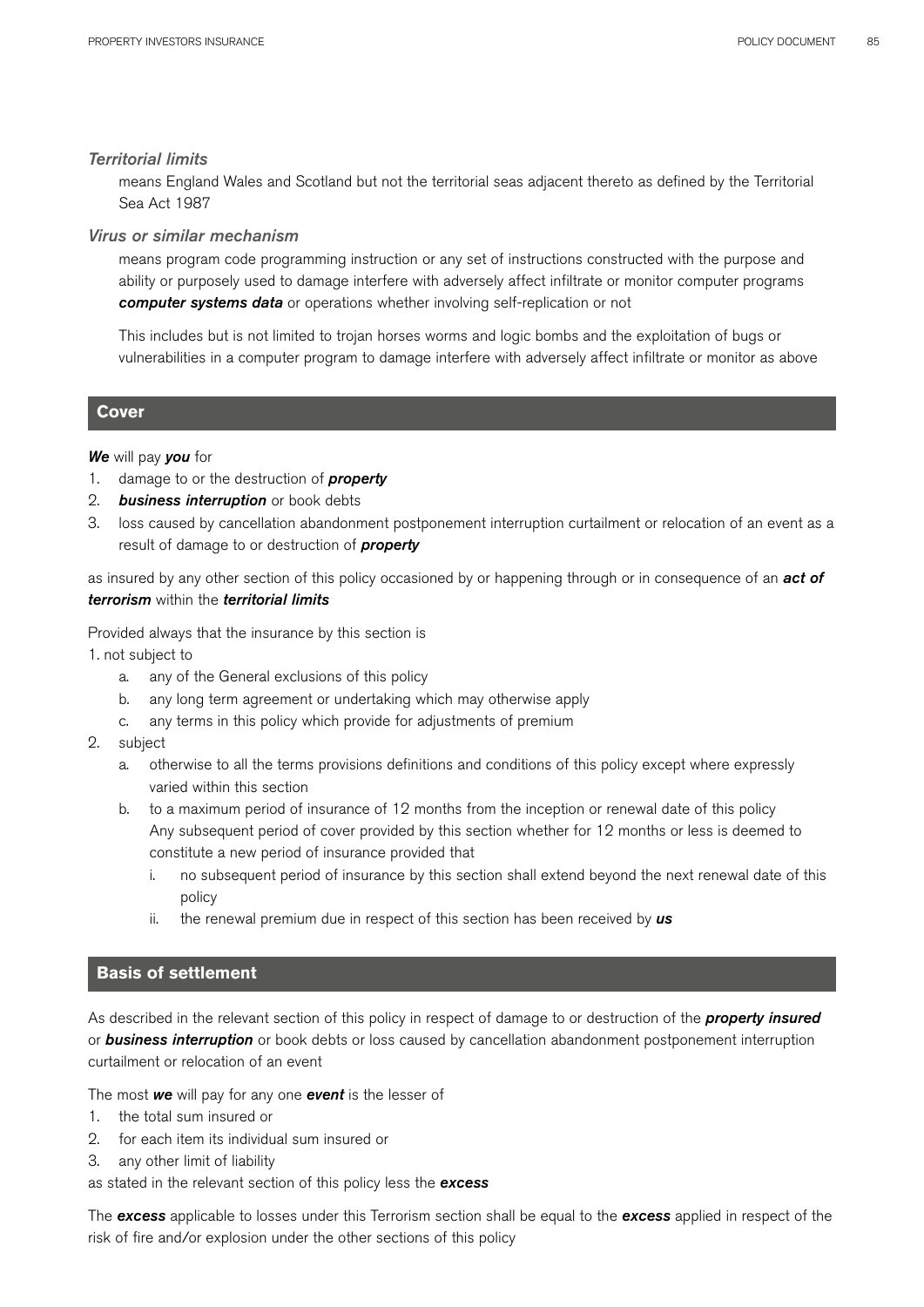*Territorial limits*

means England Wales and Scotland but not the territorial seas adjacent thereto as defined by the Territorial Sea Act 1987

*Virus or similar mechanism*

means program code programming instruction or any set of instructions constructed with the purpose and ability or purposely used to damage interfere with adversely affect infiltrate or monitor computer programs ***computer systems data*** or operations whether involving self-replication or not

This includes but is not limited to trojan horses worms and logic bombs and the exploitation of bugs or vulnerabilities in a computer program to damage interfere with adversely affect infiltrate or monitor as above

## Cover

***We*** will pay ***you*** for

1. damage to or the destruction of ***property***
2. ***business interruption*** or book debts
3. loss caused by cancellation abandonment postponement interruption curtailment or relocation of an event as a result of damage to or destruction of ***property***

as insured by any other section of this policy occasioned by or happening through or in consequence of an ***act of terrorism*** within the ***territorial limits***

Provided always that the insurance by this section is

1. not subject to
   a. any of the General exclusions of this policy
   b. any long term agreement or undertaking which may otherwise apply
   c. any terms in this policy which provide for adjustments of premium
2. subject
   a. otherwise to all the terms provisions definitions and conditions of this policy except where expressly varied within this section
   b. to a maximum period of insurance of 12 months from the inception or renewal date of this policy
      Any subsequent period of cover provided by this section whether for 12 months or less is deemed to constitute a new period of insurance provided that
      i. no subsequent period of insurance by this section shall extend beyond the next renewal date of this policy
      ii. the renewal premium due in respect of this section has been received by ***us***

## Basis of settlement

As described in the relevant section of this policy in respect of damage to or destruction of the ***property insured*** or ***business interruption*** or book debts or loss caused by cancellation abandonment postponement interruption curtailment or relocation of an event

The most ***we*** will pay for any one ***event*** is the lesser of

1. the total sum insured or
2. for each item its individual sum insured or
3. any other limit of liability

as stated in the relevant section of this policy less the ***excess***

The ***excess*** applicable to losses under this Terrorism section shall be equal to the ***excess*** applied in respect of the risk of fire and/or explosion under the other sections of this policy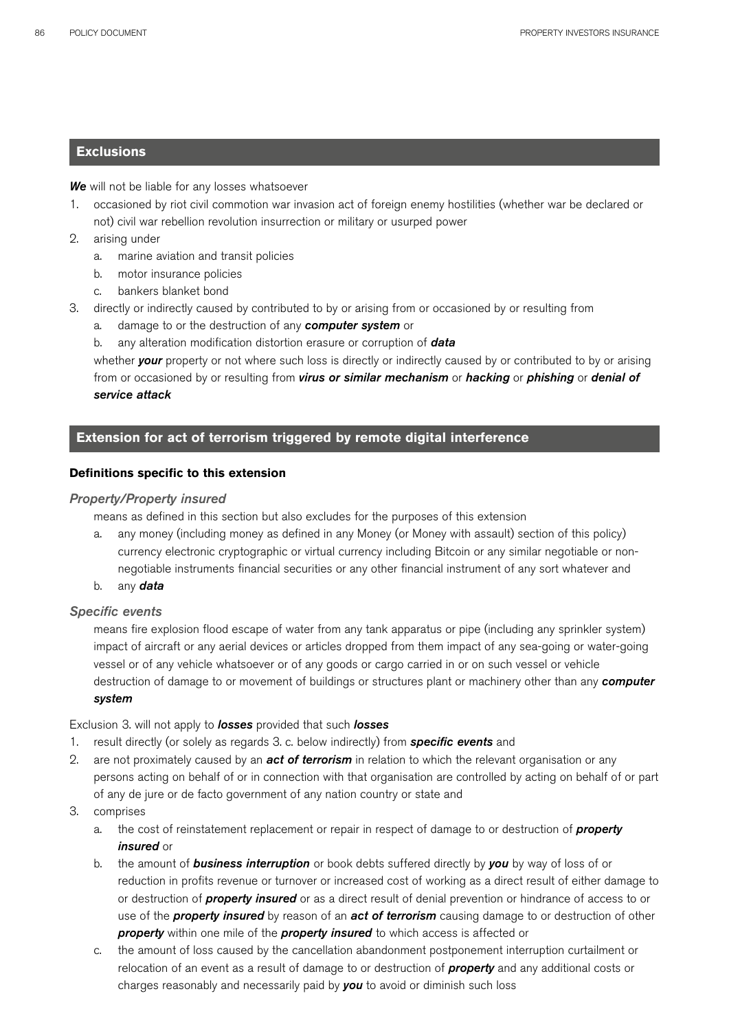## Exclusions

***We*** will not be liable for any losses whatsoever

1. occasioned by riot civil commotion war invasion act of foreign enemy hostilities (whether war be declared or not) civil war rebellion revolution insurrection or military or usurped power
2. arising under
   a. marine aviation and transit policies
   b. motor insurance policies
   c. bankers blanket bond
3. directly or indirectly caused by contributed to by or arising from or occasioned by or resulting from
   a. damage to or the destruction of any ***computer system*** or
   b. any alteration modification distortion erasure or corruption of ***data***

   whether ***your*** property or not where such loss is directly or indirectly caused by or contributed to by or arising from or occasioned by or resulting from ***virus or similar mechanism*** or ***hacking*** or ***phishing*** or ***denial of service attack***

## Extension for act of terrorism triggered by remote digital interference

### Definitions specific to this extension

*Property/Property insured*

means as defined in this section but also excludes for the purposes of this extension

a. any money (including money as defined in any Money (or Money with assault) section of this policy) currency electronic cryptographic or virtual currency including Bitcoin or any similar negotiable or non-negotiable instruments financial securities or any other financial instrument of any sort whatever and
b. any ***data***

*Specific events*

means fire explosion flood escape of water from any tank apparatus or pipe (including any sprinkler system) impact of aircraft or any aerial devices or articles dropped from them impact of any sea-going or water-going vessel or of any vehicle whatsoever or of any goods or cargo carried in or on such vessel or vehicle destruction of damage to or movement of buildings or structures plant or machinery other than any ***computer system***

Exclusion 3. will not apply to ***losses*** provided that such ***losses***

1. result directly (or solely as regards 3. c. below indirectly) from ***specific events*** and
2. are not proximately caused by an ***act of terrorism*** in relation to which the relevant organisation or any persons acting on behalf of or in connection with that organisation are controlled by acting on behalf of or part of any de jure or de facto government of any nation country or state and
3. comprises
   a. the cost of reinstatement replacement or repair in respect of damage to or destruction of ***property insured*** or
   b. the amount of ***business interruption*** or book debts suffered directly by ***you*** by way of loss of or reduction in profits revenue or turnover or increased cost of working as a direct result of either damage to or destruction of ***property insured*** or as a direct result of denial prevention or hindrance of access to or use of the ***property insured*** by reason of an ***act of terrorism*** causing damage to or destruction of other ***property*** within one mile of the ***property insured*** to which access is affected or
   c. the amount of loss caused by the cancellation abandonment postponement interruption curtailment or relocation of an event as a result of damage to or destruction of ***property*** and any additional costs or charges reasonably and necessarily paid by ***you*** to avoid or diminish such loss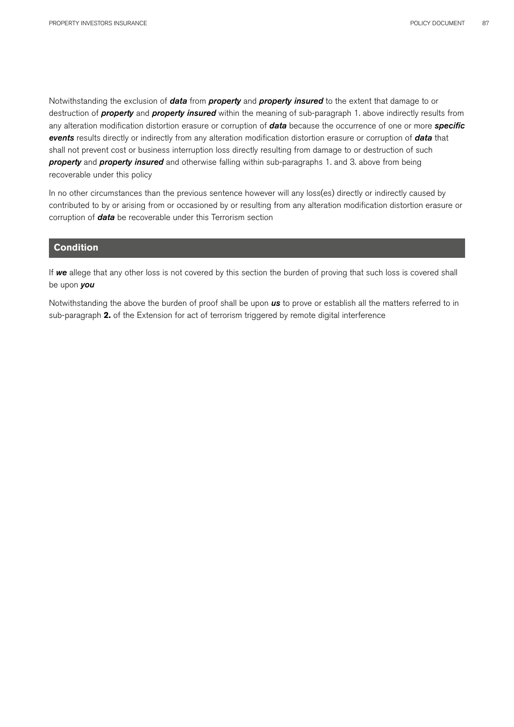Notwithstanding the exclusion of ***data*** from ***property*** and ***property insured*** to the extent that damage to or destruction of ***property*** and ***property insured*** within the meaning of sub-paragraph 1. above indirectly results from any alteration modification distortion erasure or corruption of ***data*** because the occurrence of one or more ***specific events*** results directly or indirectly from any alteration modification distortion erasure or corruption of ***data*** that shall not prevent cost or business interruption loss directly resulting from damage to or destruction of such ***property*** and ***property insured*** and otherwise falling within sub-paragraphs 1. and 3. above from being recoverable under this policy

In no other circumstances than the previous sentence however will any loss(es) directly or indirectly caused by contributed to by or arising from or occasioned by or resulting from any alteration modification distortion erasure or corruption of ***data*** be recoverable under this Terrorism section

## Condition

If ***we*** allege that any other loss is not covered by this section the burden of proving that such loss is covered shall be upon ***you***

Notwithstanding the above the burden of proof shall be upon ***us*** to prove or establish all the matters referred to in sub-paragraph **2.** of the Extension for act of terrorism triggered by remote digital interference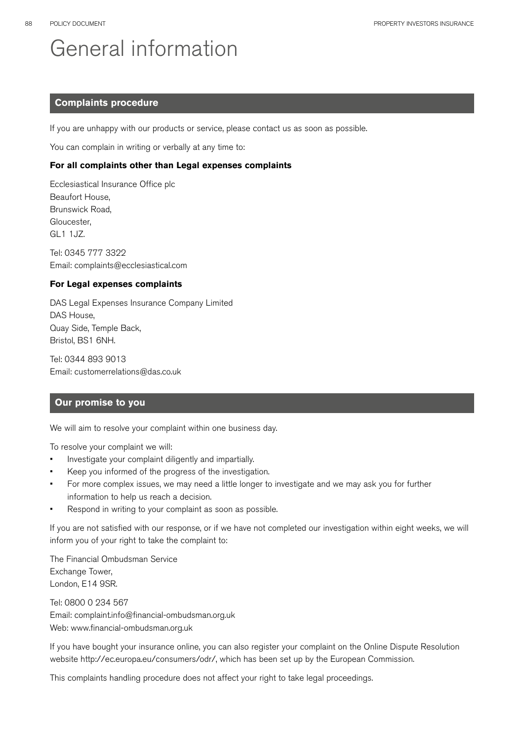# General information

## Complaints procedure

If you are unhappy with our products or service, please contact us as soon as possible.

You can complain in writing or verbally at any time to:

**For all complaints other than Legal expenses complaints**

Ecclesiastical Insurance Office plc
Beaufort House,
Brunswick Road,
Gloucester,
GL1 1JZ.

Tel: 0345 777 3322
Email: complaints@ecclesiastical.com

**For Legal expenses complaints**

DAS Legal Expenses Insurance Company Limited
DAS House,
Quay Side, Temple Back,
Bristol, BS1 6NH.

Tel: 0344 893 9013
Email: customerrelations@das.co.uk

## Our promise to you

We will aim to resolve your complaint within one business day.

To resolve your complaint we will:

- Investigate your complaint diligently and impartially.
- Keep you informed of the progress of the investigation.
- For more complex issues, we may need a little longer to investigate and we may ask you for further information to help us reach a decision.
- Respond in writing to your complaint as soon as possible.

If you are not satisfied with our response, or if we have not completed our investigation within eight weeks, we will inform you of your right to take the complaint to:

The Financial Ombudsman Service
Exchange Tower,
London, E14 9SR.

Tel: 0800 0 234 567
Email: complaint.info@financial-ombudsman.org.uk
Web: www.financial-ombudsman.org.uk

If you have bought your insurance online, you can also register your complaint on the Online Dispute Resolution website http://ec.europa.eu/consumers/odr/, which has been set up by the European Commission.

This complaints handling procedure does not affect your right to take legal proceedings.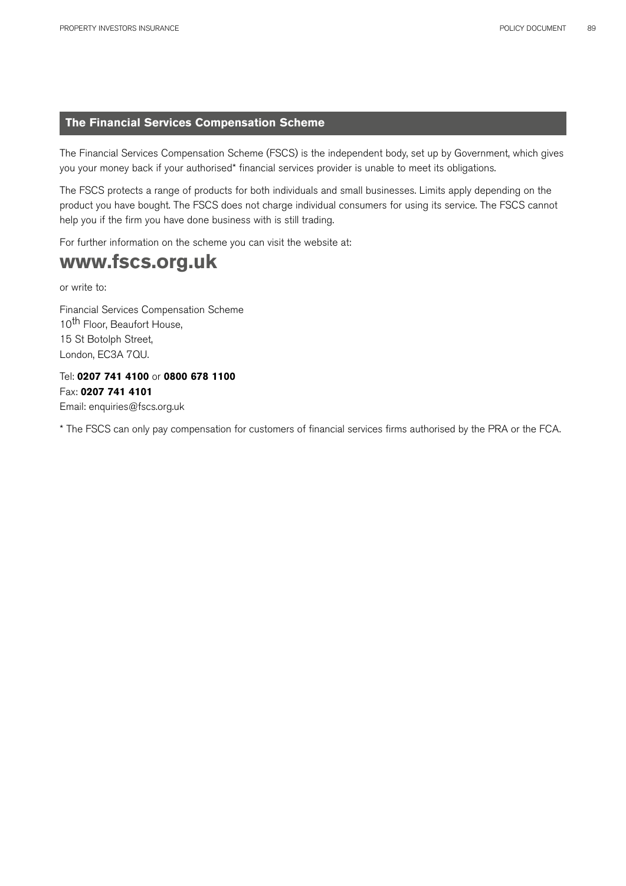## The Financial Services Compensation Scheme

The Financial Services Compensation Scheme (FSCS) is the independent body, set up by Government, which gives you your money back if your authorised* financial services provider is unable to meet its obligations.

The FSCS protects a range of products for both individuals and small businesses. Limits apply depending on the product you have bought. The FSCS does not charge individual consumers for using its service. The FSCS cannot help you if the firm you have done business with is still trading.

For further information on the scheme you can visit the website at:

**www.fscs.org.uk**

or write to:

Financial Services Compensation Scheme
10th Floor, Beaufort House,
15 St Botolph Street,
London, EC3A 7QU.

Tel: **0207 741 4100** or **0800 678 1100**
Fax: **0207 741 4101**
Email: enquiries@fscs.org.uk

* The FSCS can only pay compensation for customers of financial services firms authorised by the PRA or the FCA.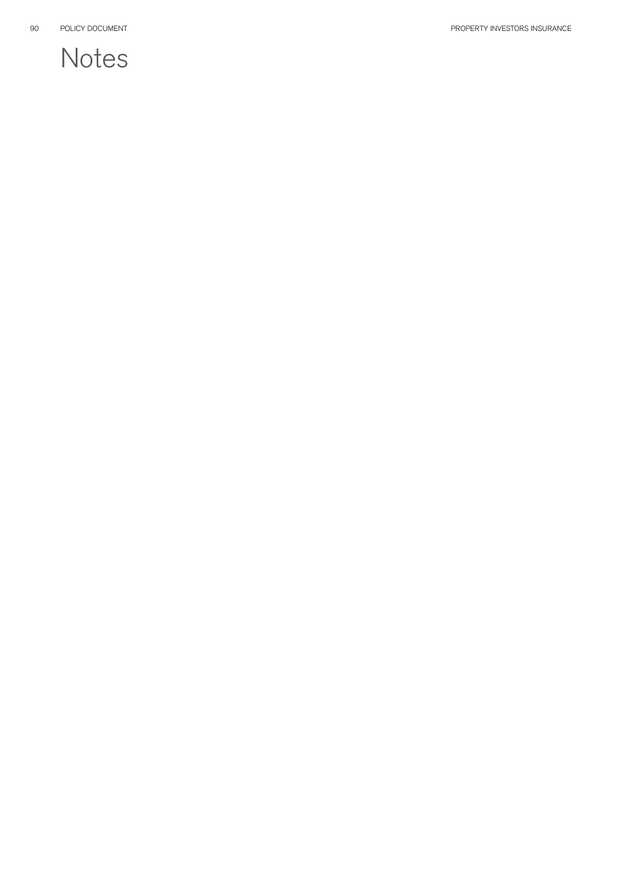# Notes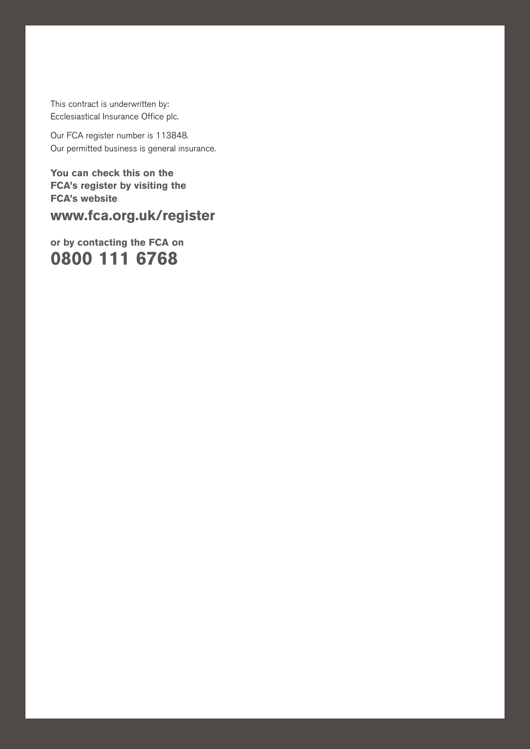This contract is underwritten by:
Ecclesiastical Insurance Office plc.

Our FCA register number is 113848.
Our permitted business is general insurance.

**You can check this on the FCA's register by visiting the FCA's website**

**www.fca.org.uk/register**

**or by contacting the FCA on**

**0800 111 6768**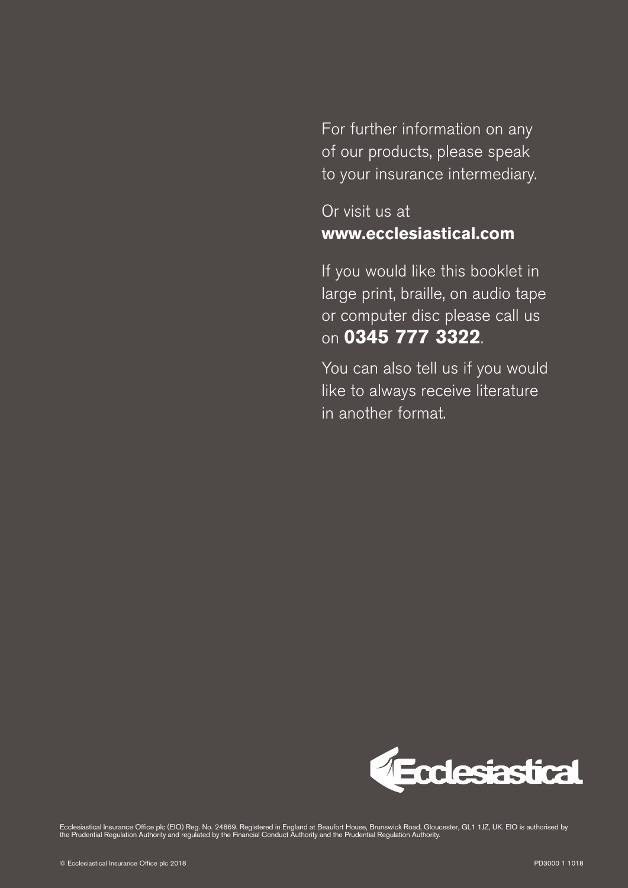For further information on any of our products, please speak to your insurance intermediary.

Or visit us at **www.ecclesiastical.com**

If you would like this booklet in large print, braille, on audio tape or computer disc please call us on **0345 777 3322**.

You can also tell us if you would like to always receive literature in another format.

Ecclesiastical

Ecclesiastical Insurance Office plc (EIO) Reg. No. 24869. Registered in England at Beaufort House, Brunswick Road, Gloucester, GL1 1JZ, UK. EIO is authorised by the Prudential Regulation Authority and regulated by the Financial Conduct Authority and the Prudential Regulation Authority.

© Ecclesiastical Insurance Office plc 2018

PD3000 1 1018